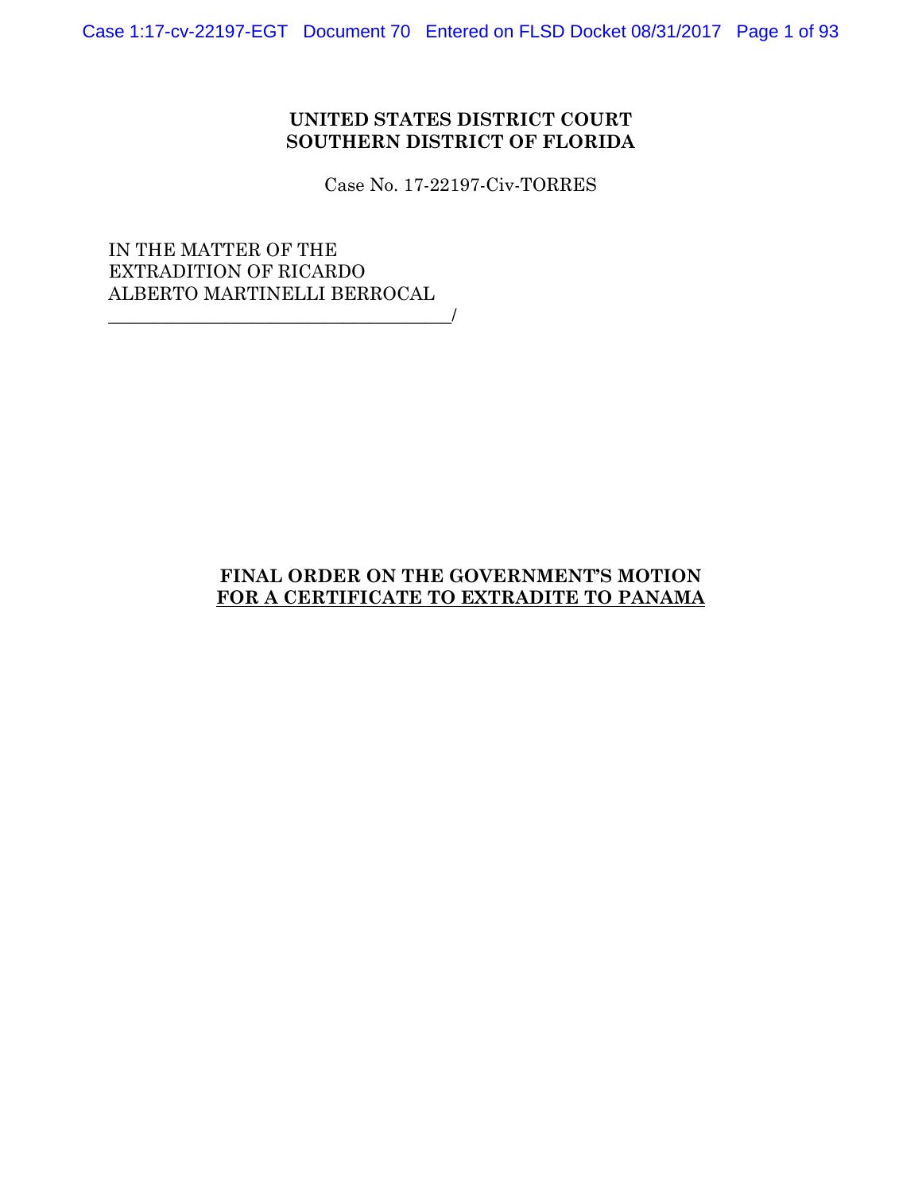**UNITED STATES DISTRICT COURT**
**SOUTHERN DISTRICT OF FLORIDA**

Case No. 17-22197-Civ-TORRES

IN THE MATTER OF THE
EXTRADITION OF RICARDO
ALBERTO MARTINELLI BERROCAL
_____________________________________/

**FINAL ORDER ON THE GOVERNMENT'S MOTION**
**FOR A CERTIFICATE TO EXTRADITE TO PANAMA**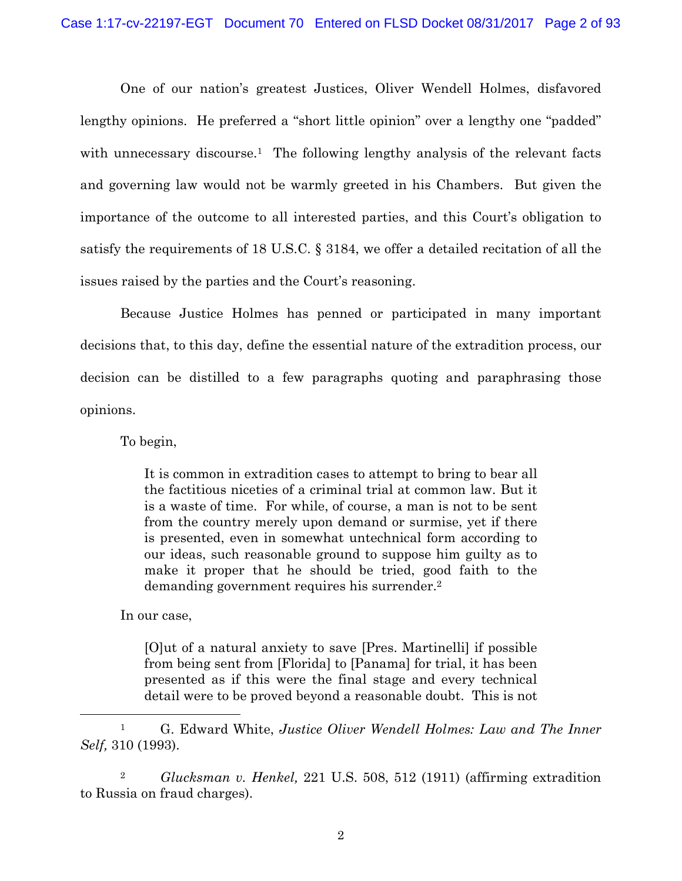One of our nation's greatest Justices, Oliver Wendell Holmes, disfavored lengthy opinions. He preferred a "short little opinion" over a lengthy one "padded" with unnecessary discourse.[1] The following lengthy analysis of the relevant facts and governing law would not be warmly greeted in his Chambers. But given the importance of the outcome to all interested parties, and this Court's obligation to satisfy the requirements of 18 U.S.C. § 3184, we offer a detailed recitation of all the issues raised by the parties and the Court's reasoning.

Because Justice Holmes has penned or participated in many important decisions that, to this day, define the essential nature of the extradition process, our decision can be distilled to a few paragraphs quoting and paraphrasing those opinions.

To begin,

> It is common in extradition cases to attempt to bring to bear all the factitious niceties of a criminal trial at common law. But it is a waste of time. For while, of course, a man is not to be sent from the country merely upon demand or surmise, yet if there is presented, even in somewhat untechnical form according to our ideas, such reasonable ground to suppose him guilty as to make it proper that he should be tried, good faith to the demanding government requires his surrender.[2]

In our case,

> [O]ut of a natural anxiety to save [Pres. Martinelli] if possible from being sent from [Florida] to [Panama] for trial, it has been presented as if this were the final stage and every technical detail were to be proved beyond a reasonable doubt. This is not

---

[1] G. Edward White, *Justice Oliver Wendell Holmes: Law and The Inner Self,* 310 (1993).

[2] *Glucksman v. Henkel,* 221 U.S. 508, 512 (1911) (affirming extradition to Russia on fraud charges).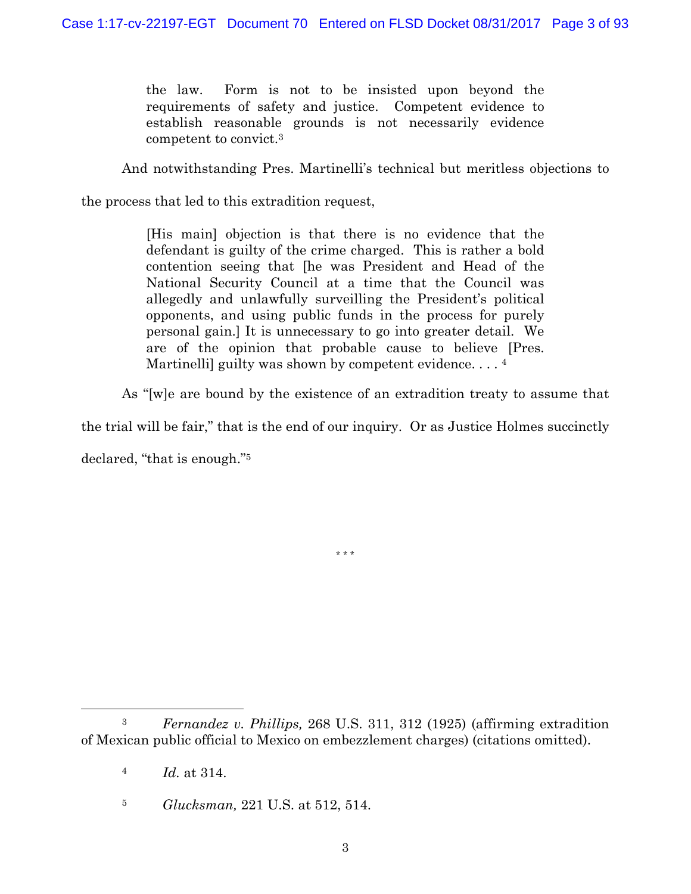> the law. Form is not to be insisted upon beyond the requirements of safety and justice. Competent evidence to establish reasonable grounds is not necessarily evidence competent to convict.[3]

And notwithstanding Pres. Martinelli's technical but meritless objections to the process that led to this extradition request,

> [His main] objection is that there is no evidence that the defendant is guilty of the crime charged. This is rather a bold contention seeing that [he was President and Head of the National Security Council at a time that the Council was allegedly and unlawfully surveilling the President's political opponents, and using public funds in the process for purely personal gain.] It is unnecessary to go into greater detail. We are of the opinion that probable cause to believe [Pres. Martinelli] guilty was shown by competent evidence. . . . [4]

As "[w]e are bound by the existence of an extradition treaty to assume that the trial will be fair," that is the end of our inquiry. Or as Justice Holmes succinctly declared, "that is enough."[5]

\* \* \*

---

[3] *Fernandez v. Phillips,* 268 U.S. 311, 312 (1925) (affirming extradition of Mexican public official to Mexico on embezzlement charges) (citations omitted).

[4] *Id.* at 314.

[5] *Glucksman,* 221 U.S. at 512, 514.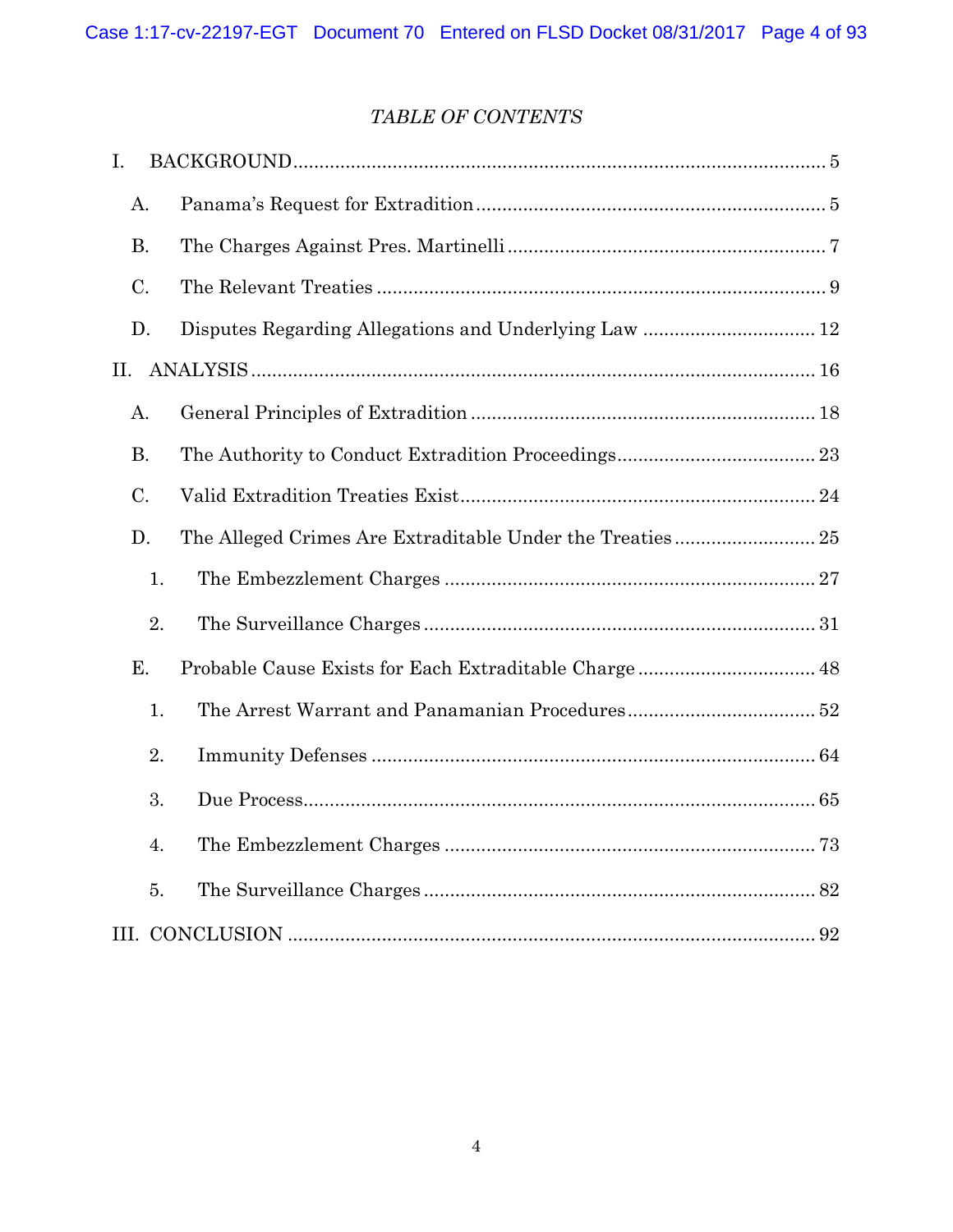*TABLE OF CONTENTS*

I. BACKGROUND ..... 5

- A. Panama's Request for Extradition ..... 5
- B. The Charges Against Pres. Martinelli ..... 7
- C. The Relevant Treaties ..... 9
- D. Disputes Regarding Allegations and Underlying Law ..... 12

II. ANALYSIS ..... 16

- A. General Principles of Extradition ..... 18
- B. The Authority to Conduct Extradition Proceedings ..... 23
- C. Valid Extradition Treaties Exist ..... 24
- D. The Alleged Crimes Are Extraditable Under the Treaties ..... 25
  1. The Embezzlement Charges ..... 27
  2. The Surveillance Charges ..... 31
- E. Probable Cause Exists for Each Extraditable Charge ..... 48
  1. The Arrest Warrant and Panamanian Procedures ..... 52
  2. Immunity Defenses ..... 64
  3. Due Process ..... 65
  4. The Embezzlement Charges ..... 73
  5. The Surveillance Charges ..... 82

III. CONCLUSION ..... 92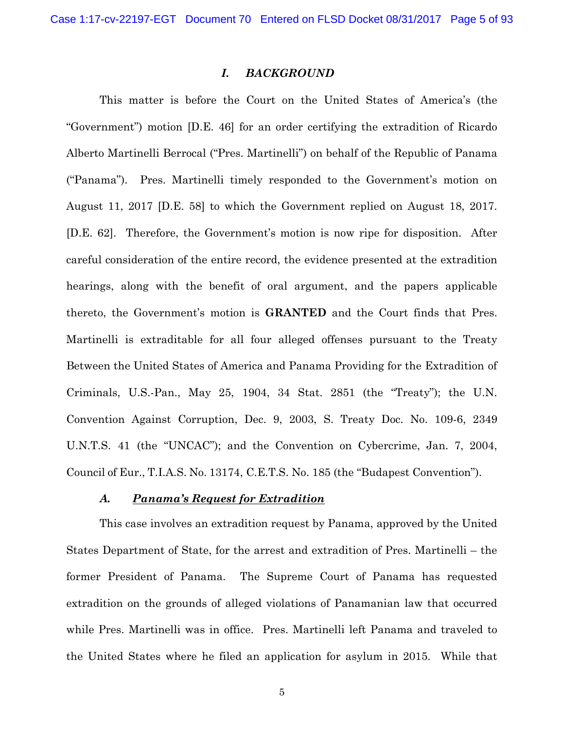## *I. BACKGROUND*

This matter is before the Court on the United States of America's (the "Government") motion [D.E. 46] for an order certifying the extradition of Ricardo Alberto Martinelli Berrocal ("Pres. Martinelli") on behalf of the Republic of Panama ("Panama"). Pres. Martinelli timely responded to the Government's motion on August 11, 2017 [D.E. 58] to which the Government replied on August 18, 2017. [D.E. 62]. Therefore, the Government's motion is now ripe for disposition. After careful consideration of the entire record, the evidence presented at the extradition hearings, along with the benefit of oral argument, and the papers applicable thereto, the Government's motion is **GRANTED** and the Court finds that Pres. Martinelli is extraditable for all four alleged offenses pursuant to the Treaty Between the United States of America and Panama Providing for the Extradition of Criminals, U.S.-Pan., May 25, 1904, 34 Stat. 2851 (the "Treaty"); the U.N. Convention Against Corruption, Dec. 9, 2003, S. Treaty Doc. No. 109-6, 2349 U.N.T.S. 41 (the "UNCAC"); and the Convention on Cybercrime, Jan. 7, 2004, Council of Eur., T.I.A.S. No. 13174, C.E.T.S. No. 185 (the "Budapest Convention").

### *A. <u>Panama's Request for Extradition</u>*

This case involves an extradition request by Panama, approved by the United States Department of State, for the arrest and extradition of Pres. Martinelli – the former President of Panama. The Supreme Court of Panama has requested extradition on the grounds of alleged violations of Panamanian law that occurred while Pres. Martinelli was in office. Pres. Martinelli left Panama and traveled to the United States where he filed an application for asylum in 2015. While that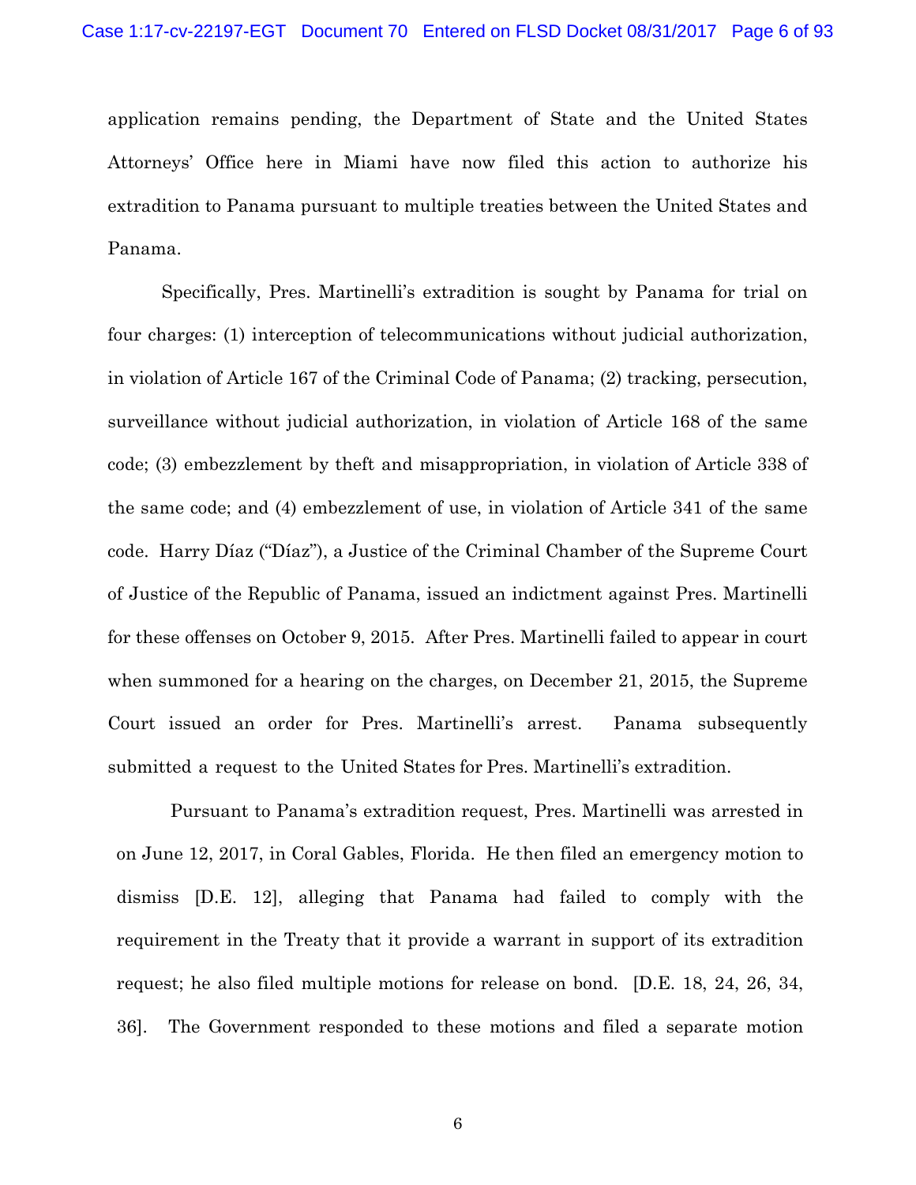application remains pending, the Department of State and the United States Attorneys' Office here in Miami have now filed this action to authorize his extradition to Panama pursuant to multiple treaties between the United States and Panama.

Specifically, Pres. Martinelli's extradition is sought by Panama for trial on four charges: (1) interception of telecommunications without judicial authorization, in violation of Article 167 of the Criminal Code of Panama; (2) tracking, persecution, surveillance without judicial authorization, in violation of Article 168 of the same code; (3) embezzlement by theft and misappropriation, in violation of Article 338 of the same code; and (4) embezzlement of use, in violation of Article 341 of the same code. Harry Díaz ("Díaz"), a Justice of the Criminal Chamber of the Supreme Court of Justice of the Republic of Panama, issued an indictment against Pres. Martinelli for these offenses on October 9, 2015. After Pres. Martinelli failed to appear in court when summoned for a hearing on the charges, on December 21, 2015, the Supreme Court issued an order for Pres. Martinelli's arrest. Panama subsequently submitted a request to the United States for Pres. Martinelli's extradition.

Pursuant to Panama's extradition request, Pres. Martinelli was arrested in on June 12, 2017, in Coral Gables, Florida. He then filed an emergency motion to dismiss [D.E. 12], alleging that Panama had failed to comply with the requirement in the Treaty that it provide a warrant in support of its extradition request; he also filed multiple motions for release on bond. [D.E. 18, 24, 26, 34, 36]. The Government responded to these motions and filed a separate motion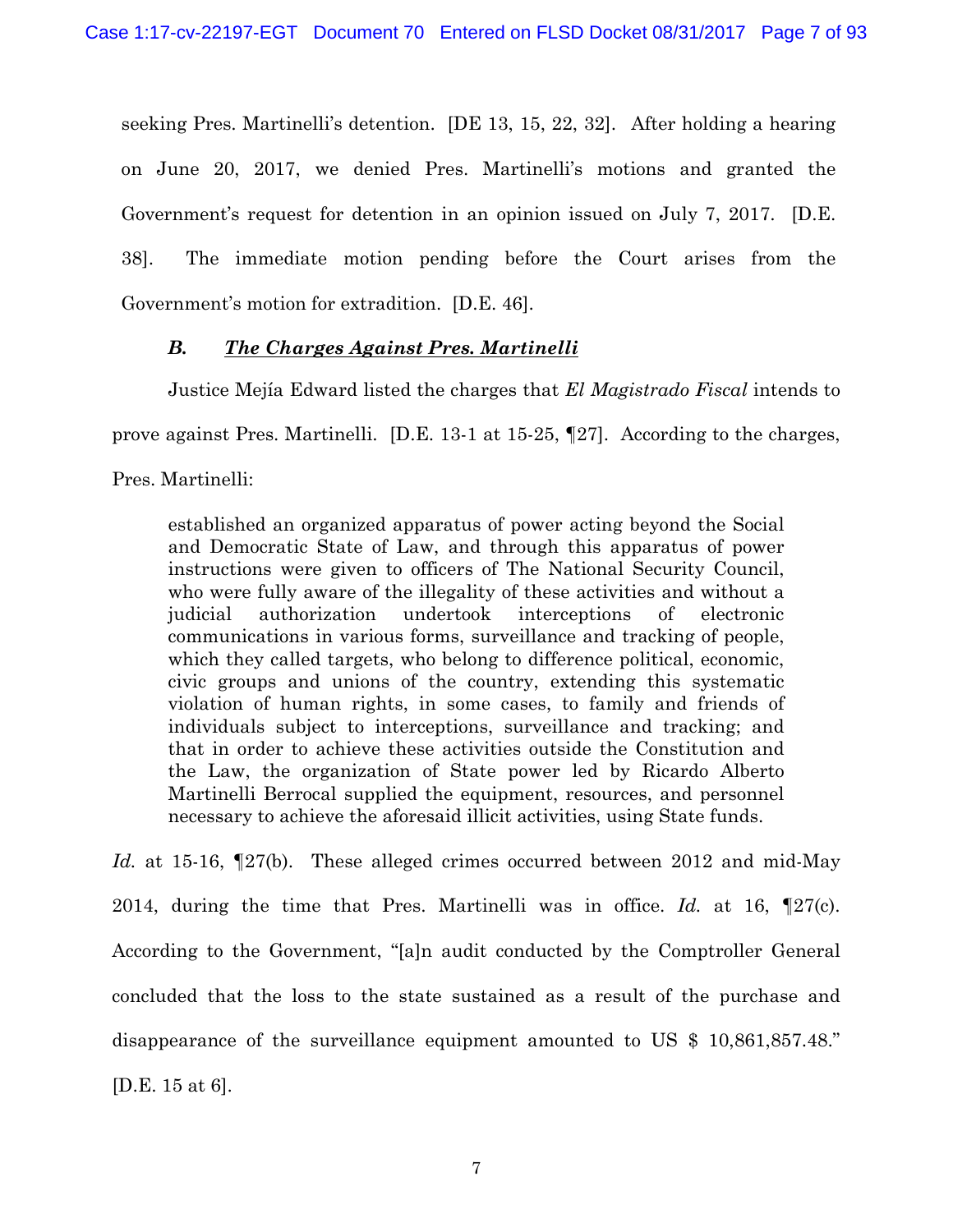seeking Pres. Martinelli's detention. [DE 13, 15, 22, 32]. After holding a hearing on June 20, 2017, we denied Pres. Martinelli's motions and granted the Government's request for detention in an opinion issued on July 7, 2017. [D.E. 38]. The immediate motion pending before the Court arises from the Government's motion for extradition. [D.E. 46].

### *B. The Charges Against Pres. Martinelli*

Justice Mejía Edward listed the charges that *El Magistrado Fiscal* intends to prove against Pres. Martinelli. [D.E. 13-1 at 15-25, ¶27]. According to the charges, Pres. Martinelli:

> established an organized apparatus of power acting beyond the Social and Democratic State of Law, and through this apparatus of power instructions were given to officers of The National Security Council, who were fully aware of the illegality of these activities and without a judicial authorization undertook interceptions of electronic communications in various forms, surveillance and tracking of people, which they called targets, who belong to difference political, economic, civic groups and unions of the country, extending this systematic violation of human rights, in some cases, to family and friends of individuals subject to interceptions, surveillance and tracking; and that in order to achieve these activities outside the Constitution and the Law, the organization of State power led by Ricardo Alberto Martinelli Berrocal supplied the equipment, resources, and personnel necessary to achieve the aforesaid illicit activities, using State funds.

*Id.* at 15-16, ¶27(b). These alleged crimes occurred between 2012 and mid-May 2014, during the time that Pres. Martinelli was in office. *Id.* at 16, ¶27(c). According to the Government, "[a]n audit conducted by the Comptroller General concluded that the loss to the state sustained as a result of the purchase and disappearance of the surveillance equipment amounted to US $ 10,861,857.48." [D.E. 15 at 6].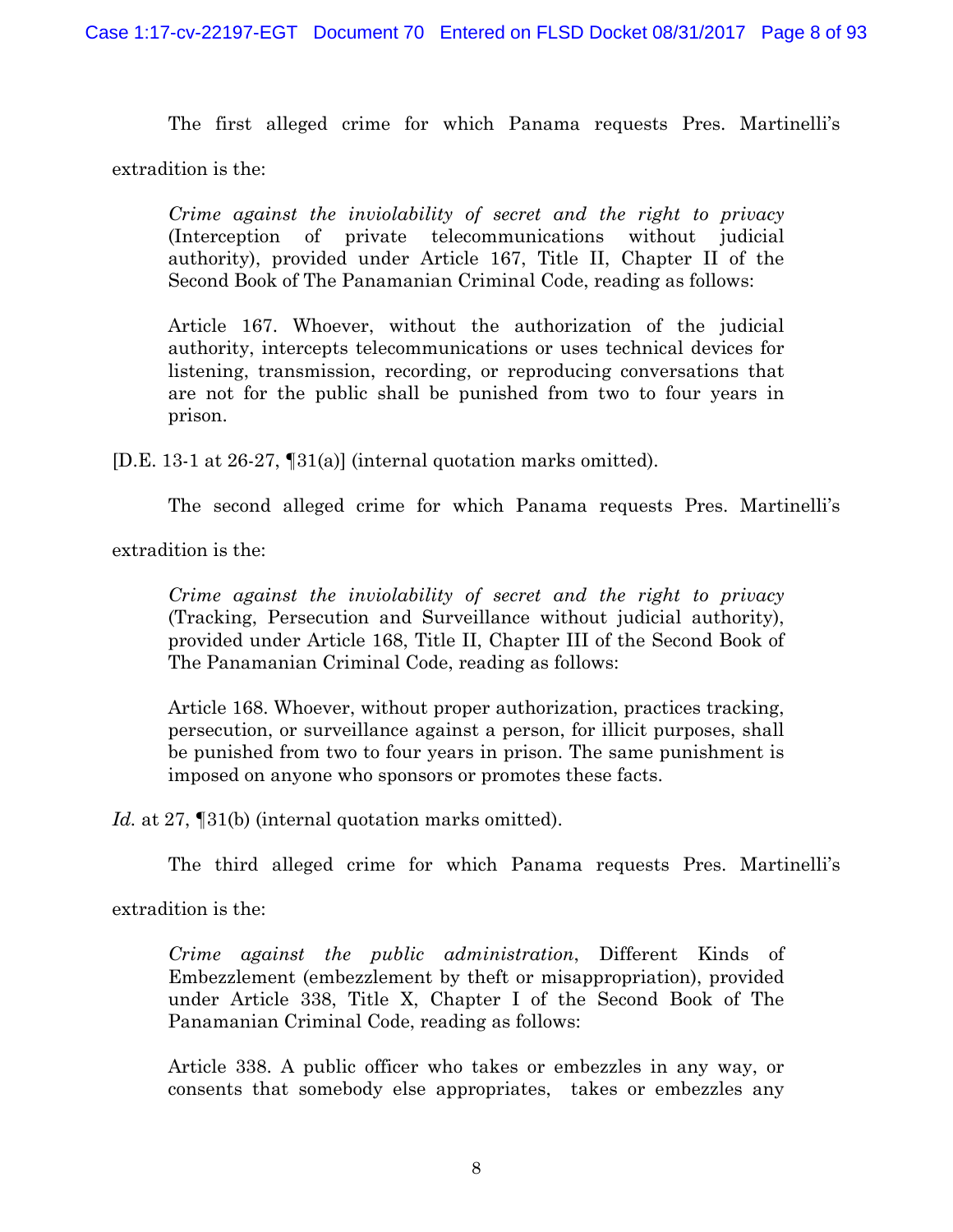The first alleged crime for which Panama requests Pres. Martinelli's extradition is the:

> *Crime against the inviolability of secret and the right to privacy* (Interception of private telecommunications without judicial authority), provided under Article 167, Title II, Chapter II of the Second Book of The Panamanian Criminal Code, reading as follows:
>
> Article 167. Whoever, without the authorization of the judicial authority, intercepts telecommunications or uses technical devices for listening, transmission, recording, or reproducing conversations that are not for the public shall be punished from two to four years in prison.

[D.E. 13-1 at 26-27, ¶31(a)] (internal quotation marks omitted).

The second alleged crime for which Panama requests Pres. Martinelli's extradition is the:

> *Crime against the inviolability of secret and the right to privacy* (Tracking, Persecution and Surveillance without judicial authority), provided under Article 168, Title II, Chapter III of the Second Book of The Panamanian Criminal Code, reading as follows:
>
> Article 168. Whoever, without proper authorization, practices tracking, persecution, or surveillance against a person, for illicit purposes, shall be punished from two to four years in prison. The same punishment is imposed on anyone who sponsors or promotes these facts.

*Id.* at 27, ¶31(b) (internal quotation marks omitted).

The third alleged crime for which Panama requests Pres. Martinelli's extradition is the:

> *Crime against the public administration*, Different Kinds of Embezzlement (embezzlement by theft or misappropriation), provided under Article 338, Title X, Chapter I of the Second Book of The Panamanian Criminal Code, reading as follows:
>
> Article 338. A public officer who takes or embezzles in any way, or consents that somebody else appropriates, takes or embezzles any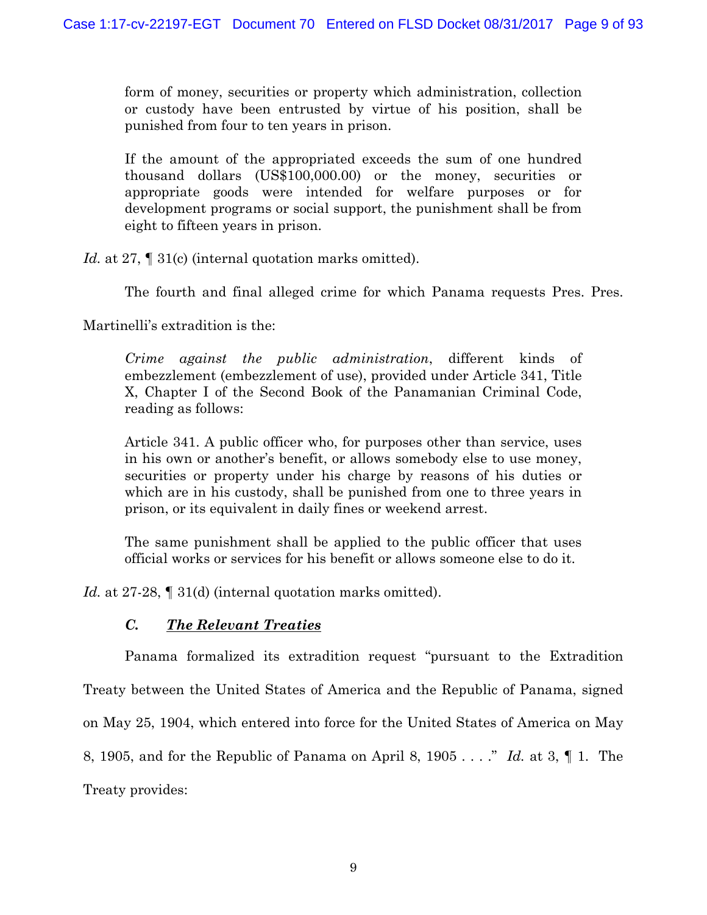> form of money, securities or property which administration, collection or custody have been entrusted by virtue of his position, shall be punished from four to ten years in prison.
>
> If the amount of the appropriated exceeds the sum of one hundred thousand dollars (US$100,000.00) or the money, securities or appropriate goods were intended for welfare purposes or for development programs or social support, the punishment shall be from eight to fifteen years in prison.

*Id.* at 27, ¶ 31(c) (internal quotation marks omitted).

The fourth and final alleged crime for which Panama requests Pres. Pres. Martinelli's extradition is the:

> *Crime against the public administration*, different kinds of embezzlement (embezzlement of use), provided under Article 341, Title X, Chapter I of the Second Book of the Panamanian Criminal Code, reading as follows:
>
> Article 341. A public officer who, for purposes other than service, uses in his own or another's benefit, or allows somebody else to use money, securities or property under his charge by reasons of his duties or which are in his custody, shall be punished from one to three years in prison, or its equivalent in daily fines or weekend arrest.
>
> The same punishment shall be applied to the public officer that uses official works or services for his benefit or allows someone else to do it.

*Id.* at 27-28, ¶ 31(d) (internal quotation marks omitted).

### *C. The Relevant Treaties*

Panama formalized its extradition request "pursuant to the Extradition Treaty between the United States of America and the Republic of Panama, signed on May 25, 1904, which entered into force for the United States of America on May 8, 1905, and for the Republic of Panama on April 8, 1905 . . . ." *Id.* at 3, ¶ 1. The Treaty provides: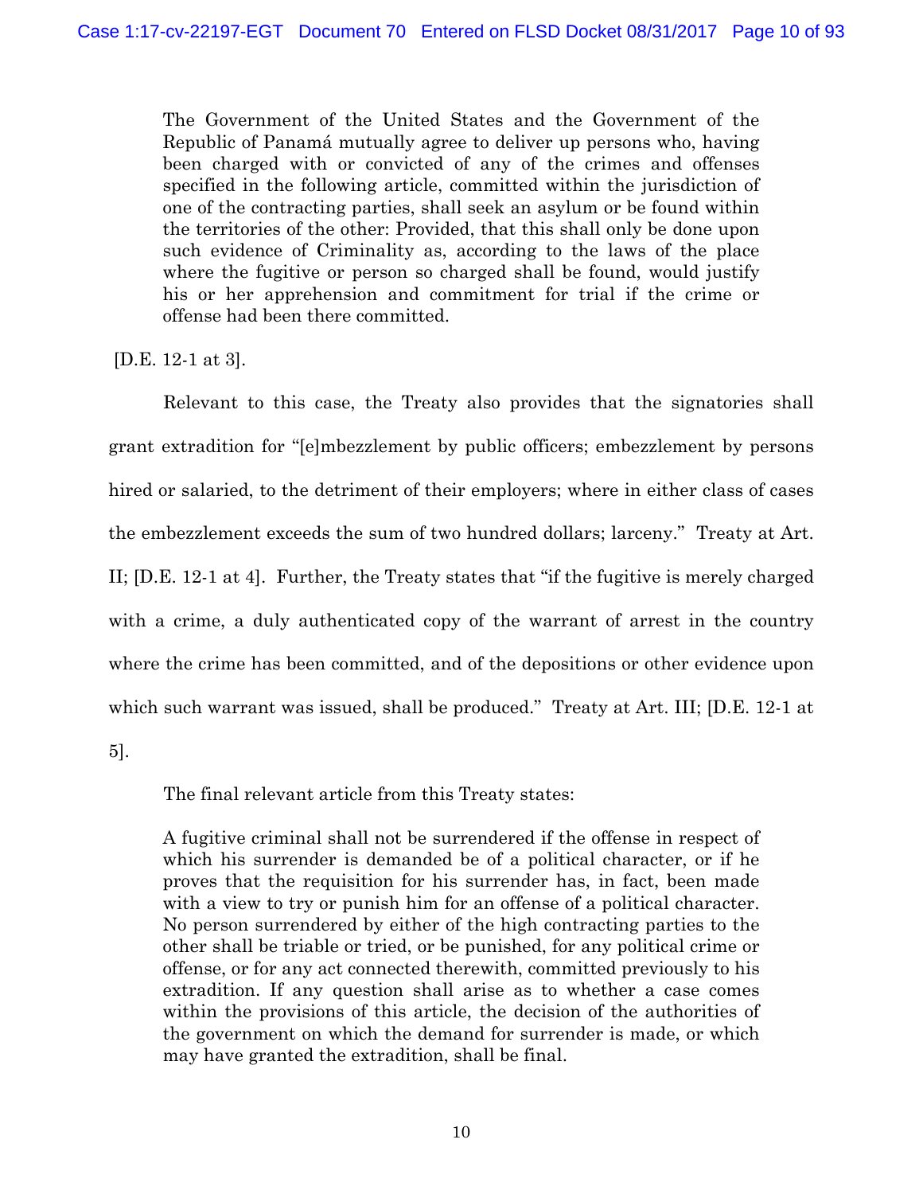> The Government of the United States and the Government of the Republic of Panamá mutually agree to deliver up persons who, having been charged with or convicted of any of the crimes and offenses specified in the following article, committed within the jurisdiction of one of the contracting parties, shall seek an asylum or be found within the territories of the other: Provided, that this shall only be done upon such evidence of Criminality as, according to the laws of the place where the fugitive or person so charged shall be found, would justify his or her apprehension and commitment for trial if the crime or offense had been there committed.

[D.E. 12-1 at 3].

Relevant to this case, the Treaty also provides that the signatories shall grant extradition for "[e]mbezzlement by public officers; embezzlement by persons hired or salaried, to the detriment of their employers; where in either class of cases the embezzlement exceeds the sum of two hundred dollars; larceny." Treaty at Art. II; [D.E. 12-1 at 4]. Further, the Treaty states that "if the fugitive is merely charged with a crime, a duly authenticated copy of the warrant of arrest in the country where the crime has been committed, and of the depositions or other evidence upon which such warrant was issued, shall be produced." Treaty at Art. III; [D.E. 12-1 at 5].

The final relevant article from this Treaty states:

> A fugitive criminal shall not be surrendered if the offense in respect of which his surrender is demanded be of a political character, or if he proves that the requisition for his surrender has, in fact, been made with a view to try or punish him for an offense of a political character. No person surrendered by either of the high contracting parties to the other shall be triable or tried, or be punished, for any political crime or offense, or for any act connected therewith, committed previously to his extradition. If any question shall arise as to whether a case comes within the provisions of this article, the decision of the authorities of the government on which the demand for surrender is made, or which may have granted the extradition, shall be final.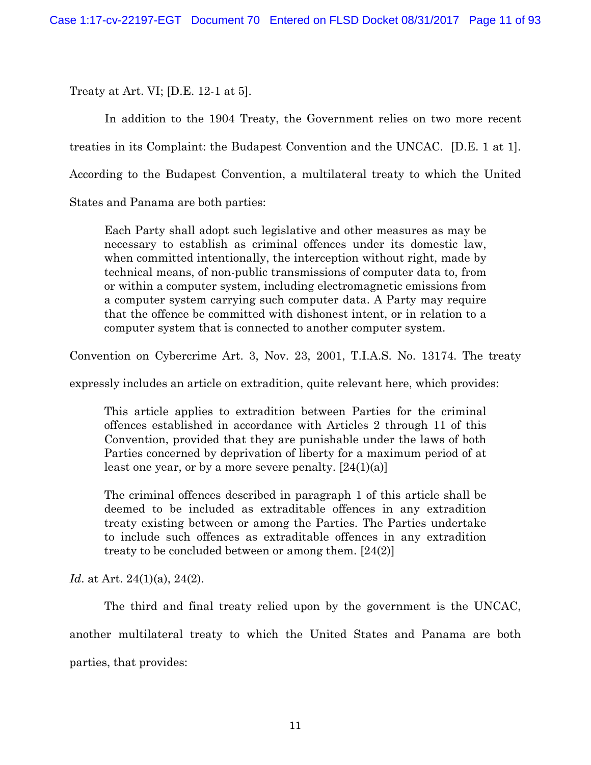Treaty at Art. VI; [D.E. 12-1 at 5].

In addition to the 1904 Treaty, the Government relies on two more recent treaties in its Complaint: the Budapest Convention and the UNCAC. [D.E. 1 at 1]. According to the Budapest Convention, a multilateral treaty to which the United States and Panama are both parties:

> Each Party shall adopt such legislative and other measures as may be necessary to establish as criminal offences under its domestic law, when committed intentionally, the interception without right, made by technical means, of non-public transmissions of computer data to, from or within a computer system, including electromagnetic emissions from a computer system carrying such computer data. A Party may require that the offence be committed with dishonest intent, or in relation to a computer system that is connected to another computer system.

Convention on Cybercrime Art. 3, Nov. 23, 2001, T.I.A.S. No. 13174. The treaty expressly includes an article on extradition, quite relevant here, which provides:

> This article applies to extradition between Parties for the criminal offences established in accordance with Articles 2 through 11 of this Convention, provided that they are punishable under the laws of both Parties concerned by deprivation of liberty for a maximum period of at least one year, or by a more severe penalty. [24(1)(a)]
>
> The criminal offences described in paragraph 1 of this article shall be deemed to be included as extraditable offences in any extradition treaty existing between or among the Parties. The Parties undertake to include such offences as extraditable offences in any extradition treaty to be concluded between or among them. [24(2)]

*Id*. at Art. 24(1)(a), 24(2).

The third and final treaty relied upon by the government is the UNCAC, another multilateral treaty to which the United States and Panama are both parties, that provides: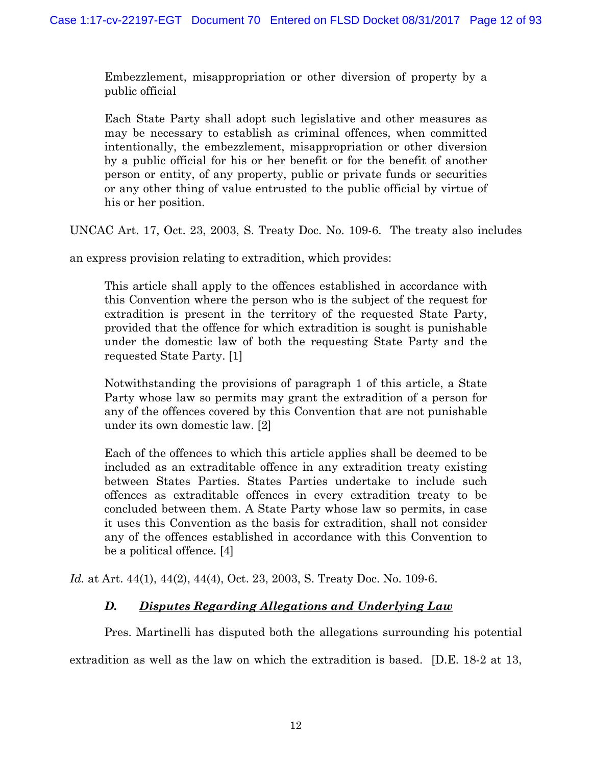> Embezzlement, misappropriation or other diversion of property by a public official
>
> Each State Party shall adopt such legislative and other measures as may be necessary to establish as criminal offences, when committed intentionally, the embezzlement, misappropriation or other diversion by a public official for his or her benefit or for the benefit of another person or entity, of any property, public or private funds or securities or any other thing of value entrusted to the public official by virtue of his or her position.

UNCAC Art. 17, Oct. 23, 2003, S. Treaty Doc. No. 109-6. The treaty also includes an express provision relating to extradition, which provides:

> This article shall apply to the offences established in accordance with this Convention where the person who is the subject of the request for extradition is present in the territory of the requested State Party, provided that the offence for which extradition is sought is punishable under the domestic law of both the requesting State Party and the requested State Party. [1]
>
> Notwithstanding the provisions of paragraph 1 of this article, a State Party whose law so permits may grant the extradition of a person for any of the offences covered by this Convention that are not punishable under its own domestic law. [2]
>
> Each of the offences to which this article applies shall be deemed to be included as an extraditable offence in any extradition treaty existing between States Parties. States Parties undertake to include such offences as extraditable offences in every extradition treaty to be concluded between them. A State Party whose law so permits, in case it uses this Convention as the basis for extradition, shall not consider any of the offences established in accordance with this Convention to be a political offence. [4]

*Id.* at Art. 44(1), 44(2), 44(4), Oct. 23, 2003, S. Treaty Doc. No. 109-6.

### *D. <u>Disputes Regarding Allegations and Underlying Law</u>*

Pres. Martinelli has disputed both the allegations surrounding his potential extradition as well as the law on which the extradition is based. [D.E. 18-2 at 13,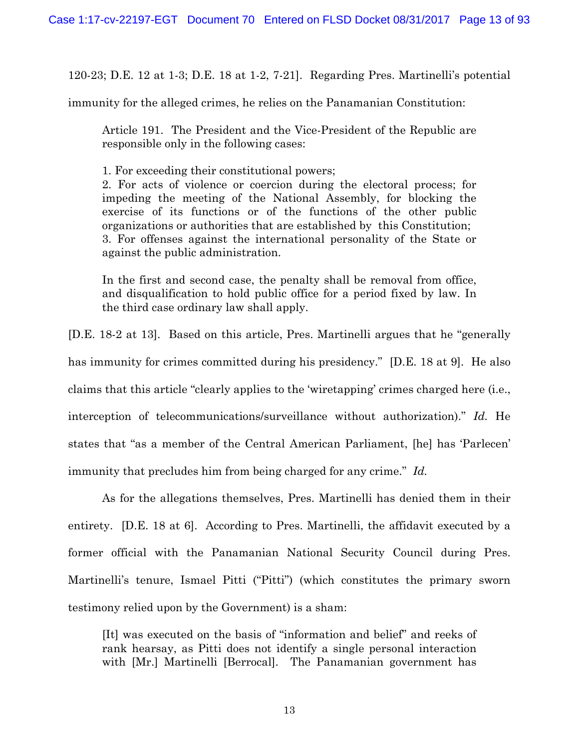120-23; D.E. 12 at 1-3; D.E. 18 at 1-2, 7-21]. Regarding Pres. Martinelli's potential immunity for the alleged crimes, he relies on the Panamanian Constitution:

> Article 191. The President and the Vice-President of the Republic are responsible only in the following cases:
>
> 1. For exceeding their constitutional powers;
> 2. For acts of violence or coercion during the electoral process; for impeding the meeting of the National Assembly, for blocking the exercise of its functions or of the functions of the other public organizations or authorities that are established by this Constitution;
> 3. For offenses against the international personality of the State or against the public administration.
>
> In the first and second case, the penalty shall be removal from office, and disqualification to hold public office for a period fixed by law. In the third case ordinary law shall apply.

[D.E. 18-2 at 13]. Based on this article, Pres. Martinelli argues that he "generally has immunity for crimes committed during his presidency." [D.E. 18 at 9]. He also claims that this article "clearly applies to the 'wiretapping' crimes charged here (i.e., interception of telecommunications/surveillance without authorization)." *Id.* He states that "as a member of the Central American Parliament, [he] has 'Parlecen' immunity that precludes him from being charged for any crime." *Id.*

As for the allegations themselves, Pres. Martinelli has denied them in their entirety. [D.E. 18 at 6]. According to Pres. Martinelli, the affidavit executed by a former official with the Panamanian National Security Council during Pres. Martinelli's tenure, Ismael Pitti ("Pitti") (which constitutes the primary sworn testimony relied upon by the Government) is a sham:

> [It] was executed on the basis of "information and belief" and reeks of rank hearsay, as Pitti does not identify a single personal interaction with [Mr.] Martinelli [Berrocal]. The Panamanian government has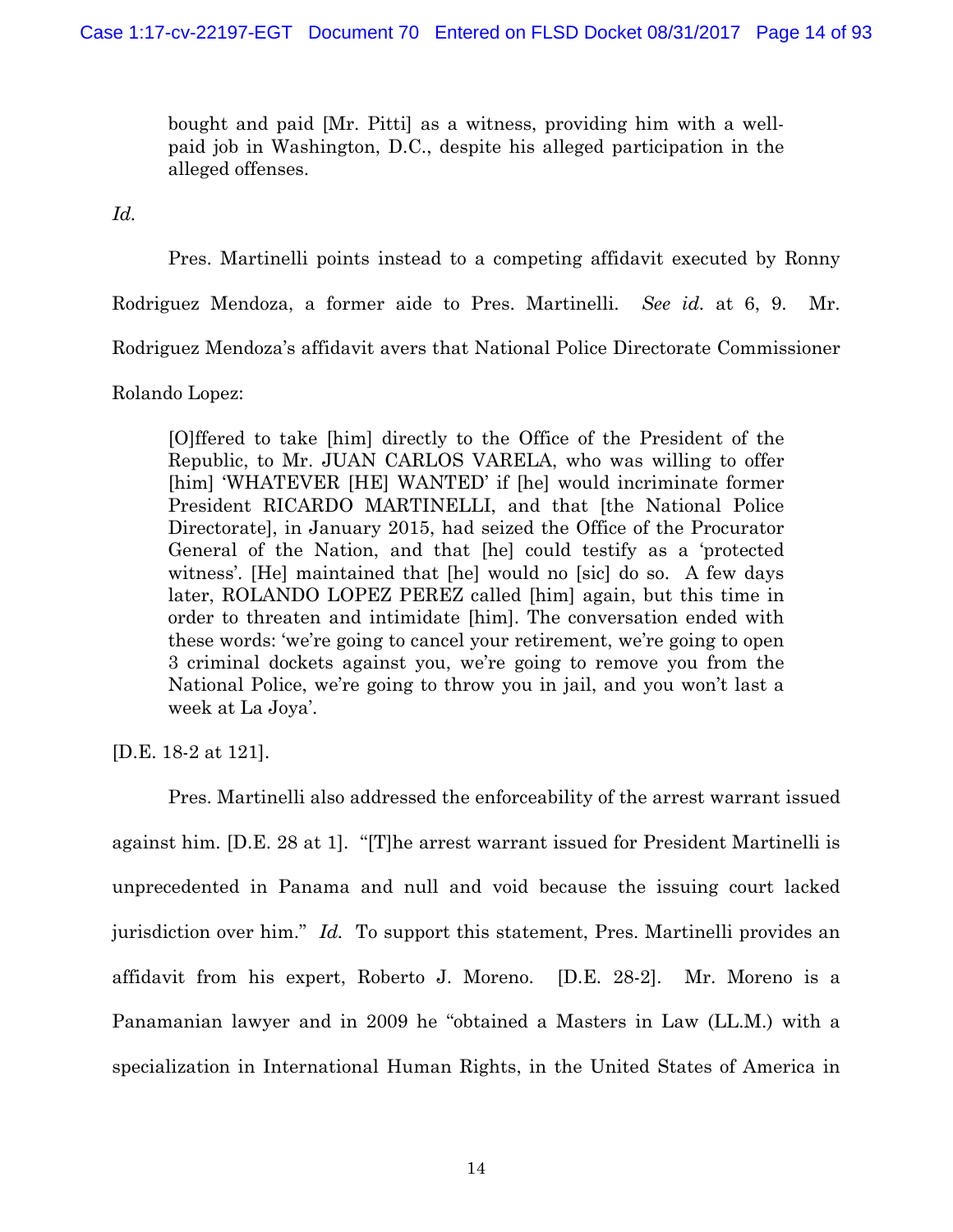> bought and paid [Mr. Pitti] as a witness, providing him with a well-paid job in Washington, D.C., despite his alleged participation in the alleged offenses.

*Id.*

Pres. Martinelli points instead to a competing affidavit executed by Ronny Rodriguez Mendoza, a former aide to Pres. Martinelli. *See id.* at 6, 9. Mr. Rodriguez Mendoza's affidavit avers that National Police Directorate Commissioner Rolando Lopez:

> [O]ffered to take [him] directly to the Office of the President of the Republic, to Mr. JUAN CARLOS VARELA, who was willing to offer [him] 'WHATEVER [HE] WANTED' if [he] would incriminate former President RICARDO MARTINELLI, and that [the National Police Directorate], in January 2015, had seized the Office of the Procurator General of the Nation, and that [he] could testify as a 'protected witness'. [He] maintained that [he] would no [sic] do so. A few days later, ROLANDO LOPEZ PEREZ called [him] again, but this time in order to threaten and intimidate [him]. The conversation ended with these words: 'we're going to cancel your retirement, we're going to open 3 criminal dockets against you, we're going to remove you from the National Police, we're going to throw you in jail, and you won't last a week at La Joya'.

[D.E. 18-2 at 121].

Pres. Martinelli also addressed the enforceability of the arrest warrant issued against him. [D.E. 28 at 1]. "[T]he arrest warrant issued for President Martinelli is unprecedented in Panama and null and void because the issuing court lacked jurisdiction over him." *Id.* To support this statement, Pres. Martinelli provides an affidavit from his expert, Roberto J. Moreno. [D.E. 28-2]. Mr. Moreno is a Panamanian lawyer and in 2009 he "obtained a Masters in Law (LL.M.) with a specialization in International Human Rights, in the United States of America in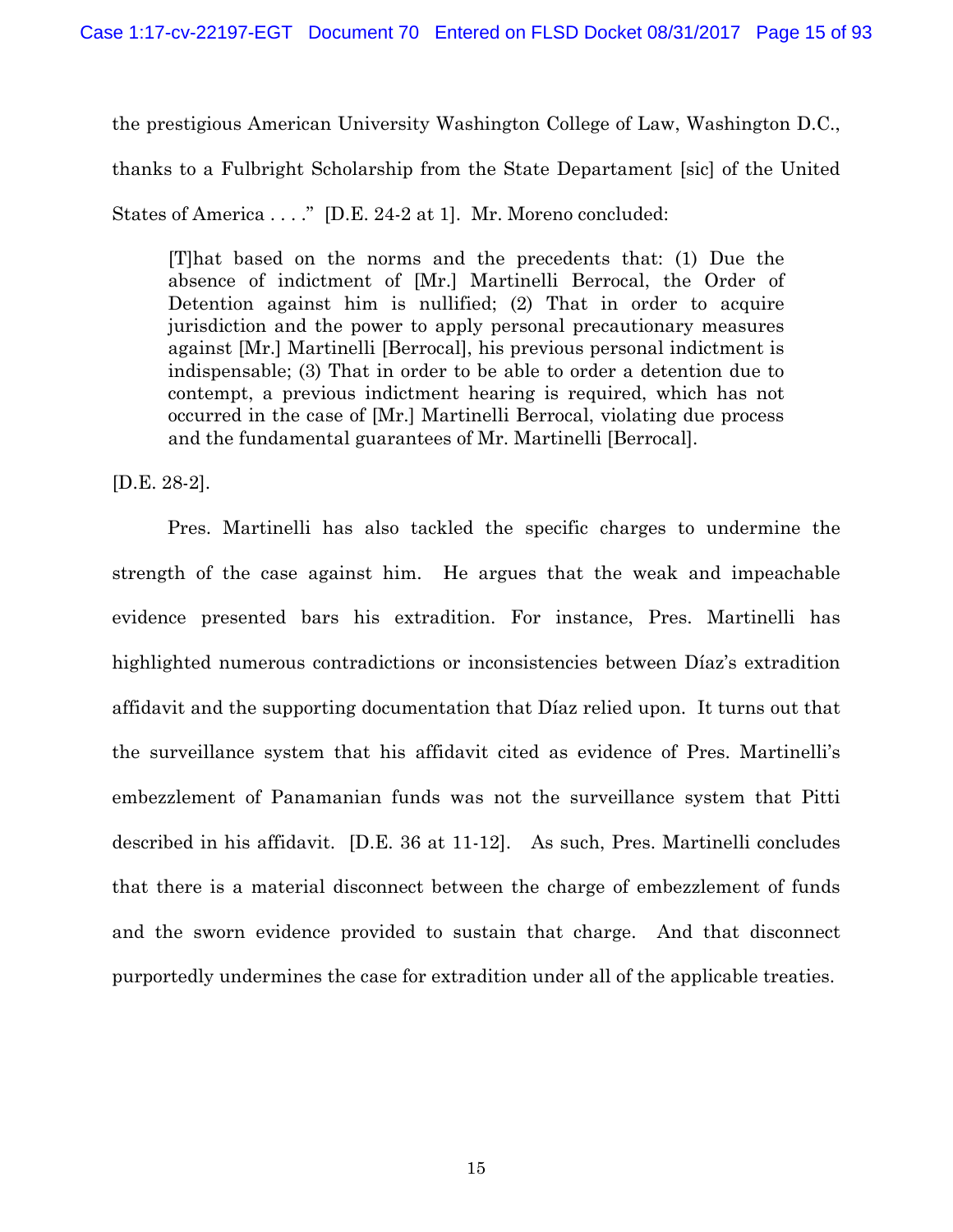the prestigious American University Washington College of Law, Washington D.C., thanks to a Fulbright Scholarship from the State Departament [sic] of the United States of America . . . ." [D.E. 24-2 at 1]. Mr. Moreno concluded:

> [T]hat based on the norms and the precedents that: (1) Due the absence of indictment of [Mr.] Martinelli Berrocal, the Order of Detention against him is nullified; (2) That in order to acquire jurisdiction and the power to apply personal precautionary measures against [Mr.] Martinelli [Berrocal], his previous personal indictment is indispensable; (3) That in order to be able to order a detention due to contempt, a previous indictment hearing is required, which has not occurred in the case of [Mr.] Martinelli Berrocal, violating due process and the fundamental guarantees of Mr. Martinelli [Berrocal].

[D.E. 28-2].

Pres. Martinelli has also tackled the specific charges to undermine the strength of the case against him. He argues that the weak and impeachable evidence presented bars his extradition. For instance, Pres. Martinelli has highlighted numerous contradictions or inconsistencies between Díaz's extradition affidavit and the supporting documentation that Díaz relied upon. It turns out that the surveillance system that his affidavit cited as evidence of Pres. Martinelli's embezzlement of Panamanian funds was not the surveillance system that Pitti described in his affidavit. [D.E. 36 at 11-12]. As such, Pres. Martinelli concludes that there is a material disconnect between the charge of embezzlement of funds and the sworn evidence provided to sustain that charge. And that disconnect purportedly undermines the case for extradition under all of the applicable treaties.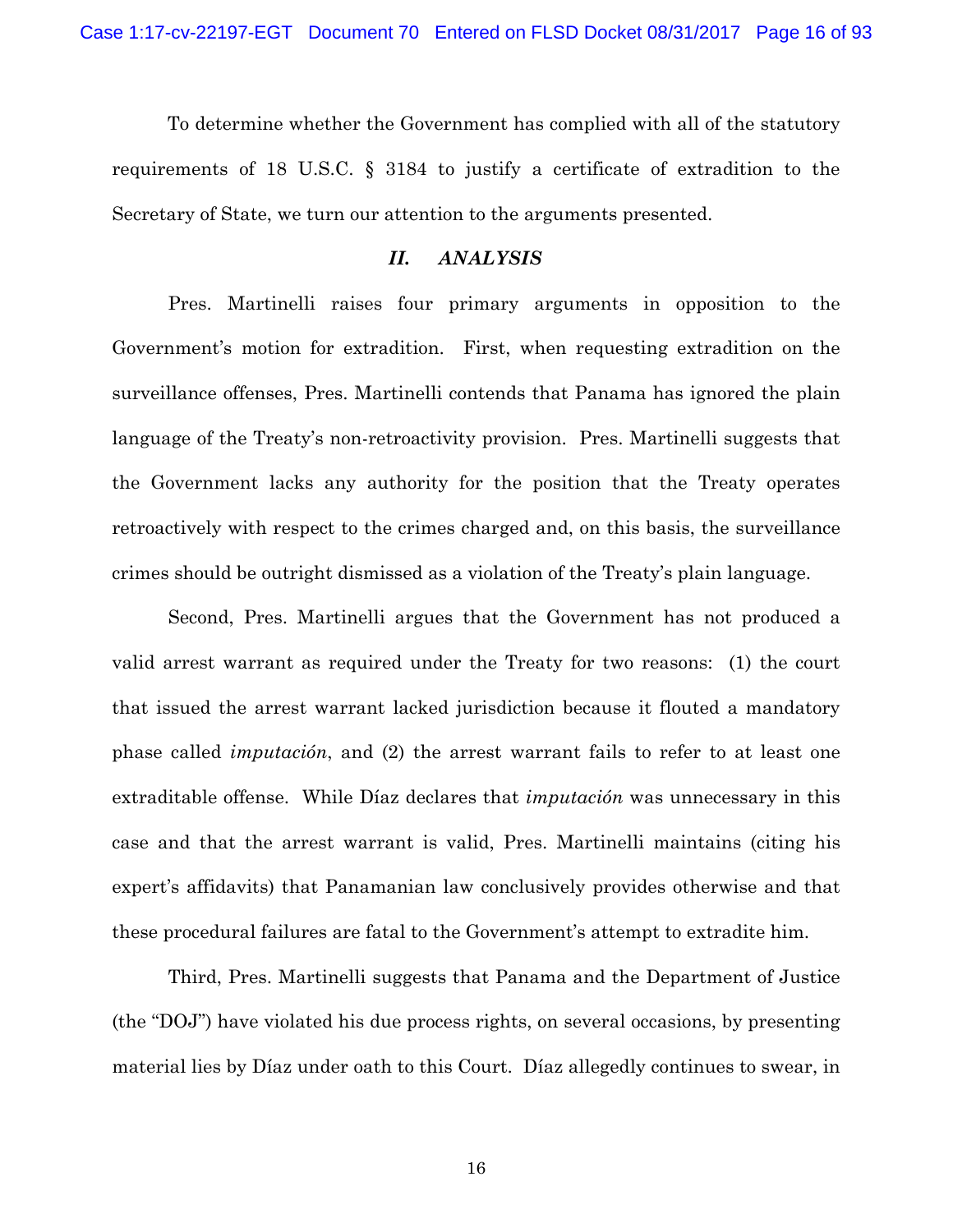To determine whether the Government has complied with all of the statutory requirements of 18 U.S.C. § 3184 to justify a certificate of extradition to the Secretary of State, we turn our attention to the arguments presented.

## *II. ANALYSIS*

Pres. Martinelli raises four primary arguments in opposition to the Government's motion for extradition. First, when requesting extradition on the surveillance offenses, Pres. Martinelli contends that Panama has ignored the plain language of the Treaty's non-retroactivity provision. Pres. Martinelli suggests that the Government lacks any authority for the position that the Treaty operates retroactively with respect to the crimes charged and, on this basis, the surveillance crimes should be outright dismissed as a violation of the Treaty's plain language.

Second, Pres. Martinelli argues that the Government has not produced a valid arrest warrant as required under the Treaty for two reasons: (1) the court that issued the arrest warrant lacked jurisdiction because it flouted a mandatory phase called *imputación*, and (2) the arrest warrant fails to refer to at least one extraditable offense. While Díaz declares that *imputación* was unnecessary in this case and that the arrest warrant is valid, Pres. Martinelli maintains (citing his expert's affidavits) that Panamanian law conclusively provides otherwise and that these procedural failures are fatal to the Government's attempt to extradite him.

Third, Pres. Martinelli suggests that Panama and the Department of Justice (the "DOJ") have violated his due process rights, on several occasions, by presenting material lies by Díaz under oath to this Court. Díaz allegedly continues to swear, in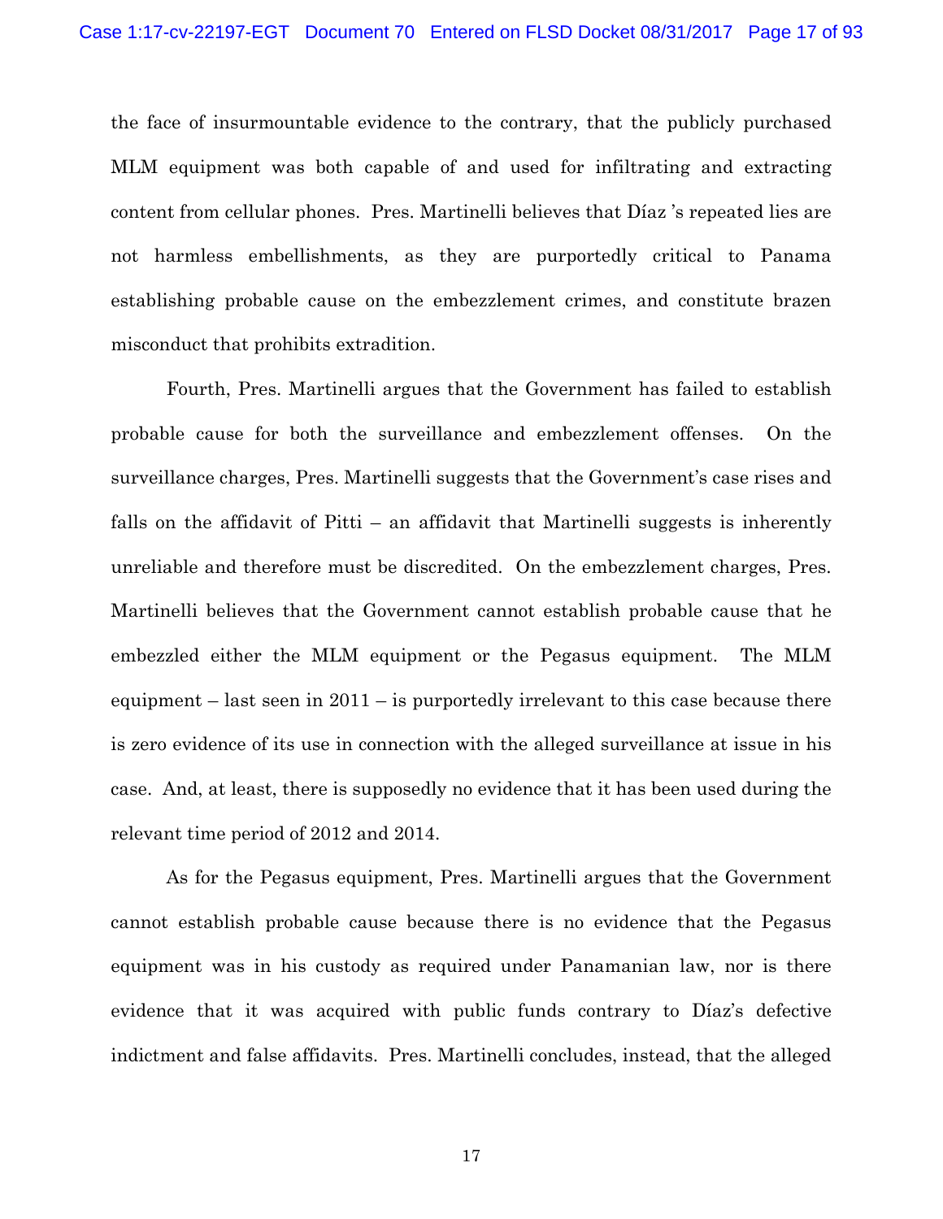the face of insurmountable evidence to the contrary, that the publicly purchased MLM equipment was both capable of and used for infiltrating and extracting content from cellular phones. Pres. Martinelli believes that Díaz 's repeated lies are not harmless embellishments, as they are purportedly critical to Panama establishing probable cause on the embezzlement crimes, and constitute brazen misconduct that prohibits extradition.

Fourth, Pres. Martinelli argues that the Government has failed to establish probable cause for both the surveillance and embezzlement offenses. On the surveillance charges, Pres. Martinelli suggests that the Government's case rises and falls on the affidavit of Pitti – an affidavit that Martinelli suggests is inherently unreliable and therefore must be discredited. On the embezzlement charges, Pres. Martinelli believes that the Government cannot establish probable cause that he embezzled either the MLM equipment or the Pegasus equipment. The MLM equipment – last seen in 2011 – is purportedly irrelevant to this case because there is zero evidence of its use in connection with the alleged surveillance at issue in his case. And, at least, there is supposedly no evidence that it has been used during the relevant time period of 2012 and 2014.

As for the Pegasus equipment, Pres. Martinelli argues that the Government cannot establish probable cause because there is no evidence that the Pegasus equipment was in his custody as required under Panamanian law, nor is there evidence that it was acquired with public funds contrary to Díaz's defective indictment and false affidavits. Pres. Martinelli concludes, instead, that the alleged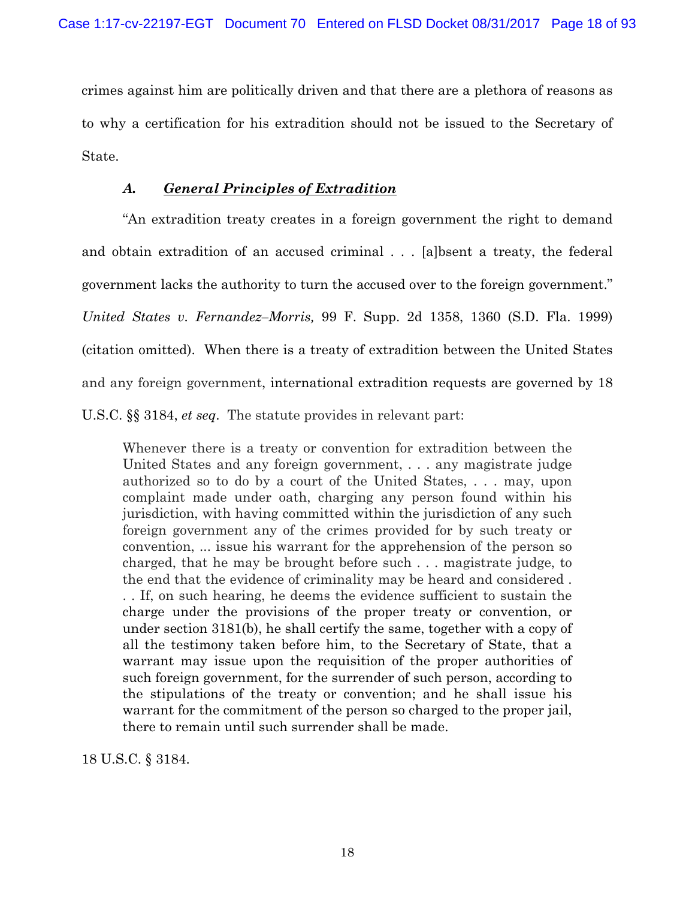crimes against him are politically driven and that there are a plethora of reasons as to why a certification for his extradition should not be issued to the Secretary of State.

### *A. General Principles of Extradition*

"An extradition treaty creates in a foreign government the right to demand and obtain extradition of an accused criminal . . . [a]bsent a treaty, the federal government lacks the authority to turn the accused over to the foreign government." *United States v. Fernandez–Morris,* 99 F. Supp. 2d 1358, 1360 (S.D. Fla. 1999) (citation omitted). When there is a treaty of extradition between the United States and any foreign government, international extradition requests are governed by 18 U.S.C. §§ 3184, *et seq*. The statute provides in relevant part:

> Whenever there is a treaty or convention for extradition between the United States and any foreign government, . . . any magistrate judge authorized so to do by a court of the United States, . . . may, upon complaint made under oath, charging any person found within his jurisdiction, with having committed within the jurisdiction of any such foreign government any of the crimes provided for by such treaty or convention, ... issue his warrant for the apprehension of the person so charged, that he may be brought before such . . . magistrate judge, to the end that the evidence of criminality may be heard and considered . . . If, on such hearing, he deems the evidence sufficient to sustain the charge under the provisions of the proper treaty or convention, or under section 3181(b), he shall certify the same, together with a copy of all the testimony taken before him, to the Secretary of State, that a warrant may issue upon the requisition of the proper authorities of such foreign government, for the surrender of such person, according to the stipulations of the treaty or convention; and he shall issue his warrant for the commitment of the person so charged to the proper jail, there to remain until such surrender shall be made.

18 U.S.C. § 3184.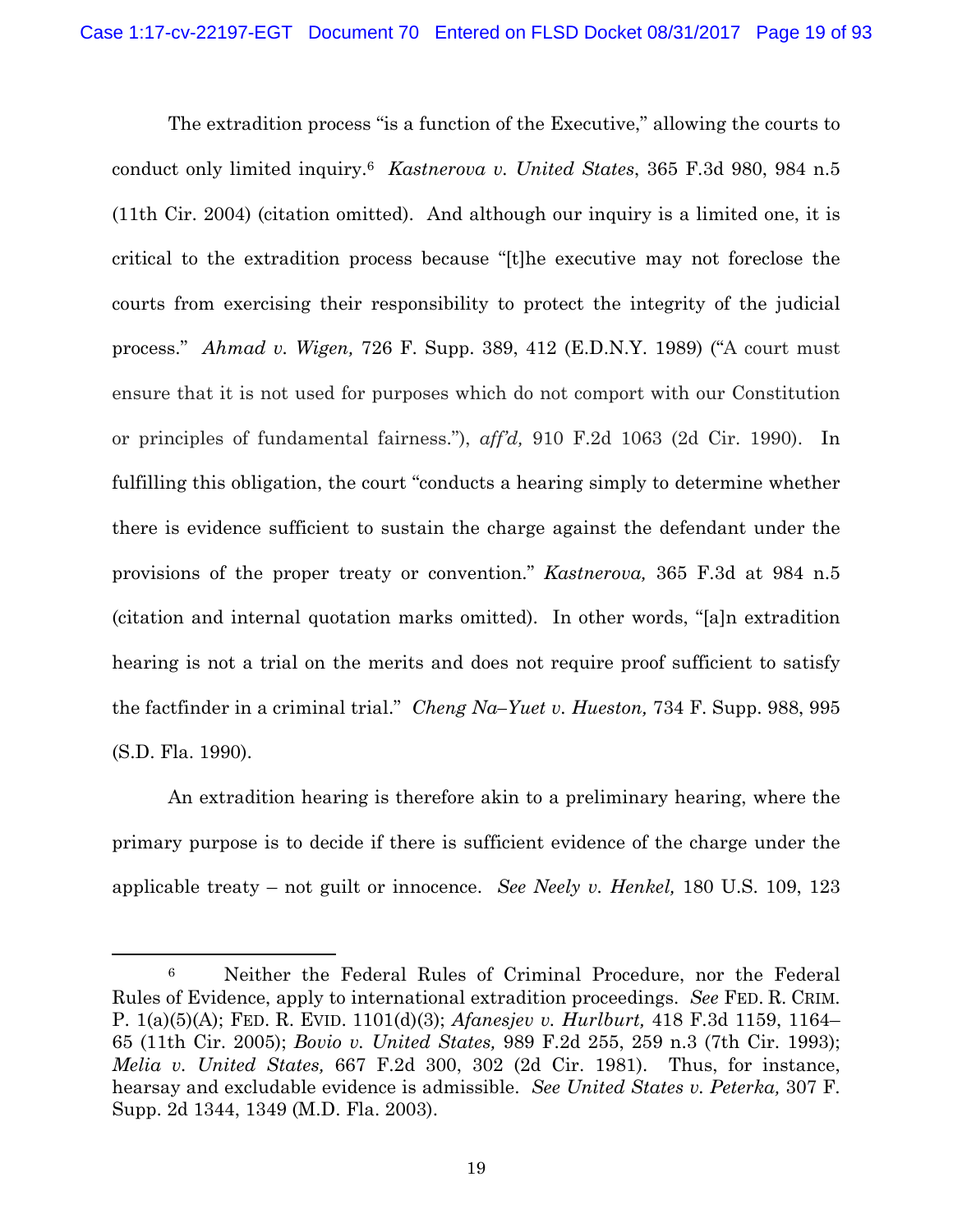The extradition process "is a function of the Executive," allowing the courts to conduct only limited inquiry.[6] *Kastnerova v. United States*, 365 F.3d 980, 984 n.5 (11th Cir. 2004) (citation omitted). And although our inquiry is a limited one, it is critical to the extradition process because "[t]he executive may not foreclose the courts from exercising their responsibility to protect the integrity of the judicial process." *Ahmad v. Wigen,* 726 F. Supp. 389, 412 (E.D.N.Y. 1989) ("A court must ensure that it is not used for purposes which do not comport with our Constitution or principles of fundamental fairness."), *aff'd,* 910 F.2d 1063 (2d Cir. 1990). In fulfilling this obligation, the court "conducts a hearing simply to determine whether there is evidence sufficient to sustain the charge against the defendant under the provisions of the proper treaty or convention." *Kastnerova,* 365 F.3d at 984 n.5 (citation and internal quotation marks omitted). In other words, "[a]n extradition hearing is not a trial on the merits and does not require proof sufficient to satisfy the factfinder in a criminal trial." *Cheng Na–Yuet v. Hueston,* 734 F. Supp. 988, 995 (S.D. Fla. 1990).

An extradition hearing is therefore akin to a preliminary hearing, where the primary purpose is to decide if there is sufficient evidence of the charge under the applicable treaty – not guilt or innocence. *See Neely v. Henkel,* 180 U.S. 109, 123

---

[6] Neither the Federal Rules of Criminal Procedure, nor the Federal Rules of Evidence, apply to international extradition proceedings. *See* FED. R. CRIM. P. 1(a)(5)(A); FED. R. EVID. 1101(d)(3); *Afanesjev v. Hurlburt,* 418 F.3d 1159, 1164–65 (11th Cir. 2005); *Bovio v. United States,* 989 F.2d 255, 259 n.3 (7th Cir. 1993); *Melia v. United States,* 667 F.2d 300, 302 (2d Cir. 1981). Thus, for instance, hearsay and excludable evidence is admissible. *See United States v. Peterka,* 307 F. Supp. 2d 1344, 1349 (M.D. Fla. 2003).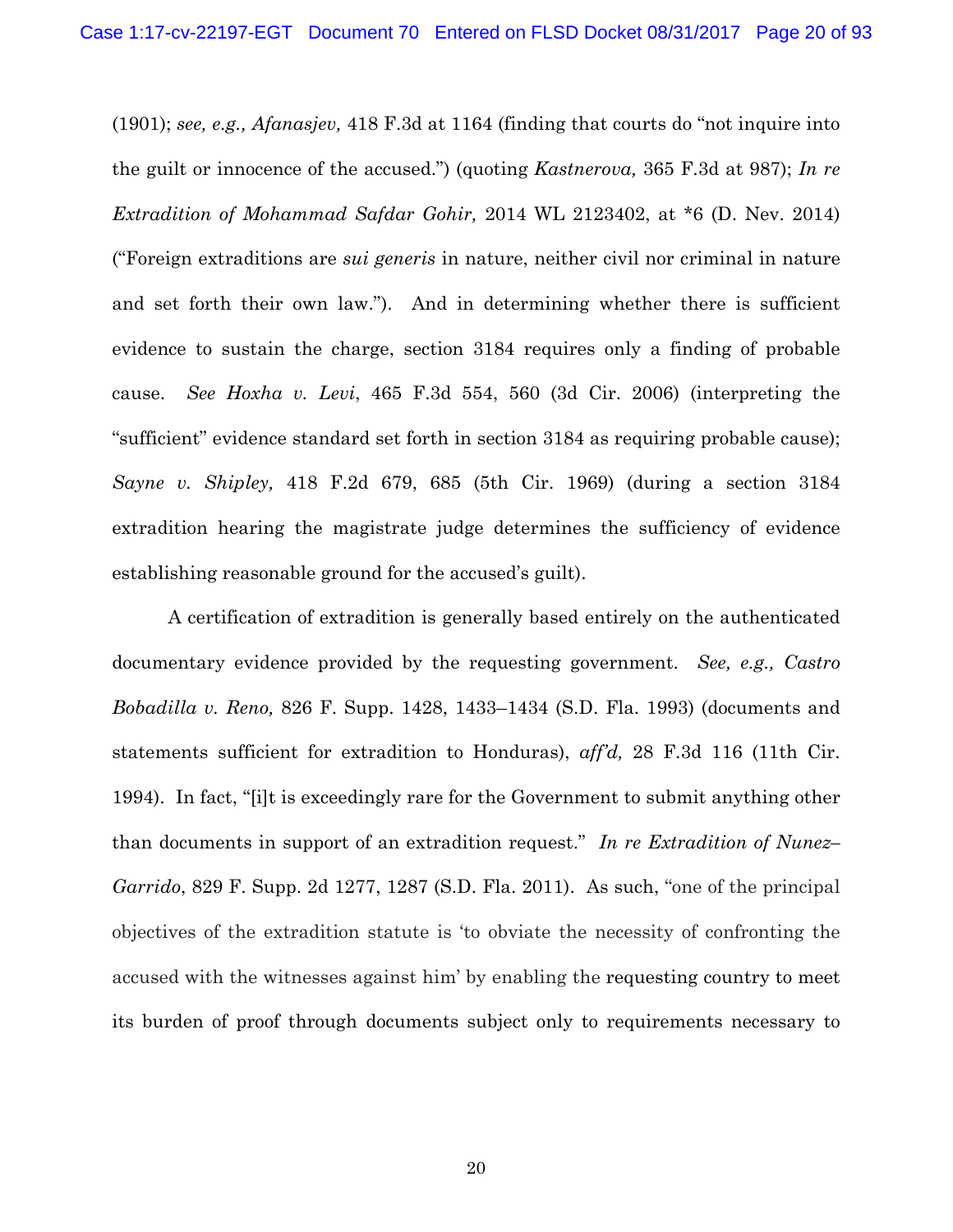(1901); *see, e.g., Afanasjev,* 418 F.3d at 1164 (finding that courts do "not inquire into the guilt or innocence of the accused.") (quoting *Kastnerova,* 365 F.3d at 987); *In re Extradition of Mohammad Safdar Gohir,* 2014 WL 2123402, at *6 (D. Nev. 2014) ("Foreign extraditions are *sui generis* in nature, neither civil nor criminal in nature and set forth their own law."). And in determining whether there is sufficient evidence to sustain the charge, section 3184 requires only a finding of probable cause. *See Hoxha v. Levi*, 465 F.3d 554, 560 (3d Cir. 2006) (interpreting the "sufficient" evidence standard set forth in section 3184 as requiring probable cause); *Sayne v. Shipley,* 418 F.2d 679, 685 (5th Cir. 1969) (during a section 3184 extradition hearing the magistrate judge determines the sufficiency of evidence establishing reasonable ground for the accused's guilt).

A certification of extradition is generally based entirely on the authenticated documentary evidence provided by the requesting government. *See, e.g., Castro Bobadilla v. Reno,* 826 F. Supp. 1428, 1433–1434 (S.D. Fla. 1993) (documents and statements sufficient for extradition to Honduras), *aff'd,* 28 F.3d 116 (11th Cir. 1994). In fact, "[i]t is exceedingly rare for the Government to submit anything other than documents in support of an extradition request." *In re Extradition of Nunez–Garrido*, 829 F. Supp. 2d 1277, 1287 (S.D. Fla. 2011). As such, "one of the principal objectives of the extradition statute is 'to obviate the necessity of confronting the accused with the witnesses against him' by enabling the requesting country to meet its burden of proof through documents subject only to requirements necessary to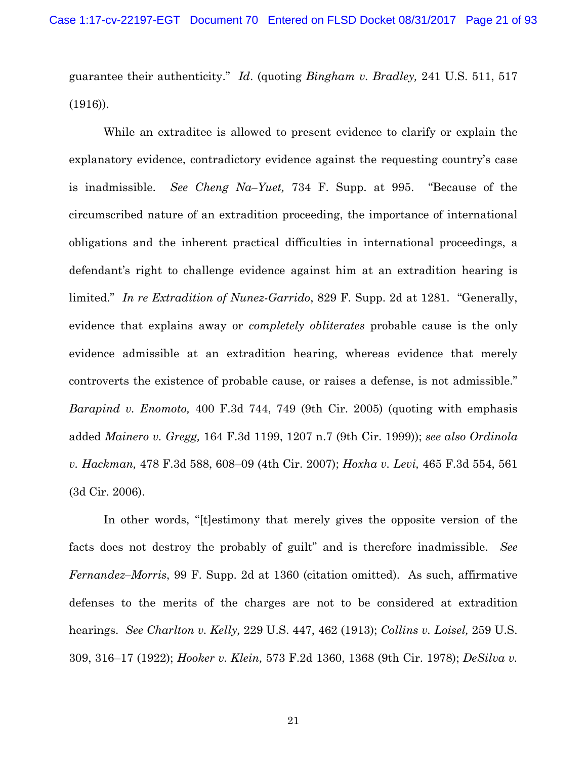guarantee their authenticity." *Id*. (quoting *Bingham v. Bradley,* 241 U.S. 511, 517 (1916)).

While an extraditee is allowed to present evidence to clarify or explain the explanatory evidence, contradictory evidence against the requesting country's case is inadmissible. *See Cheng Na–Yuet,* 734 F. Supp. at 995. "Because of the circumscribed nature of an extradition proceeding, the importance of international obligations and the inherent practical difficulties in international proceedings, a defendant's right to challenge evidence against him at an extradition hearing is limited." *In re Extradition of Nunez-Garrido*, 829 F. Supp. 2d at 1281. "Generally, evidence that explains away or *completely obliterates* probable cause is the only evidence admissible at an extradition hearing, whereas evidence that merely controverts the existence of probable cause, or raises a defense, is not admissible." *Barapind v. Enomoto,* 400 F.3d 744, 749 (9th Cir. 2005) (quoting with emphasis added *Mainero v. Gregg,* 164 F.3d 1199, 1207 n.7 (9th Cir. 1999)); *see also Ordinola v. Hackman,* 478 F.3d 588, 608–09 (4th Cir. 2007); *Hoxha v. Levi,* 465 F.3d 554, 561 (3d Cir. 2006).

In other words, "[t]estimony that merely gives the opposite version of the facts does not destroy the probably of guilt" and is therefore inadmissible. *See Fernandez–Morris*, 99 F. Supp. 2d at 1360 (citation omitted). As such, affirmative defenses to the merits of the charges are not to be considered at extradition hearings. *See Charlton v. Kelly,* 229 U.S. 447, 462 (1913); *Collins v. Loisel,* 259 U.S. 309, 316–17 (1922); *Hooker v. Klein,* 573 F.2d 1360, 1368 (9th Cir. 1978); *DeSilva v.*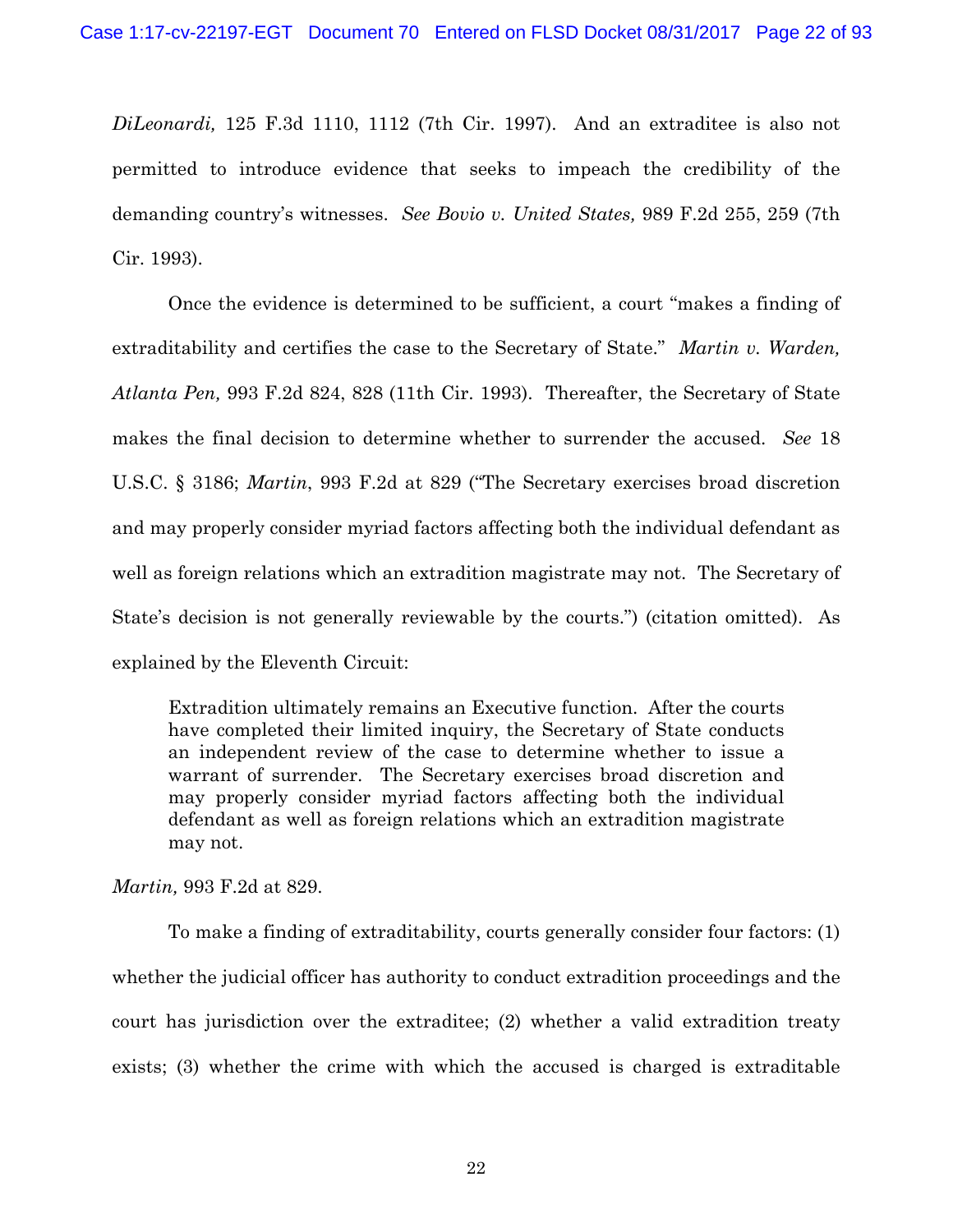*DiLeonardi,* 125 F.3d 1110, 1112 (7th Cir. 1997). And an extraditee is also not permitted to introduce evidence that seeks to impeach the credibility of the demanding country's witnesses. *See Bovio v. United States,* 989 F.2d 255, 259 (7th Cir. 1993).

Once the evidence is determined to be sufficient, a court "makes a finding of extraditability and certifies the case to the Secretary of State." *Martin v. Warden, Atlanta Pen,* 993 F.2d 824, 828 (11th Cir. 1993). Thereafter, the Secretary of State makes the final decision to determine whether to surrender the accused. *See* 18 U.S.C. § 3186; *Martin*, 993 F.2d at 829 ("The Secretary exercises broad discretion and may properly consider myriad factors affecting both the individual defendant as well as foreign relations which an extradition magistrate may not. The Secretary of State's decision is not generally reviewable by the courts.") (citation omitted). As explained by the Eleventh Circuit:

> Extradition ultimately remains an Executive function. After the courts have completed their limited inquiry, the Secretary of State conducts an independent review of the case to determine whether to issue a warrant of surrender. The Secretary exercises broad discretion and may properly consider myriad factors affecting both the individual defendant as well as foreign relations which an extradition magistrate may not.

*Martin,* 993 F.2d at 829.

To make a finding of extraditability, courts generally consider four factors: (1) whether the judicial officer has authority to conduct extradition proceedings and the court has jurisdiction over the extraditee; (2) whether a valid extradition treaty exists; (3) whether the crime with which the accused is charged is extraditable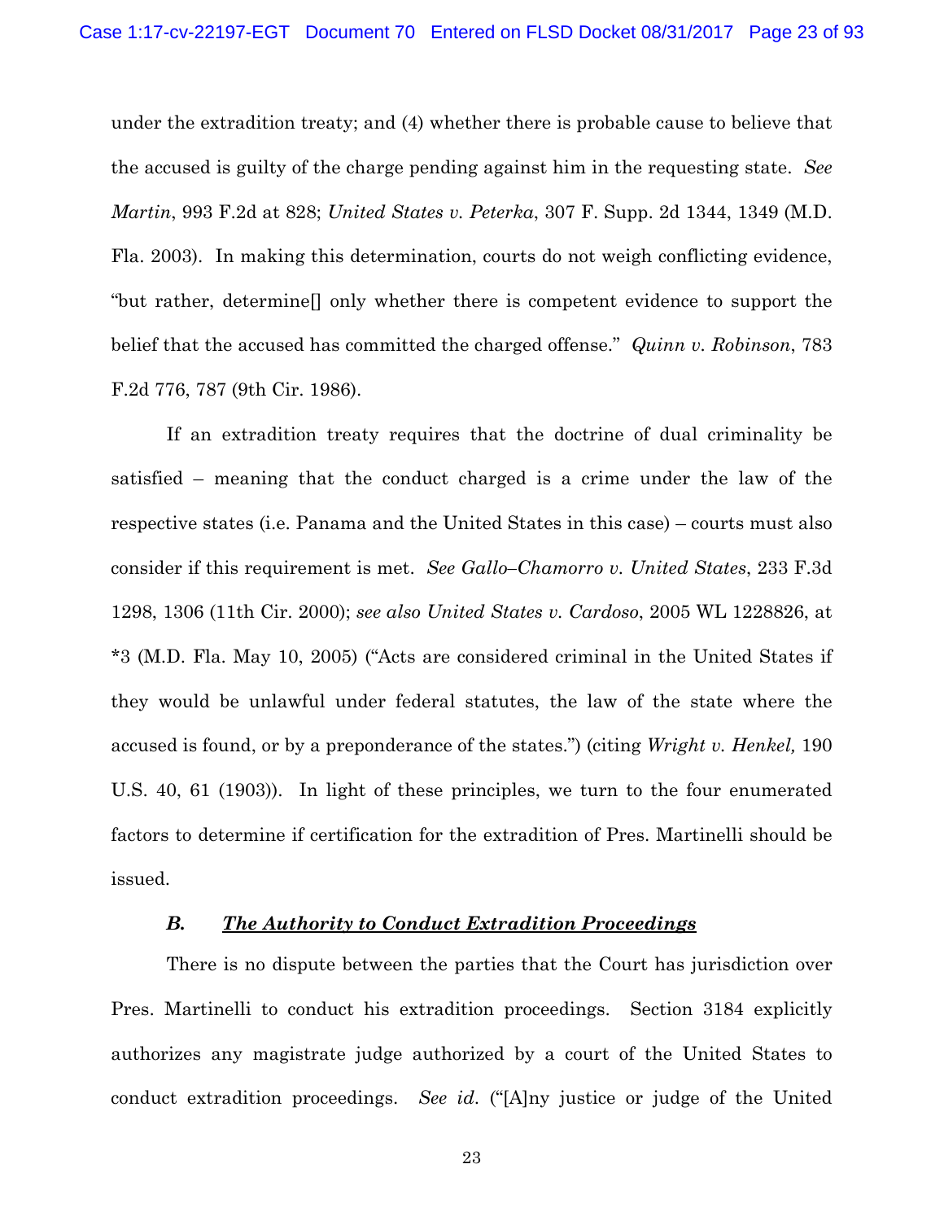under the extradition treaty; and (4) whether there is probable cause to believe that the accused is guilty of the charge pending against him in the requesting state. *See Martin*, 993 F.2d at 828; *United States v. Peterka*, 307 F. Supp. 2d 1344, 1349 (M.D. Fla. 2003). In making this determination, courts do not weigh conflicting evidence, "but rather, determine[] only whether there is competent evidence to support the belief that the accused has committed the charged offense." *Quinn v. Robinson*, 783 F.2d 776, 787 (9th Cir. 1986).

If an extradition treaty requires that the doctrine of dual criminality be satisfied – meaning that the conduct charged is a crime under the law of the respective states (i.e. Panama and the United States in this case) – courts must also consider if this requirement is met. *See Gallo–Chamorro v. United States*, 233 F.3d 1298, 1306 (11th Cir. 2000); *see also United States v. Cardoso*, 2005 WL 1228826, at *3 (M.D. Fla. May 10, 2005) ("Acts are considered criminal in the United States if they would be unlawful under federal statutes, the law of the state where the accused is found, or by a preponderance of the states.") (citing *Wright v. Henkel,* 190 U.S. 40, 61 (1903)). In light of these principles, we turn to the four enumerated factors to determine if certification for the extradition of Pres. Martinelli should be issued.

### *B. The Authority to Conduct Extradition Proceedings*

There is no dispute between the parties that the Court has jurisdiction over Pres. Martinelli to conduct his extradition proceedings. Section 3184 explicitly authorizes any magistrate judge authorized by a court of the United States to conduct extradition proceedings. *See id.* ("[A]ny justice or judge of the United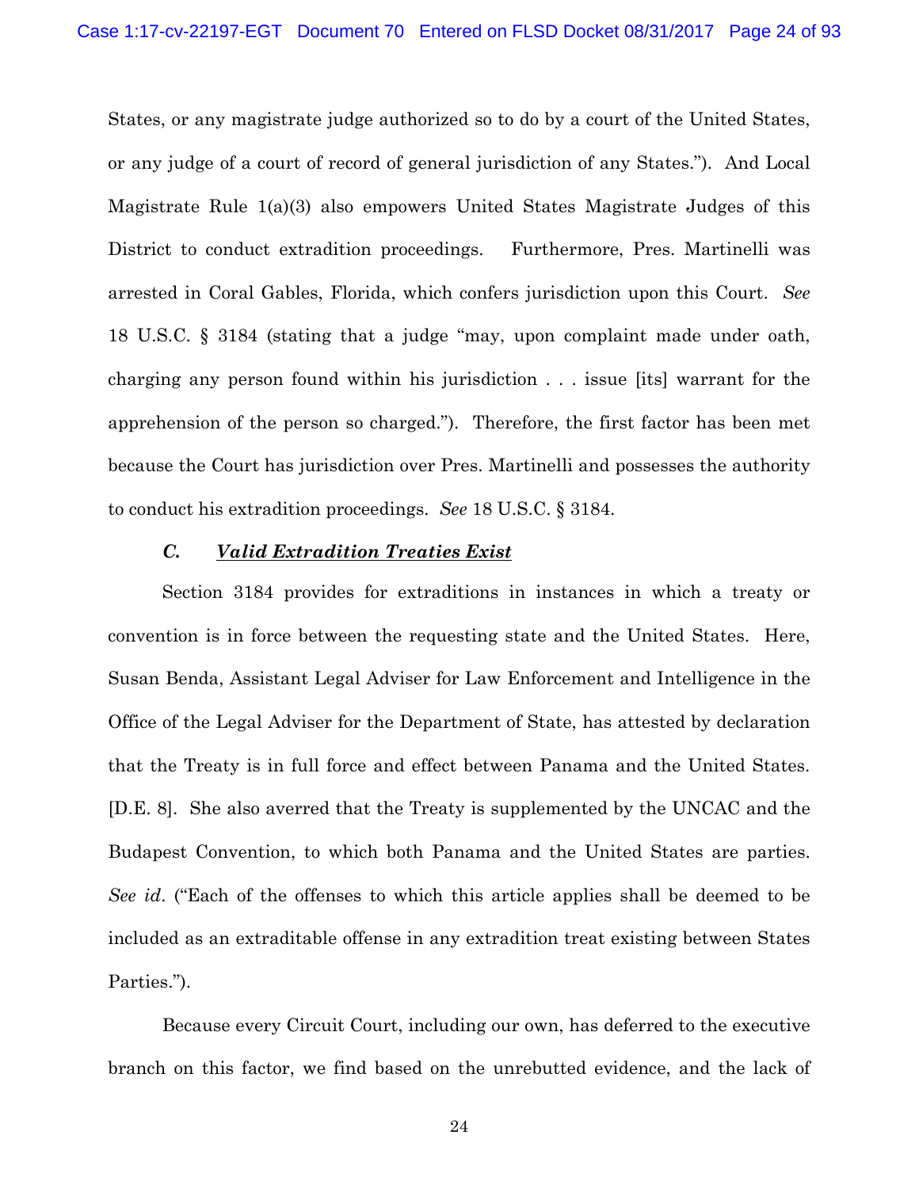States, or any magistrate judge authorized so to do by a court of the United States, or any judge of a court of record of general jurisdiction of any States."). And Local Magistrate Rule 1(a)(3) also empowers United States Magistrate Judges of this District to conduct extradition proceedings. Furthermore, Pres. Martinelli was arrested in Coral Gables, Florida, which confers jurisdiction upon this Court. *See* 18 U.S.C. § 3184 (stating that a judge "may, upon complaint made under oath, charging any person found within his jurisdiction . . . issue [its] warrant for the apprehension of the person so charged."). Therefore, the first factor has been met because the Court has jurisdiction over Pres. Martinelli and possesses the authority to conduct his extradition proceedings. *See* 18 U.S.C. § 3184.

### *C. Valid Extradition Treaties Exist*

Section 3184 provides for extraditions in instances in which a treaty or convention is in force between the requesting state and the United States. Here, Susan Benda, Assistant Legal Adviser for Law Enforcement and Intelligence in the Office of the Legal Adviser for the Department of State, has attested by declaration that the Treaty is in full force and effect between Panama and the United States. [D.E. 8]. She also averred that the Treaty is supplemented by the UNCAC and the Budapest Convention, to which both Panama and the United States are parties. *See id*. ("Each of the offenses to which this article applies shall be deemed to be included as an extraditable offense in any extradition treat existing between States Parties.").

Because every Circuit Court, including our own, has deferred to the executive branch on this factor, we find based on the unrebutted evidence, and the lack of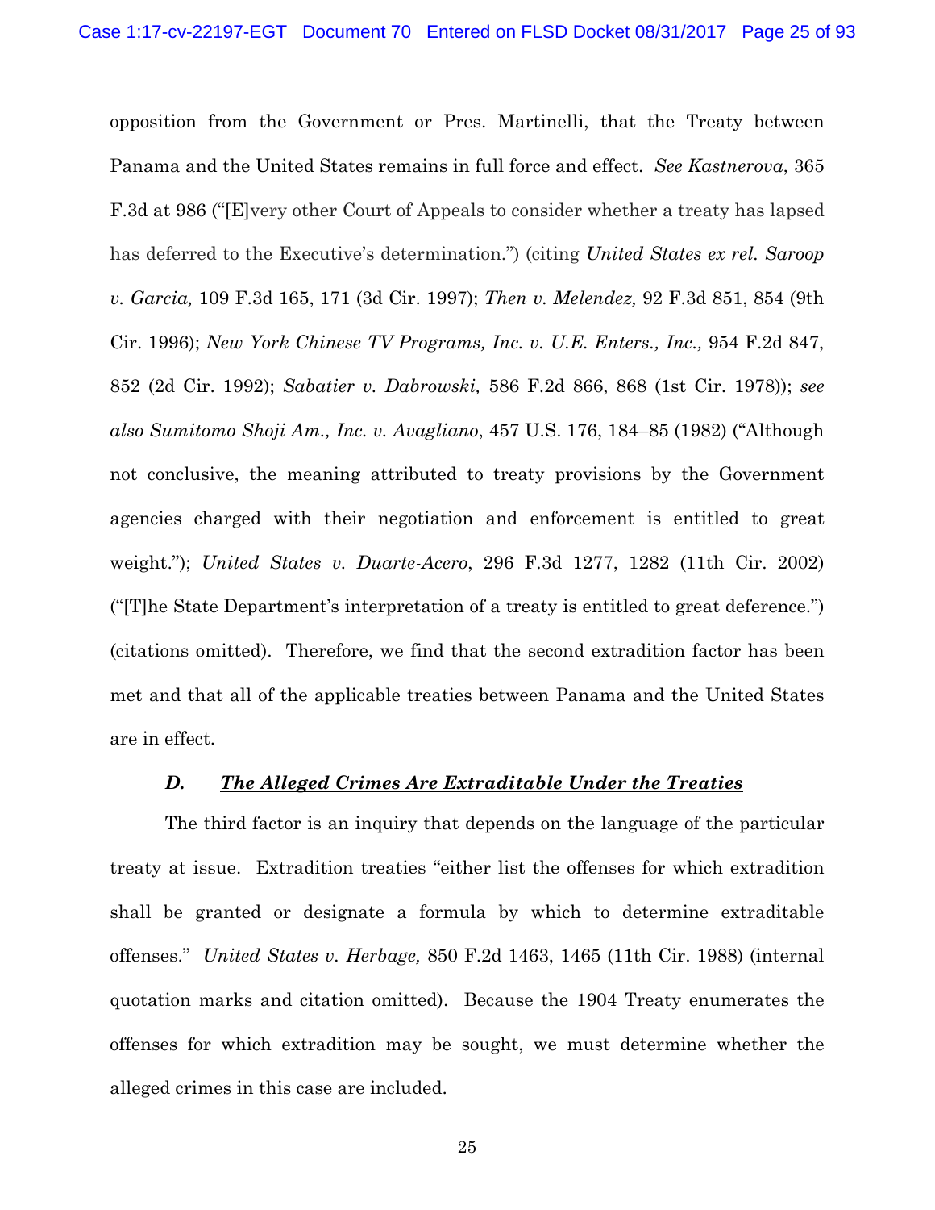opposition from the Government or Pres. Martinelli, that the Treaty between Panama and the United States remains in full force and effect. *See Kastnerova*, 365 F.3d at 986 ("[E]very other Court of Appeals to consider whether a treaty has lapsed has deferred to the Executive's determination.") (citing *United States ex rel. Saroop v. Garcia,* 109 F.3d 165, 171 (3d Cir. 1997); *Then v. Melendez,* 92 F.3d 851, 854 (9th Cir. 1996); *New York Chinese TV Programs, Inc. v. U.E. Enters., Inc.,* 954 F.2d 847, 852 (2d Cir. 1992); *Sabatier v. Dabrowski,* 586 F.2d 866, 868 (1st Cir. 1978)); *see also Sumitomo Shoji Am., Inc. v. Avagliano*, 457 U.S. 176, 184–85 (1982) ("Although not conclusive, the meaning attributed to treaty provisions by the Government agencies charged with their negotiation and enforcement is entitled to great weight."); *United States v. Duarte-Acero*, 296 F.3d 1277, 1282 (11th Cir. 2002) ("[T]he State Department's interpretation of a treaty is entitled to great deference.") (citations omitted). Therefore, we find that the second extradition factor has been met and that all of the applicable treaties between Panama and the United States are in effect.

### ***D. The Alleged Crimes Are Extraditable Under the Treaties***

The third factor is an inquiry that depends on the language of the particular treaty at issue. Extradition treaties "either list the offenses for which extradition shall be granted or designate a formula by which to determine extraditable offenses." *United States v. Herbage,* 850 F.2d 1463, 1465 (11th Cir. 1988) (internal quotation marks and citation omitted). Because the 1904 Treaty enumerates the offenses for which extradition may be sought, we must determine whether the alleged crimes in this case are included.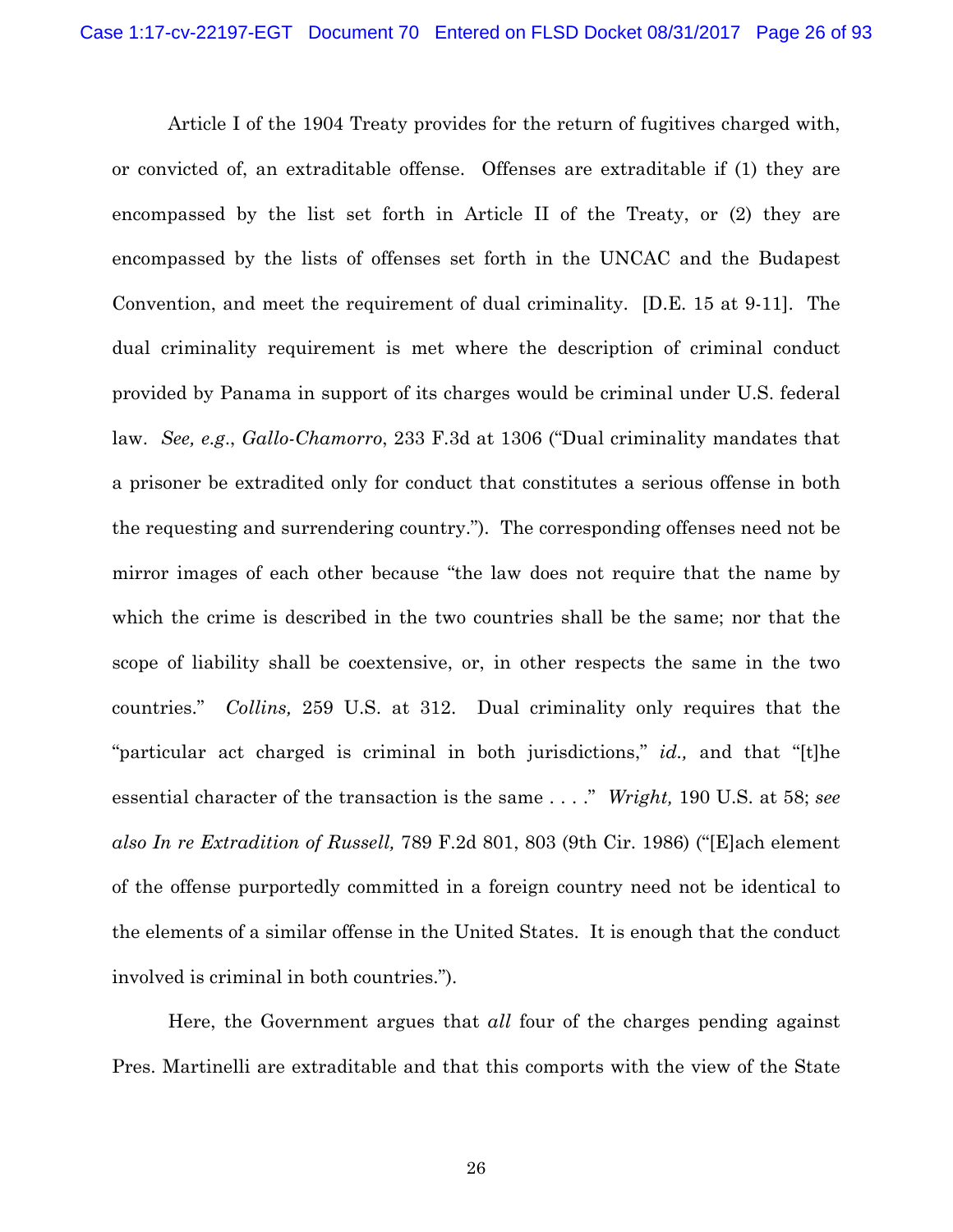Article I of the 1904 Treaty provides for the return of fugitives charged with, or convicted of, an extraditable offense. Offenses are extraditable if (1) they are encompassed by the list set forth in Article II of the Treaty, or (2) they are encompassed by the lists of offenses set forth in the UNCAC and the Budapest Convention, and meet the requirement of dual criminality. [D.E. 15 at 9-11]. The dual criminality requirement is met where the description of criminal conduct provided by Panama in support of its charges would be criminal under U.S. federal law. *See, e.g.*, *Gallo-Chamorro*, 233 F.3d at 1306 ("Dual criminality mandates that a prisoner be extradited only for conduct that constitutes a serious offense in both the requesting and surrendering country."). The corresponding offenses need not be mirror images of each other because "the law does not require that the name by which the crime is described in the two countries shall be the same; nor that the scope of liability shall be coextensive, or, in other respects the same in the two countries." *Collins,* 259 U.S. at 312. Dual criminality only requires that the "particular act charged is criminal in both jurisdictions," *id.,* and that "[t]he essential character of the transaction is the same . . . ." *Wright,* 190 U.S. at 58; *see also In re Extradition of Russell,* 789 F.2d 801, 803 (9th Cir. 1986) ("[E]ach element of the offense purportedly committed in a foreign country need not be identical to the elements of a similar offense in the United States. It is enough that the conduct involved is criminal in both countries.").

Here, the Government argues that *all* four of the charges pending against Pres. Martinelli are extraditable and that this comports with the view of the State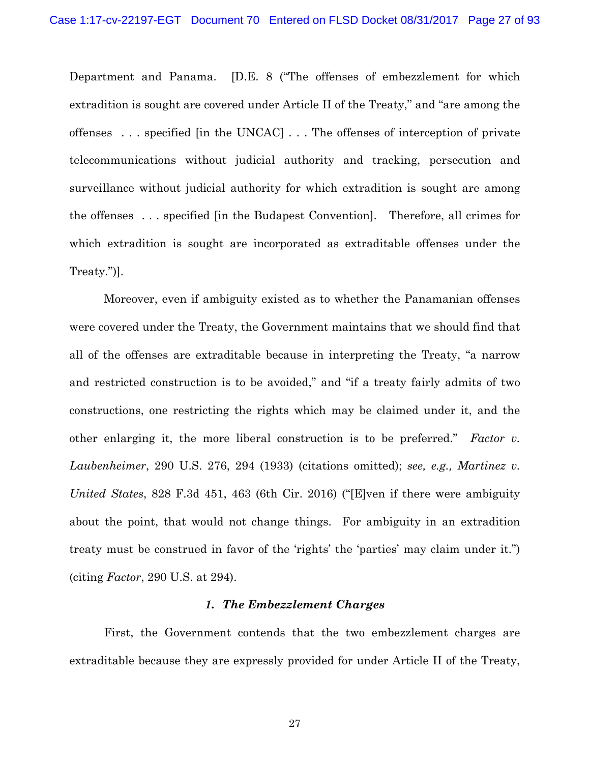Department and Panama. [D.E. 8 ("The offenses of embezzlement for which extradition is sought are covered under Article II of the Treaty," and "are among the offenses . . . specified [in the UNCAC] . . . The offenses of interception of private telecommunications without judicial authority and tracking, persecution and surveillance without judicial authority for which extradition is sought are among the offenses . . . specified [in the Budapest Convention]. Therefore, all crimes for which extradition is sought are incorporated as extraditable offenses under the Treaty.")].

Moreover, even if ambiguity existed as to whether the Panamanian offenses were covered under the Treaty, the Government maintains that we should find that all of the offenses are extraditable because in interpreting the Treaty, "a narrow and restricted construction is to be avoided," and "if a treaty fairly admits of two constructions, one restricting the rights which may be claimed under it, and the other enlarging it, the more liberal construction is to be preferred." *Factor v. Laubenheimer*, 290 U.S. 276, 294 (1933) (citations omitted); *see, e.g., Martinez v. United States*, 828 F.3d 451, 463 (6th Cir. 2016) ("[E]ven if there were ambiguity about the point, that would not change things. For ambiguity in an extradition treaty must be construed in favor of the 'rights' the 'parties' may claim under it.") (citing *Factor*, 290 U.S. at 294).

### *1. The Embezzlement Charges*

First, the Government contends that the two embezzlement charges are extraditable because they are expressly provided for under Article II of the Treaty,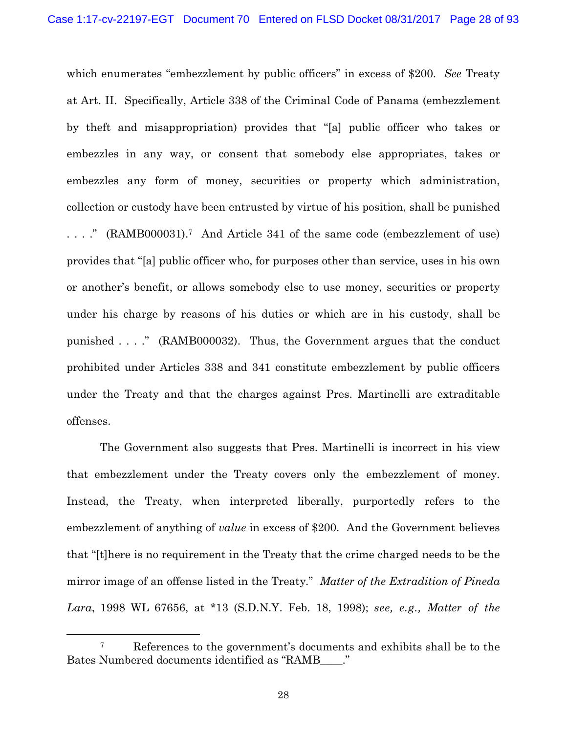which enumerates "embezzlement by public officers" in excess of $200. *See* Treaty at Art. II. Specifically, Article 338 of the Criminal Code of Panama (embezzlement by theft and misappropriation) provides that "[a] public officer who takes or embezzles in any way, or consent that somebody else appropriates, takes or embezzles any form of money, securities or property which administration, collection or custody have been entrusted by virtue of his position, shall be punished . . . ." (RAMB000031).[7] And Article 341 of the same code (embezzlement of use) provides that "[a] public officer who, for purposes other than service, uses in his own or another's benefit, or allows somebody else to use money, securities or property under his charge by reasons of his duties or which are in his custody, shall be punished . . . ." (RAMB000032). Thus, the Government argues that the conduct prohibited under Articles 338 and 341 constitute embezzlement by public officers under the Treaty and that the charges against Pres. Martinelli are extraditable offenses.

The Government also suggests that Pres. Martinelli is incorrect in his view that embezzlement under the Treaty covers only the embezzlement of money. Instead, the Treaty, when interpreted liberally, purportedly refers to the embezzlement of anything of *value* in excess of $200. And the Government believes that "[t]here is no requirement in the Treaty that the crime charged needs to be the mirror image of an offense listed in the Treaty." *Matter of the Extradition of Pineda Lara*, 1998 WL 67656, at *13 (S.D.N.Y. Feb. 18, 1998); *see, e.g., Matter of the*

---

[7] References to the government's documents and exhibits shall be to the Bates Numbered documents identified as "RAMB____."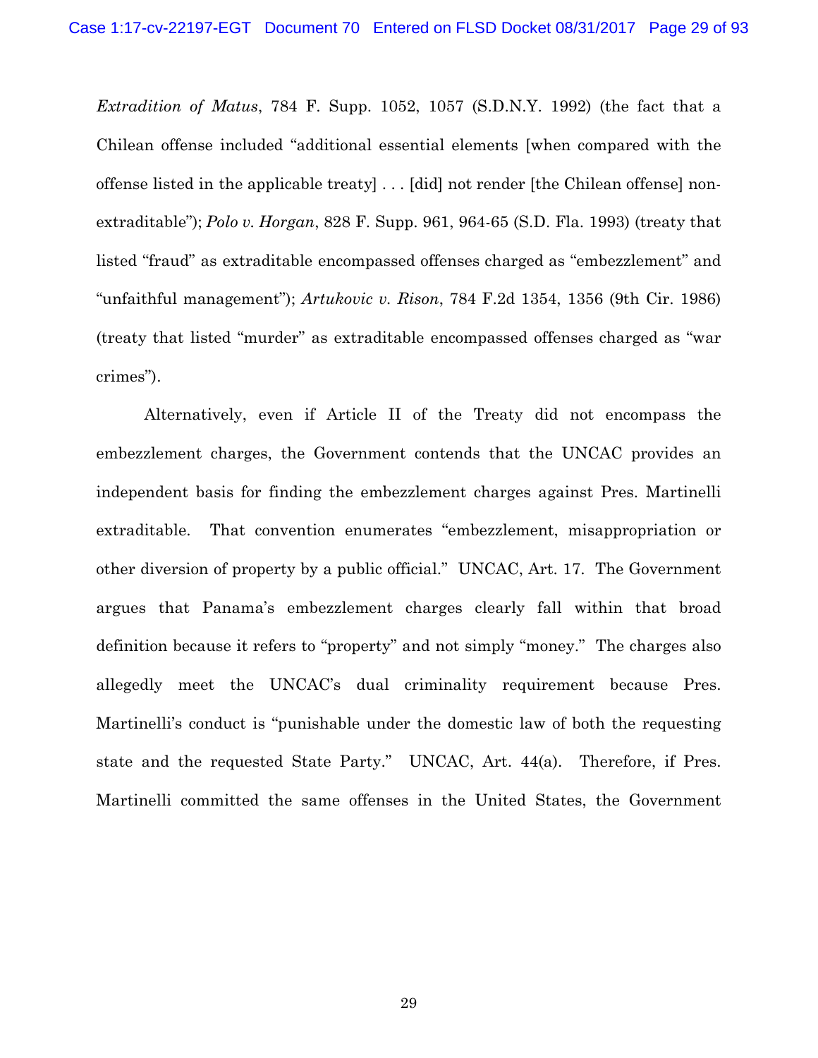*Extradition of Matus*, 784 F. Supp. 1052, 1057 (S.D.N.Y. 1992) (the fact that a Chilean offense included "additional essential elements [when compared with the offense listed in the applicable treaty] . . . [did] not render [the Chilean offense] non-extraditable"); *Polo v. Horgan*, 828 F. Supp. 961, 964-65 (S.D. Fla. 1993) (treaty that listed "fraud" as extraditable encompassed offenses charged as "embezzlement" and "unfaithful management"); *Artukovic v. Rison*, 784 F.2d 1354, 1356 (9th Cir. 1986) (treaty that listed "murder" as extraditable encompassed offenses charged as "war crimes").

Alternatively, even if Article II of the Treaty did not encompass the embezzlement charges, the Government contends that the UNCAC provides an independent basis for finding the embezzlement charges against Pres. Martinelli extraditable. That convention enumerates "embezzlement, misappropriation or other diversion of property by a public official." UNCAC, Art. 17. The Government argues that Panama's embezzlement charges clearly fall within that broad definition because it refers to "property" and not simply "money." The charges also allegedly meet the UNCAC's dual criminality requirement because Pres. Martinelli's conduct is "punishable under the domestic law of both the requesting state and the requested State Party." UNCAC, Art. 44(a). Therefore, if Pres. Martinelli committed the same offenses in the United States, the Government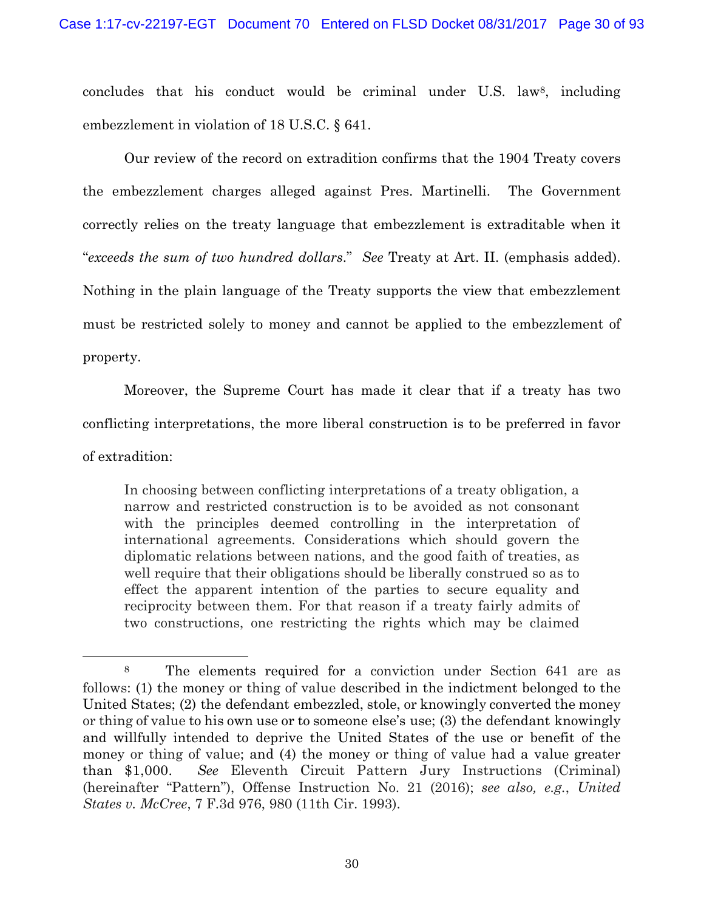concludes that his conduct would be criminal under U.S. law[8], including embezzlement in violation of 18 U.S.C. § 641.

Our review of the record on extradition confirms that the 1904 Treaty covers the embezzlement charges alleged against Pres. Martinelli. The Government correctly relies on the treaty language that embezzlement is extraditable when it "*exceeds the sum of two hundred dollars*." *See* Treaty at Art. II. (emphasis added). Nothing in the plain language of the Treaty supports the view that embezzlement must be restricted solely to money and cannot be applied to the embezzlement of property.

Moreover, the Supreme Court has made it clear that if a treaty has two conflicting interpretations, the more liberal construction is to be preferred in favor of extradition:

> In choosing between conflicting interpretations of a treaty obligation, a narrow and restricted construction is to be avoided as not consonant with the principles deemed controlling in the interpretation of international agreements. Considerations which should govern the diplomatic relations between nations, and the good faith of treaties, as well require that their obligations should be liberally construed so as to effect the apparent intention of the parties to secure equality and reciprocity between them. For that reason if a treaty fairly admits of two constructions, one restricting the rights which may be claimed

---

[8] The elements required for a conviction under Section 641 are as follows: (1) the money or thing of value described in the indictment belonged to the United States; (2) the defendant embezzled, stole, or knowingly converted the money or thing of value to his own use or to someone else's use; (3) the defendant knowingly and willfully intended to deprive the United States of the use or benefit of the money or thing of value; and (4) the money or thing of value had a value greater than $1,000. *See* Eleventh Circuit Pattern Jury Instructions (Criminal) (hereinafter "Pattern"), Offense Instruction No. 21 (2016); *see also, e.g.*, *United States v. McCree*, 7 F.3d 976, 980 (11th Cir. 1993).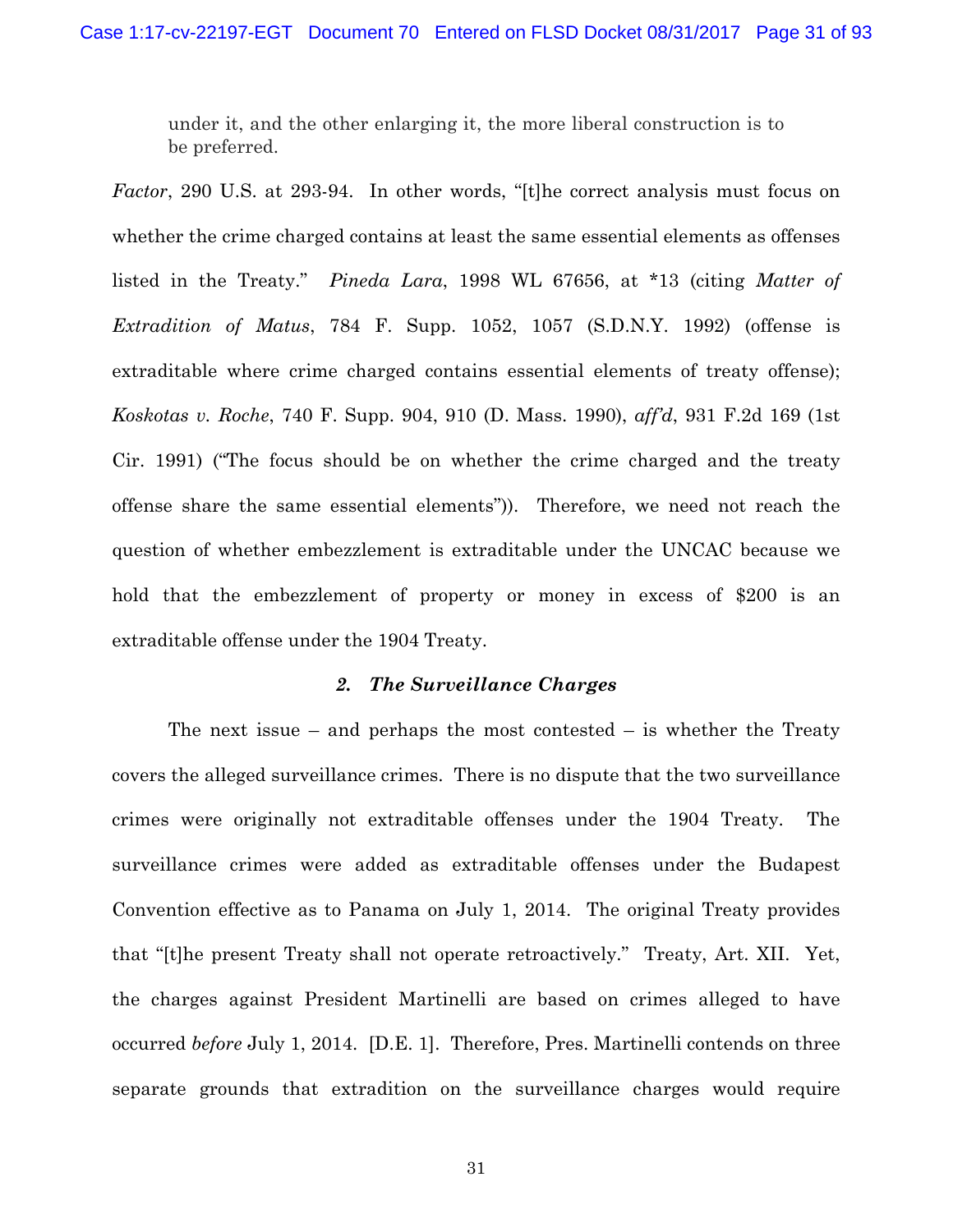under it, and the other enlarging it, the more liberal construction is to be preferred.

*Factor*, 290 U.S. at 293-94. In other words, "[t]he correct analysis must focus on whether the crime charged contains at least the same essential elements as offenses listed in the Treaty." *Pineda Lara*, 1998 WL 67656, at *13 (citing *Matter of Extradition of Matus*, 784 F. Supp. 1052, 1057 (S.D.N.Y. 1992) (offense is extraditable where crime charged contains essential elements of treaty offense); *Koskotas v. Roche*, 740 F. Supp. 904, 910 (D. Mass. 1990), *aff'd*, 931 F.2d 169 (1st Cir. 1991) ("The focus should be on whether the crime charged and the treaty offense share the same essential elements")). Therefore, we need not reach the question of whether embezzlement is extraditable under the UNCAC because we hold that the embezzlement of property or money in excess of $200 is an extraditable offense under the 1904 Treaty.

### *2. The Surveillance Charges*

The next issue – and perhaps the most contested – is whether the Treaty covers the alleged surveillance crimes. There is no dispute that the two surveillance crimes were originally not extraditable offenses under the 1904 Treaty. The surveillance crimes were added as extraditable offenses under the Budapest Convention effective as to Panama on July 1, 2014. The original Treaty provides that "[t]he present Treaty shall not operate retroactively." Treaty, Art. XII. Yet, the charges against President Martinelli are based on crimes alleged to have occurred *before* July 1, 2014. [D.E. 1]. Therefore, Pres. Martinelli contends on three separate grounds that extradition on the surveillance charges would require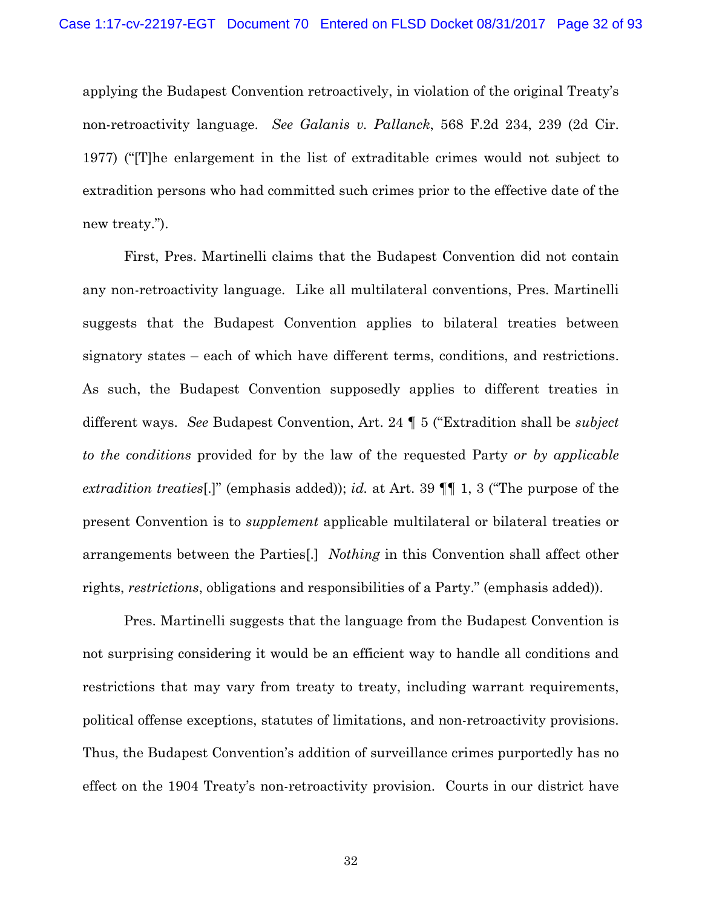applying the Budapest Convention retroactively, in violation of the original Treaty's non-retroactivity language. *See Galanis v. Pallanck*, 568 F.2d 234, 239 (2d Cir. 1977) ("[T]he enlargement in the list of extraditable crimes would not subject to extradition persons who had committed such crimes prior to the effective date of the new treaty.").

First, Pres. Martinelli claims that the Budapest Convention did not contain any non-retroactivity language. Like all multilateral conventions, Pres. Martinelli suggests that the Budapest Convention applies to bilateral treaties between signatory states – each of which have different terms, conditions, and restrictions. As such, the Budapest Convention supposedly applies to different treaties in different ways. *See* Budapest Convention, Art. 24 ¶ 5 ("Extradition shall be *subject to the conditions* provided for by the law of the requested Party *or by applicable extradition treaties*[.]" (emphasis added)); *id.* at Art. 39 ¶¶ 1, 3 ("The purpose of the present Convention is to *supplement* applicable multilateral or bilateral treaties or arrangements between the Parties[.] *Nothing* in this Convention shall affect other rights, *restrictions*, obligations and responsibilities of a Party." (emphasis added)).

Pres. Martinelli suggests that the language from the Budapest Convention is not surprising considering it would be an efficient way to handle all conditions and restrictions that may vary from treaty to treaty, including warrant requirements, political offense exceptions, statutes of limitations, and non-retroactivity provisions. Thus, the Budapest Convention's addition of surveillance crimes purportedly has no effect on the 1904 Treaty's non-retroactivity provision. Courts in our district have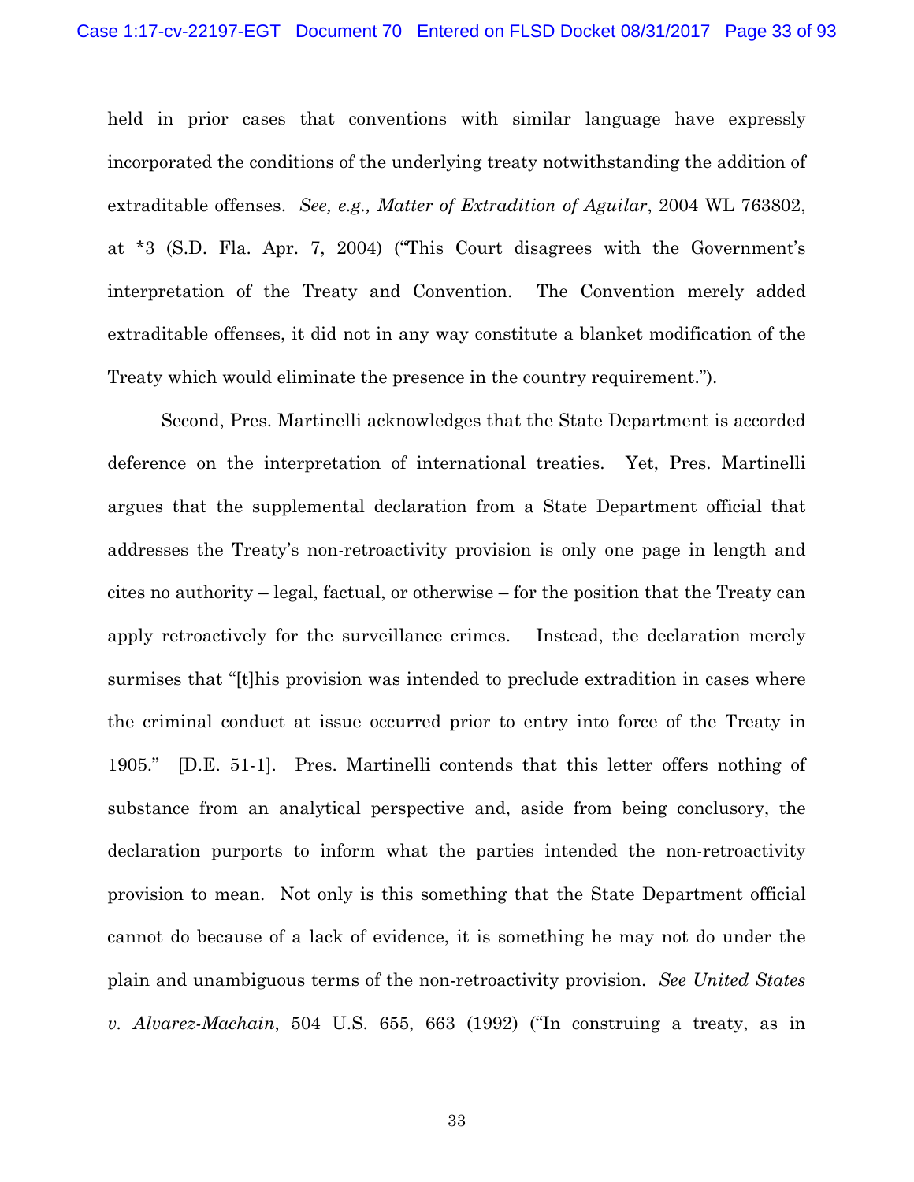held in prior cases that conventions with similar language have expressly incorporated the conditions of the underlying treaty notwithstanding the addition of extraditable offenses. *See, e.g., Matter of Extradition of Aguilar*, 2004 WL 763802, at *3 (S.D. Fla. Apr. 7, 2004) ("This Court disagrees with the Government's interpretation of the Treaty and Convention. The Convention merely added extraditable offenses, it did not in any way constitute a blanket modification of the Treaty which would eliminate the presence in the country requirement.").

Second, Pres. Martinelli acknowledges that the State Department is accorded deference on the interpretation of international treaties. Yet, Pres. Martinelli argues that the supplemental declaration from a State Department official that addresses the Treaty's non-retroactivity provision is only one page in length and cites no authority – legal, factual, or otherwise – for the position that the Treaty can apply retroactively for the surveillance crimes. Instead, the declaration merely surmises that "[t]his provision was intended to preclude extradition in cases where the criminal conduct at issue occurred prior to entry into force of the Treaty in 1905." [D.E. 51-1]. Pres. Martinelli contends that this letter offers nothing of substance from an analytical perspective and, aside from being conclusory, the declaration purports to inform what the parties intended the non-retroactivity provision to mean. Not only is this something that the State Department official cannot do because of a lack of evidence, it is something he may not do under the plain and unambiguous terms of the non-retroactivity provision. *See United States v. Alvarez-Machain*, 504 U.S. 655, 663 (1992) ("In construing a treaty, as in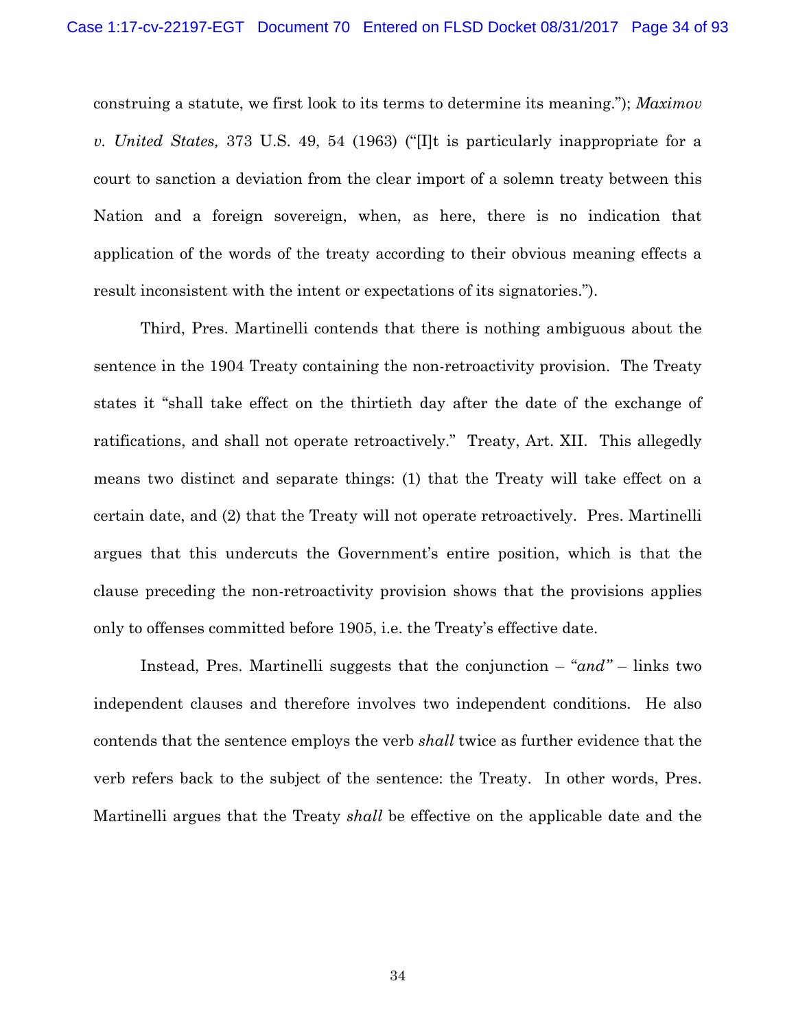construing a statute, we first look to its terms to determine its meaning."); *Maximov v. United States,* 373 U.S. 49, 54 (1963) ("[I]t is particularly inappropriate for a court to sanction a deviation from the clear import of a solemn treaty between this Nation and a foreign sovereign, when, as here, there is no indication that application of the words of the treaty according to their obvious meaning effects a result inconsistent with the intent or expectations of its signatories.").

Third, Pres. Martinelli contends that there is nothing ambiguous about the sentence in the 1904 Treaty containing the non-retroactivity provision. The Treaty states it "shall take effect on the thirtieth day after the date of the exchange of ratifications, and shall not operate retroactively." Treaty, Art. XII. This allegedly means two distinct and separate things: (1) that the Treaty will take effect on a certain date, and (2) that the Treaty will not operate retroactively. Pres. Martinelli argues that this undercuts the Government's entire position, which is that the clause preceding the non-retroactivity provision shows that the provisions applies only to offenses committed before 1905, i.e. the Treaty's effective date.

Instead, Pres. Martinelli suggests that the conjunction – "*and"* – links two independent clauses and therefore involves two independent conditions. He also contends that the sentence employs the verb *shall* twice as further evidence that the verb refers back to the subject of the sentence: the Treaty. In other words, Pres. Martinelli argues that the Treaty *shall* be effective on the applicable date and the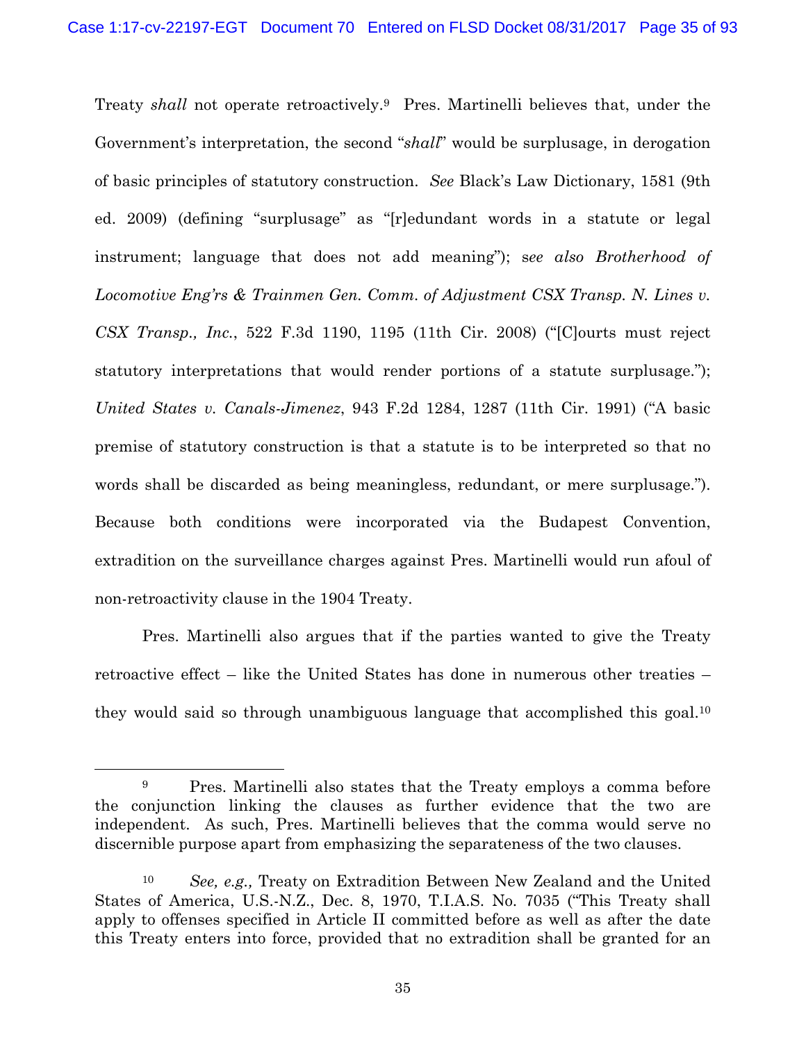Treaty *shall* not operate retroactively.[9] Pres. Martinelli believes that, under the Government's interpretation, the second "*shall*" would be surplusage, in derogation of basic principles of statutory construction. *See* Black's Law Dictionary, 1581 (9th ed. 2009) (defining "surplusage" as "[r]edundant words in a statute or legal instrument; language that does not add meaning"); s*ee also Brotherhood of Locomotive Eng'rs & Trainmen Gen. Comm. of Adjustment CSX Transp. N. Lines v. CSX Transp., Inc.*, 522 F.3d 1190, 1195 (11th Cir. 2008) ("[C]ourts must reject statutory interpretations that would render portions of a statute surplusage."); *United States v. Canals-Jimenez*, 943 F.2d 1284, 1287 (11th Cir. 1991) ("A basic premise of statutory construction is that a statute is to be interpreted so that no words shall be discarded as being meaningless, redundant, or mere surplusage."). Because both conditions were incorporated via the Budapest Convention, extradition on the surveillance charges against Pres. Martinelli would run afoul of non-retroactivity clause in the 1904 Treaty.

Pres. Martinelli also argues that if the parties wanted to give the Treaty retroactive effect – like the United States has done in numerous other treaties – they would said so through unambiguous language that accomplished this goal.[10]

---

[9] Pres. Martinelli also states that the Treaty employs a comma before the conjunction linking the clauses as further evidence that the two are independent. As such, Pres. Martinelli believes that the comma would serve no discernible purpose apart from emphasizing the separateness of the two clauses.

[10] *See, e.g.,* Treaty on Extradition Between New Zealand and the United States of America, U.S.-N.Z., Dec. 8, 1970, T.I.A.S. No. 7035 ("This Treaty shall apply to offenses specified in Article II committed before as well as after the date this Treaty enters into force, provided that no extradition shall be granted for an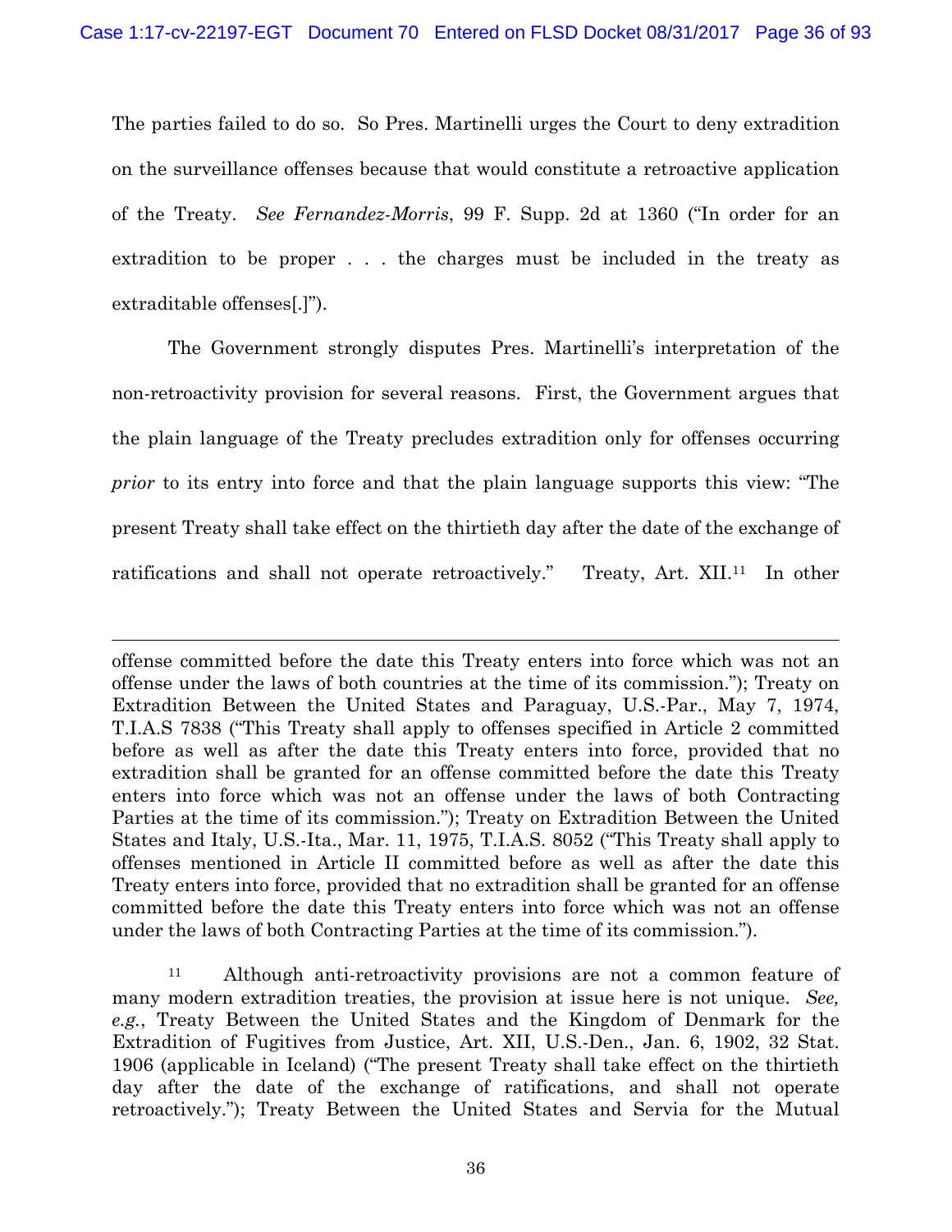The parties failed to do so. So Pres. Martinelli urges the Court to deny extradition on the surveillance offenses because that would constitute a retroactive application of the Treaty. *See Fernandez-Morris*, 99 F. Supp. 2d at 1360 ("In order for an extradition to be proper . . . the charges must be included in the treaty as extraditable offenses[.]").

The Government strongly disputes Pres. Martinelli's interpretation of the non-retroactivity provision for several reasons. First, the Government argues that the plain language of the Treaty precludes extradition only for offenses occurring *prior* to its entry into force and that the plain language supports this view: "The present Treaty shall take effect on the thirtieth day after the date of the exchange of ratifications and shall not operate retroactively." Treaty, Art. XII.[11] In other

---

offense committed before the date this Treaty enters into force which was not an offense under the laws of both countries at the time of its commission."); Treaty on Extradition Between the United States and Paraguay, U.S.-Par., May 7, 1974, T.I.A.S 7838 ("This Treaty shall apply to offenses specified in Article 2 committed before as well as after the date this Treaty enters into force, provided that no extradition shall be granted for an offense committed before the date this Treaty enters into force which was not an offense under the laws of both Contracting Parties at the time of its commission."); Treaty on Extradition Between the United States and Italy, U.S.-Ita., Mar. 11, 1975, T.I.A.S. 8052 ("This Treaty shall apply to offenses mentioned in Article II committed before as well as after the date this Treaty enters into force, provided that no extradition shall be granted for an offense committed before the date this Treaty enters into force which was not an offense under the laws of both Contracting Parties at the time of its commission.").

[11] Although anti-retroactivity provisions are not a common feature of many modern extradition treaties, the provision at issue here is not unique. *See, e.g.*, Treaty Between the United States and the Kingdom of Denmark for the Extradition of Fugitives from Justice, Art. XII, U.S.-Den., Jan. 6, 1902, 32 Stat. 1906 (applicable in Iceland) ("The present Treaty shall take effect on the thirtieth day after the date of the exchange of ratifications, and shall not operate retroactively."); Treaty Between the United States and Servia for the Mutual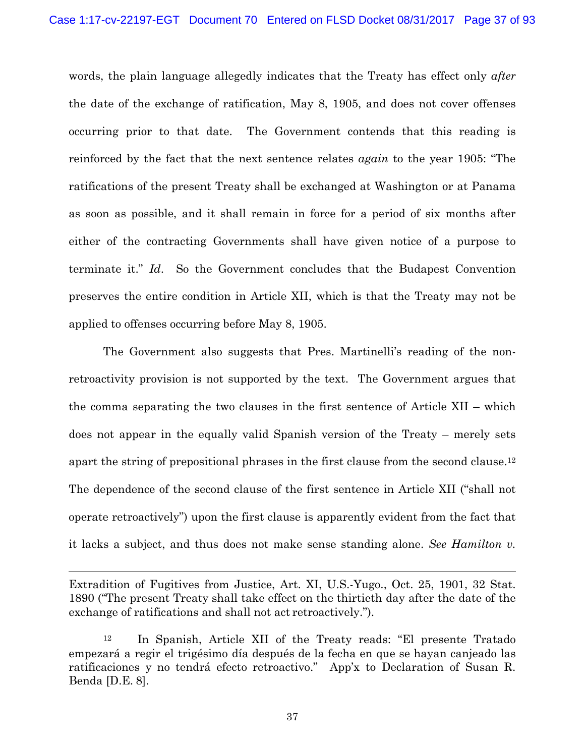words, the plain language allegedly indicates that the Treaty has effect only *after* the date of the exchange of ratification, May 8, 1905, and does not cover offenses occurring prior to that date. The Government contends that this reading is reinforced by the fact that the next sentence relates *again* to the year 1905: "The ratifications of the present Treaty shall be exchanged at Washington or at Panama as soon as possible, and it shall remain in force for a period of six months after either of the contracting Governments shall have given notice of a purpose to terminate it." *Id*. So the Government concludes that the Budapest Convention preserves the entire condition in Article XII, which is that the Treaty may not be applied to offenses occurring before May 8, 1905.

The Government also suggests that Pres. Martinelli's reading of the non-retroactivity provision is not supported by the text. The Government argues that the comma separating the two clauses in the first sentence of Article XII – which does not appear in the equally valid Spanish version of the Treaty – merely sets apart the string of prepositional phrases in the first clause from the second clause.[12] The dependence of the second clause of the first sentence in Article XII ("shall not operate retroactively") upon the first clause is apparently evident from the fact that it lacks a subject, and thus does not make sense standing alone. *See Hamilton v.*

---

Extradition of Fugitives from Justice, Art. XI, U.S.-Yugo., Oct. 25, 1901, 32 Stat. 1890 ("The present Treaty shall take effect on the thirtieth day after the date of the exchange of ratifications and shall not act retroactively.").

[12] In Spanish, Article XII of the Treaty reads: "El presente Tratado empezará a regir el trigésimo día después de la fecha en que se hayan canjeado las ratificaciones y no tendrá efecto retroactivo." App'x to Declaration of Susan R. Benda [D.E. 8].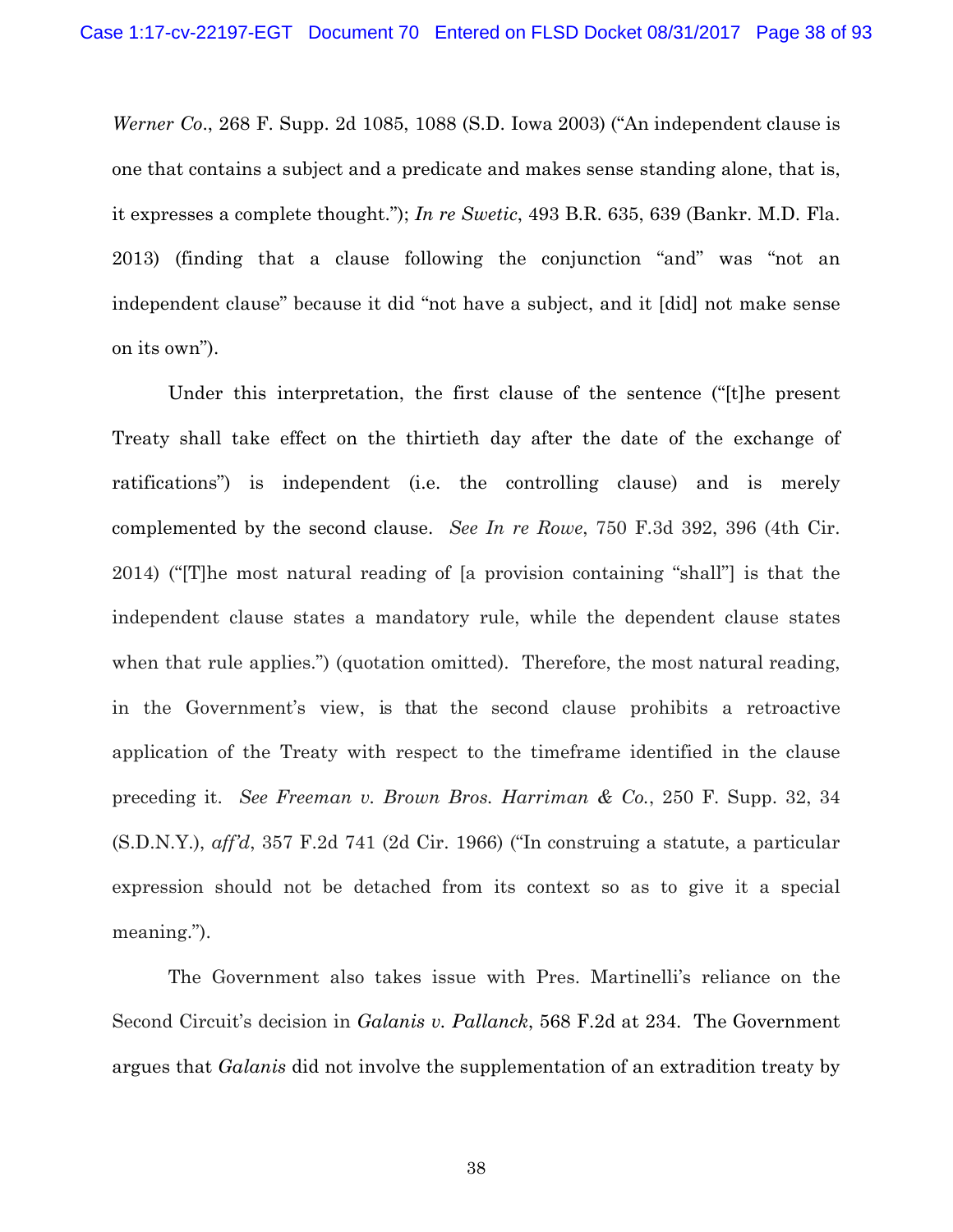*Werner Co.*, 268 F. Supp. 2d 1085, 1088 (S.D. Iowa 2003) ("An independent clause is one that contains a subject and a predicate and makes sense standing alone, that is, it expresses a complete thought."); *In re Swetic*, 493 B.R. 635, 639 (Bankr. M.D. Fla. 2013) (finding that a clause following the conjunction "and" was "not an independent clause" because it did "not have a subject, and it [did] not make sense on its own").

Under this interpretation, the first clause of the sentence ("[t]he present Treaty shall take effect on the thirtieth day after the date of the exchange of ratifications") is independent (i.e. the controlling clause) and is merely complemented by the second clause. *See In re Rowe*, 750 F.3d 392, 396 (4th Cir. 2014) ("[T]he most natural reading of [a provision containing "shall"] is that the independent clause states a mandatory rule, while the dependent clause states when that rule applies.") (quotation omitted). Therefore, the most natural reading, in the Government's view, is that the second clause prohibits a retroactive application of the Treaty with respect to the timeframe identified in the clause preceding it. *See Freeman v. Brown Bros. Harriman & Co.*, 250 F. Supp. 32, 34 (S.D.N.Y.), *aff'd*, 357 F.2d 741 (2d Cir. 1966) ("In construing a statute, a particular expression should not be detached from its context so as to give it a special meaning.").

The Government also takes issue with Pres. Martinelli's reliance on the Second Circuit's decision in *Galanis v. Pallanck*, 568 F.2d at 234. The Government argues that *Galanis* did not involve the supplementation of an extradition treaty by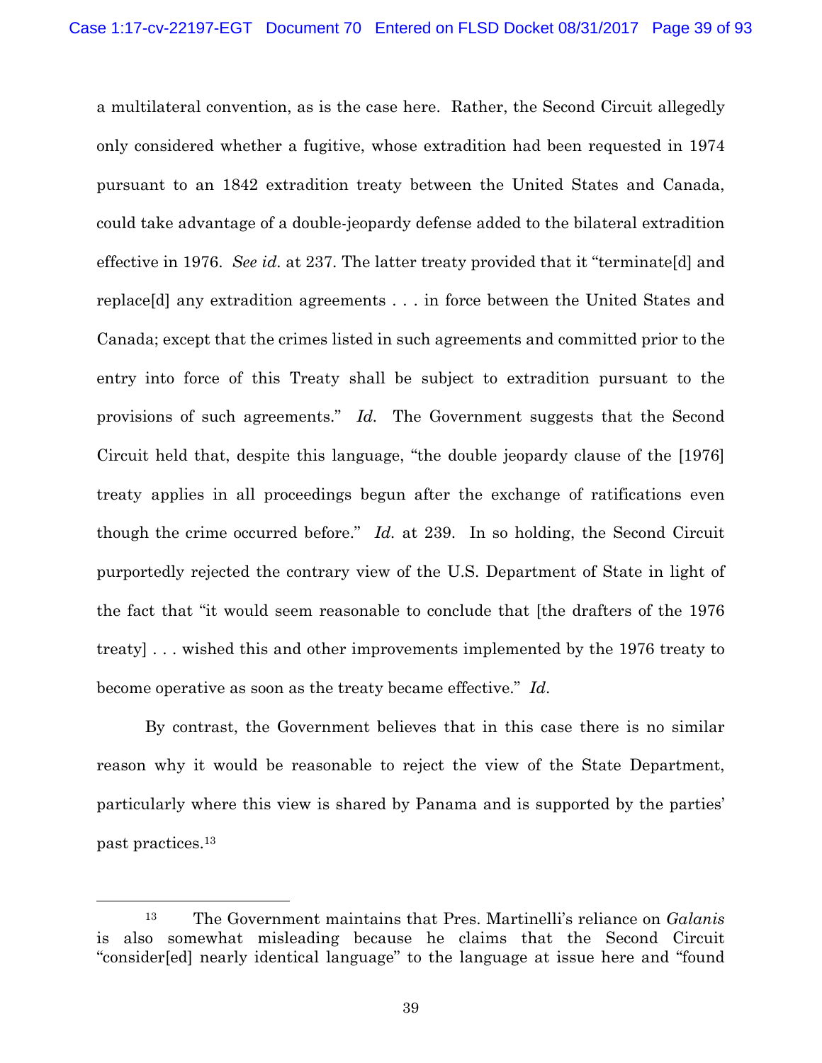a multilateral convention, as is the case here. Rather, the Second Circuit allegedly only considered whether a fugitive, whose extradition had been requested in 1974 pursuant to an 1842 extradition treaty between the United States and Canada, could take advantage of a double-jeopardy defense added to the bilateral extradition effective in 1976. *See id.* at 237. The latter treaty provided that it "terminate[d] and replace[d] any extradition agreements . . . in force between the United States and Canada; except that the crimes listed in such agreements and committed prior to the entry into force of this Treaty shall be subject to extradition pursuant to the provisions of such agreements." *Id.* The Government suggests that the Second Circuit held that, despite this language, "the double jeopardy clause of the [1976] treaty applies in all proceedings begun after the exchange of ratifications even though the crime occurred before." *Id.* at 239. In so holding, the Second Circuit purportedly rejected the contrary view of the U.S. Department of State in light of the fact that "it would seem reasonable to conclude that [the drafters of the 1976 treaty] . . . wished this and other improvements implemented by the 1976 treaty to become operative as soon as the treaty became effective." *Id.*

By contrast, the Government believes that in this case there is no similar reason why it would be reasonable to reject the view of the State Department, particularly where this view is shared by Panama and is supported by the parties' past practices.[13]

---

[13] The Government maintains that Pres. Martinelli's reliance on *Galanis* is also somewhat misleading because he claims that the Second Circuit "consider[ed] nearly identical language" to the language at issue here and "found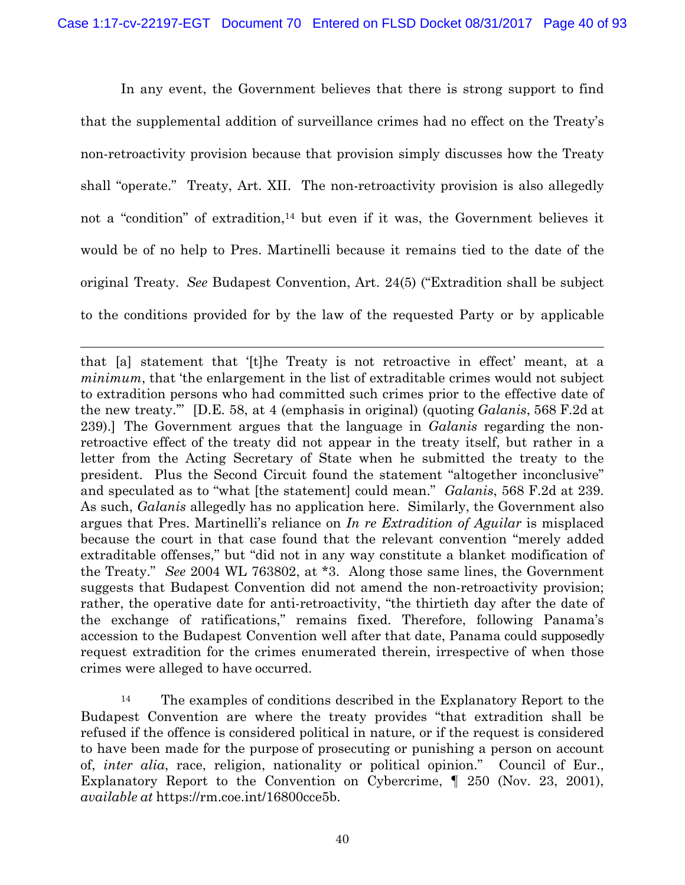In any event, the Government believes that there is strong support to find that the supplemental addition of surveillance crimes had no effect on the Treaty's non-retroactivity provision because that provision simply discusses how the Treaty shall "operate." Treaty, Art. XII. The non-retroactivity provision is also allegedly not a "condition" of extradition,[14] but even if it was, the Government believes it would be of no help to Pres. Martinelli because it remains tied to the date of the original Treaty. *See* Budapest Convention, Art. 24(5) ("Extradition shall be subject to the conditions provided for by the law of the requested Party or by applicable

---

that [a] statement that '[t]he Treaty is not retroactive in effect' meant, at a *minimum*, that 'the enlargement in the list of extraditable crimes would not subject to extradition persons who had committed such crimes prior to the effective date of the new treaty.'" [D.E. 58, at 4 (emphasis in original) (quoting *Galanis*, 568 F.2d at 239).] The Government argues that the language in *Galanis* regarding the non-retroactive effect of the treaty did not appear in the treaty itself, but rather in a letter from the Acting Secretary of State when he submitted the treaty to the president. Plus the Second Circuit found the statement "altogether inconclusive" and speculated as to "what [the statement] could mean." *Galanis*, 568 F.2d at 239. As such, *Galanis* allegedly has no application here. Similarly, the Government also argues that Pres. Martinelli's reliance on *In re Extradition of Aguilar* is misplaced because the court in that case found that the relevant convention "merely added extraditable offenses," but "did not in any way constitute a blanket modification of the Treaty." *See* 2004 WL 763802, at *3. Along those same lines, the Government suggests that Budapest Convention did not amend the non-retroactivity provision; rather, the operative date for anti-retroactivity, "the thirtieth day after the date of the exchange of ratifications," remains fixed. Therefore, following Panama's accession to the Budapest Convention well after that date, Panama could supposedly request extradition for the crimes enumerated therein, irrespective of when those crimes were alleged to have occurred.

[14] The examples of conditions described in the Explanatory Report to the Budapest Convention are where the treaty provides "that extradition shall be refused if the offence is considered political in nature, or if the request is considered to have been made for the purpose of prosecuting or punishing a person on account of, *inter alia*, race, religion, nationality or political opinion." Council of Eur., Explanatory Report to the Convention on Cybercrime, ¶ 250 (Nov. 23, 2001), *available at* https://rm.coe.int/16800cce5b.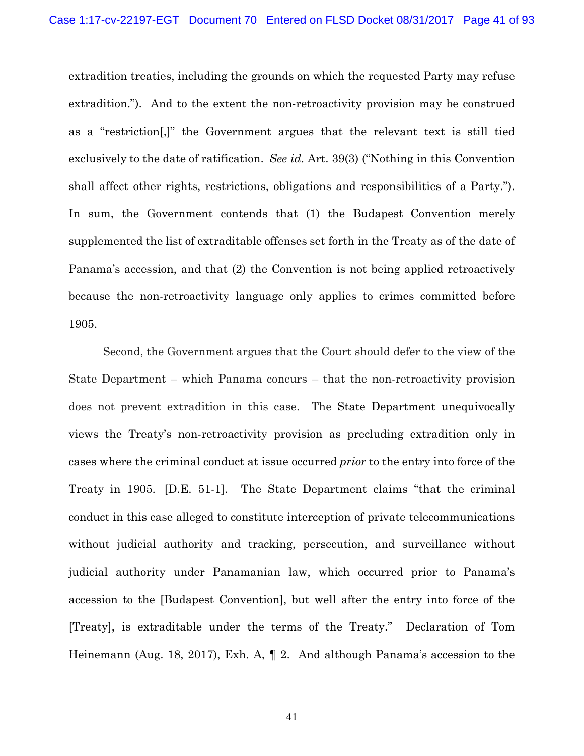extradition treaties, including the grounds on which the requested Party may refuse extradition."). And to the extent the non-retroactivity provision may be construed as a "restriction[,]" the Government argues that the relevant text is still tied exclusively to the date of ratification. *See id.* Art. 39(3) ("Nothing in this Convention shall affect other rights, restrictions, obligations and responsibilities of a Party."). In sum, the Government contends that (1) the Budapest Convention merely supplemented the list of extraditable offenses set forth in the Treaty as of the date of Panama's accession, and that (2) the Convention is not being applied retroactively because the non-retroactivity language only applies to crimes committed before 1905.

Second, the Government argues that the Court should defer to the view of the State Department – which Panama concurs – that the non-retroactivity provision does not prevent extradition in this case. The State Department unequivocally views the Treaty's non-retroactivity provision as precluding extradition only in cases where the criminal conduct at issue occurred *prior* to the entry into force of the Treaty in 1905. [D.E. 51-1]. The State Department claims "that the criminal conduct in this case alleged to constitute interception of private telecommunications without judicial authority and tracking, persecution, and surveillance without judicial authority under Panamanian law, which occurred prior to Panama's accession to the [Budapest Convention], but well after the entry into force of the [Treaty], is extraditable under the terms of the Treaty." Declaration of Tom Heinemann (Aug. 18, 2017), Exh. A, ¶ 2. And although Panama's accession to the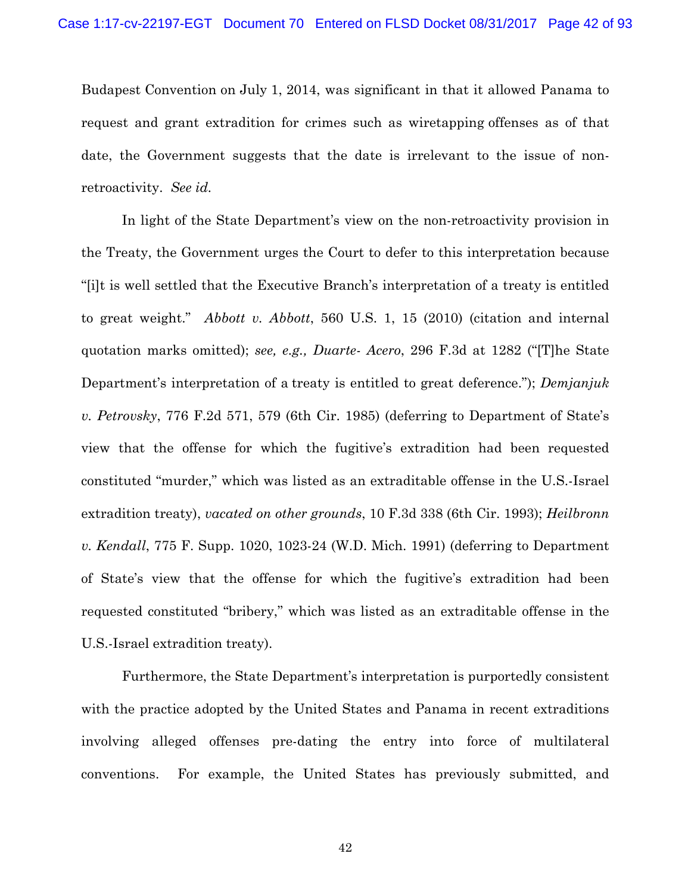Budapest Convention on July 1, 2014, was significant in that it allowed Panama to request and grant extradition for crimes such as wiretapping offenses as of that date, the Government suggests that the date is irrelevant to the issue of non-retroactivity. *See id.*

In light of the State Department's view on the non-retroactivity provision in the Treaty, the Government urges the Court to defer to this interpretation because "[i]t is well settled that the Executive Branch's interpretation of a treaty is entitled to great weight." *Abbott v. Abbott*, 560 U.S. 1, 15 (2010) (citation and internal quotation marks omitted); *see, e.g., Duarte- Acero*, 296 F.3d at 1282 ("[T]he State Department's interpretation of a treaty is entitled to great deference."); *Demjanjuk v. Petrovsky*, 776 F.2d 571, 579 (6th Cir. 1985) (deferring to Department of State's view that the offense for which the fugitive's extradition had been requested constituted "murder," which was listed as an extraditable offense in the U.S.-Israel extradition treaty), *vacated on other grounds*, 10 F.3d 338 (6th Cir. 1993); *Heilbronn v. Kendall*, 775 F. Supp. 1020, 1023-24 (W.D. Mich. 1991) (deferring to Department of State's view that the offense for which the fugitive's extradition had been requested constituted "bribery," which was listed as an extraditable offense in the U.S.-Israel extradition treaty).

Furthermore, the State Department's interpretation is purportedly consistent with the practice adopted by the United States and Panama in recent extraditions involving alleged offenses pre-dating the entry into force of multilateral conventions. For example, the United States has previously submitted, and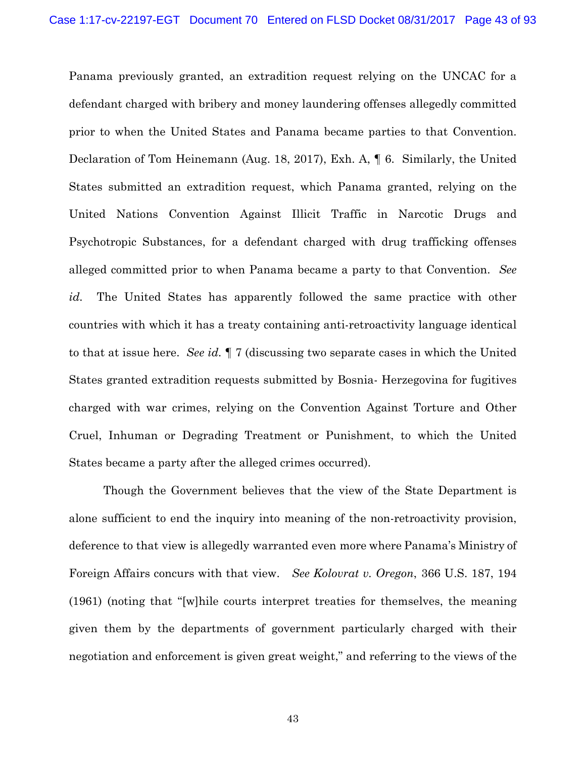Panama previously granted, an extradition request relying on the UNCAC for a defendant charged with bribery and money laundering offenses allegedly committed prior to when the United States and Panama became parties to that Convention. Declaration of Tom Heinemann (Aug. 18, 2017), Exh. A, ¶ 6. Similarly, the United States submitted an extradition request, which Panama granted, relying on the United Nations Convention Against Illicit Traffic in Narcotic Drugs and Psychotropic Substances, for a defendant charged with drug trafficking offenses alleged committed prior to when Panama became a party to that Convention. *See id.* The United States has apparently followed the same practice with other countries with which it has a treaty containing anti-retroactivity language identical to that at issue here. *See id.* ¶ 7 (discussing two separate cases in which the United States granted extradition requests submitted by Bosnia- Herzegovina for fugitives charged with war crimes, relying on the Convention Against Torture and Other Cruel, Inhuman or Degrading Treatment or Punishment, to which the United States became a party after the alleged crimes occurred).

Though the Government believes that the view of the State Department is alone sufficient to end the inquiry into meaning of the non-retroactivity provision, deference to that view is allegedly warranted even more where Panama's Ministry of Foreign Affairs concurs with that view. *See Kolovrat v. Oregon*, 366 U.S. 187, 194 (1961) (noting that "[w]hile courts interpret treaties for themselves, the meaning given them by the departments of government particularly charged with their negotiation and enforcement is given great weight," and referring to the views of the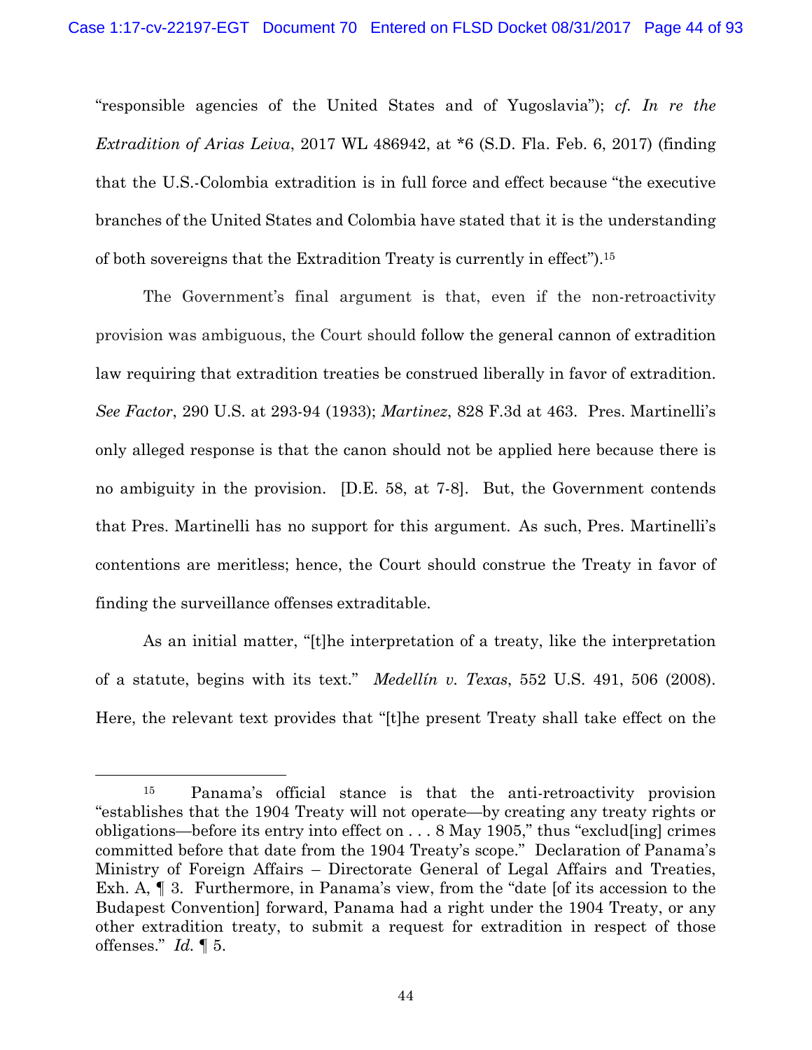"responsible agencies of the United States and of Yugoslavia"); *cf. In re the Extradition of Arias Leiva*, 2017 WL 486942, at *6 (S.D. Fla. Feb. 6, 2017) (finding that the U.S.-Colombia extradition is in full force and effect because "the executive branches of the United States and Colombia have stated that it is the understanding of both sovereigns that the Extradition Treaty is currently in effect").[15]

The Government's final argument is that, even if the non-retroactivity provision was ambiguous, the Court should follow the general cannon of extradition law requiring that extradition treaties be construed liberally in favor of extradition. *See Factor*, 290 U.S. at 293-94 (1933); *Martinez*, 828 F.3d at 463. Pres. Martinelli's only alleged response is that the canon should not be applied here because there is no ambiguity in the provision. [D.E. 58, at 7-8]. But, the Government contends that Pres. Martinelli has no support for this argument. As such, Pres. Martinelli's contentions are meritless; hence, the Court should construe the Treaty in favor of finding the surveillance offenses extraditable.

As an initial matter, "[t]he interpretation of a treaty, like the interpretation of a statute, begins with its text." *Medellín v. Texas*, 552 U.S. 491, 506 (2008). Here, the relevant text provides that "[t]he present Treaty shall take effect on the

---

[15] Panama's official stance is that the anti-retroactivity provision "establishes that the 1904 Treaty will not operate—by creating any treaty rights or obligations—before its entry into effect on . . . 8 May 1905," thus "exclud[ing] crimes committed before that date from the 1904 Treaty's scope." Declaration of Panama's Ministry of Foreign Affairs – Directorate General of Legal Affairs and Treaties, Exh. A, ¶ 3. Furthermore, in Panama's view, from the "date [of its accession to the Budapest Convention] forward, Panama had a right under the 1904 Treaty, or any other extradition treaty, to submit a request for extradition in respect of those offenses." *Id.* ¶ 5.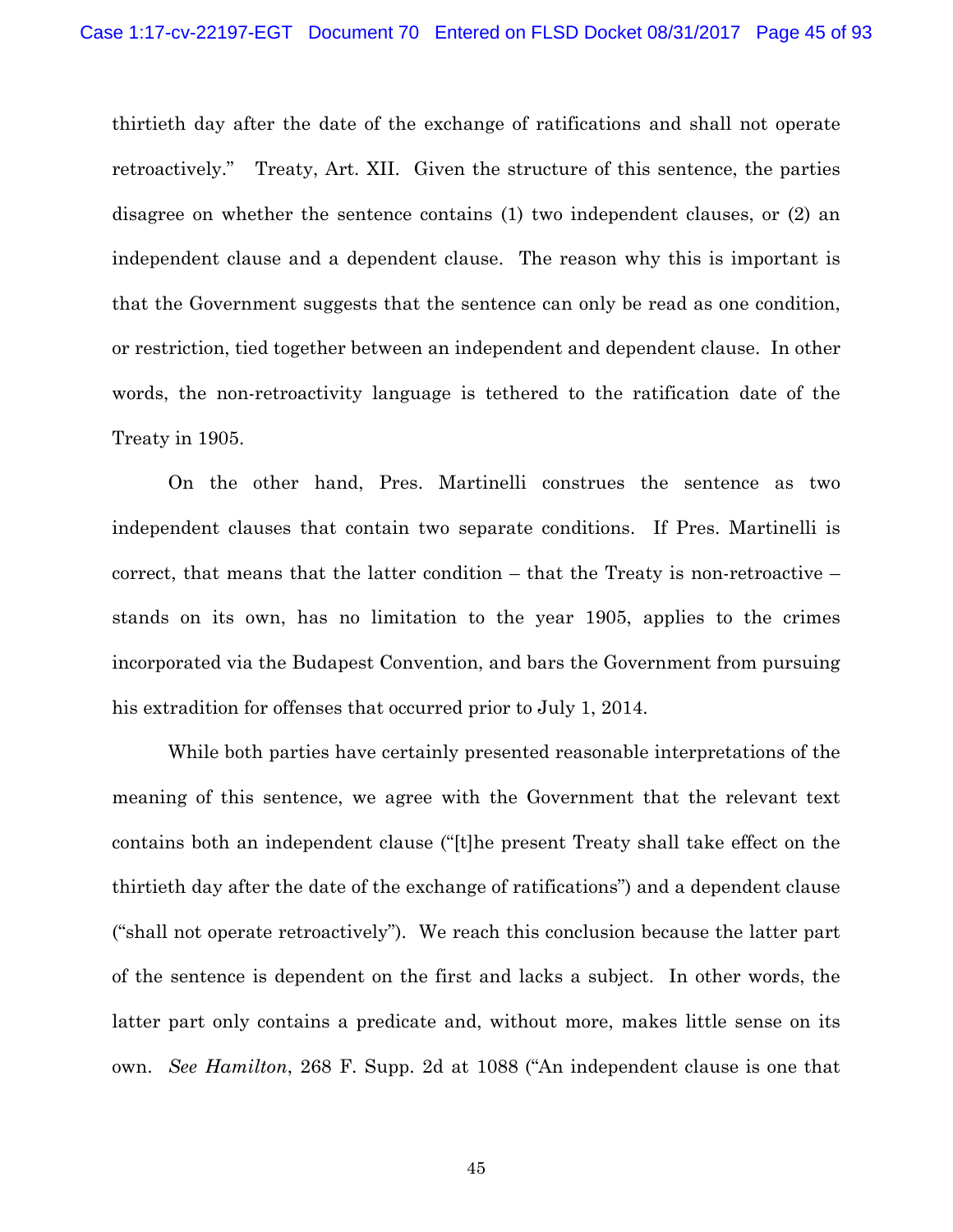thirtieth day after the date of the exchange of ratifications and shall not operate retroactively." Treaty, Art. XII. Given the structure of this sentence, the parties disagree on whether the sentence contains (1) two independent clauses, or (2) an independent clause and a dependent clause. The reason why this is important is that the Government suggests that the sentence can only be read as one condition, or restriction, tied together between an independent and dependent clause. In other words, the non-retroactivity language is tethered to the ratification date of the Treaty in 1905.

On the other hand, Pres. Martinelli construes the sentence as two independent clauses that contain two separate conditions. If Pres. Martinelli is correct, that means that the latter condition – that the Treaty is non-retroactive – stands on its own, has no limitation to the year 1905, applies to the crimes incorporated via the Budapest Convention, and bars the Government from pursuing his extradition for offenses that occurred prior to July 1, 2014.

While both parties have certainly presented reasonable interpretations of the meaning of this sentence, we agree with the Government that the relevant text contains both an independent clause ("[t]he present Treaty shall take effect on the thirtieth day after the date of the exchange of ratifications") and a dependent clause ("shall not operate retroactively"). We reach this conclusion because the latter part of the sentence is dependent on the first and lacks a subject. In other words, the latter part only contains a predicate and, without more, makes little sense on its own. *See Hamilton*, 268 F. Supp. 2d at 1088 ("An independent clause is one that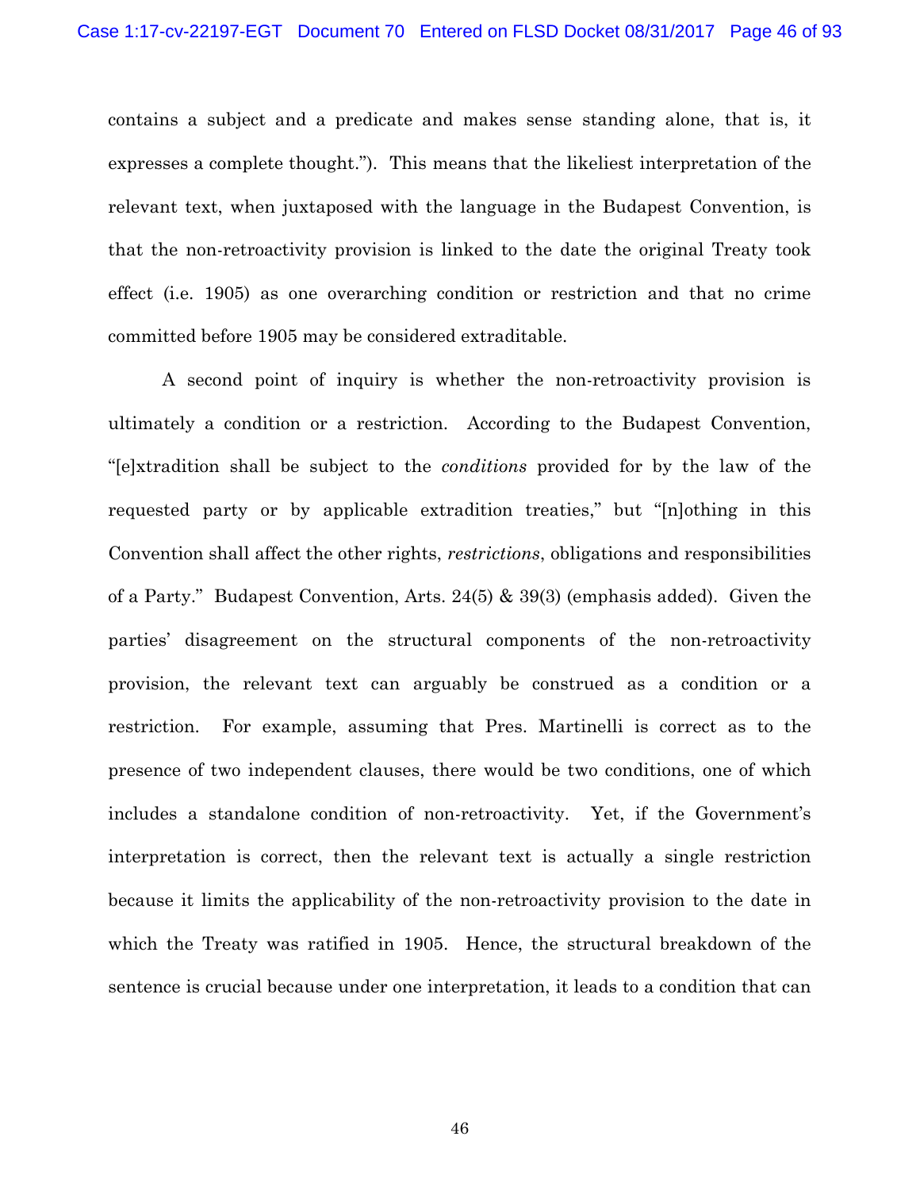contains a subject and a predicate and makes sense standing alone, that is, it expresses a complete thought."). This means that the likeliest interpretation of the relevant text, when juxtaposed with the language in the Budapest Convention, is that the non-retroactivity provision is linked to the date the original Treaty took effect (i.e. 1905) as one overarching condition or restriction and that no crime committed before 1905 may be considered extraditable.

A second point of inquiry is whether the non-retroactivity provision is ultimately a condition or a restriction. According to the Budapest Convention, "[e]xtradition shall be subject to the *conditions* provided for by the law of the requested party or by applicable extradition treaties," but "[n]othing in this Convention shall affect the other rights, *restrictions*, obligations and responsibilities of a Party." Budapest Convention, Arts. 24(5) & 39(3) (emphasis added). Given the parties' disagreement on the structural components of the non-retroactivity provision, the relevant text can arguably be construed as a condition or a restriction. For example, assuming that Pres. Martinelli is correct as to the presence of two independent clauses, there would be two conditions, one of which includes a standalone condition of non-retroactivity. Yet, if the Government's interpretation is correct, then the relevant text is actually a single restriction because it limits the applicability of the non-retroactivity provision to the date in which the Treaty was ratified in 1905. Hence, the structural breakdown of the sentence is crucial because under one interpretation, it leads to a condition that can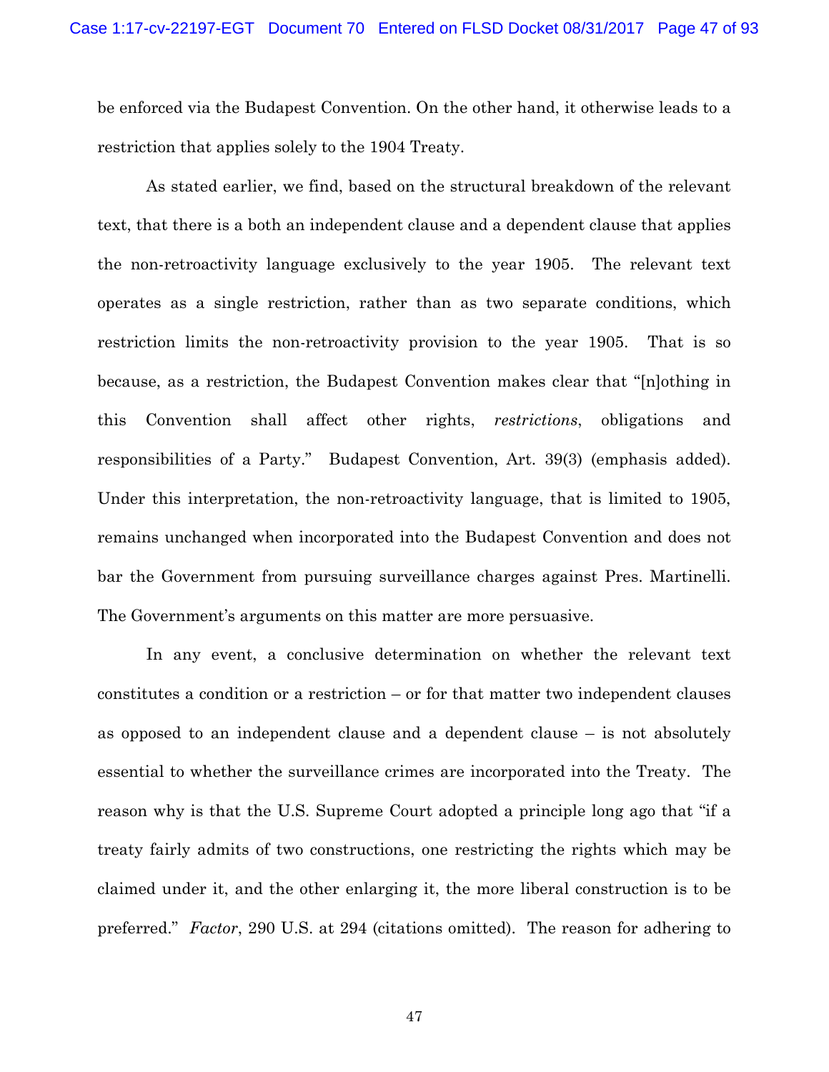be enforced via the Budapest Convention. On the other hand, it otherwise leads to a restriction that applies solely to the 1904 Treaty.

As stated earlier, we find, based on the structural breakdown of the relevant text, that there is a both an independent clause and a dependent clause that applies the non-retroactivity language exclusively to the year 1905. The relevant text operates as a single restriction, rather than as two separate conditions, which restriction limits the non-retroactivity provision to the year 1905. That is so because, as a restriction, the Budapest Convention makes clear that "[n]othing in this Convention shall affect other rights, *restrictions*, obligations and responsibilities of a Party." Budapest Convention, Art. 39(3) (emphasis added). Under this interpretation, the non-retroactivity language, that is limited to 1905, remains unchanged when incorporated into the Budapest Convention and does not bar the Government from pursuing surveillance charges against Pres. Martinelli. The Government's arguments on this matter are more persuasive.

In any event, a conclusive determination on whether the relevant text constitutes a condition or a restriction – or for that matter two independent clauses as opposed to an independent clause and a dependent clause – is not absolutely essential to whether the surveillance crimes are incorporated into the Treaty. The reason why is that the U.S. Supreme Court adopted a principle long ago that "if a treaty fairly admits of two constructions, one restricting the rights which may be claimed under it, and the other enlarging it, the more liberal construction is to be preferred." *Factor*, 290 U.S. at 294 (citations omitted). The reason for adhering to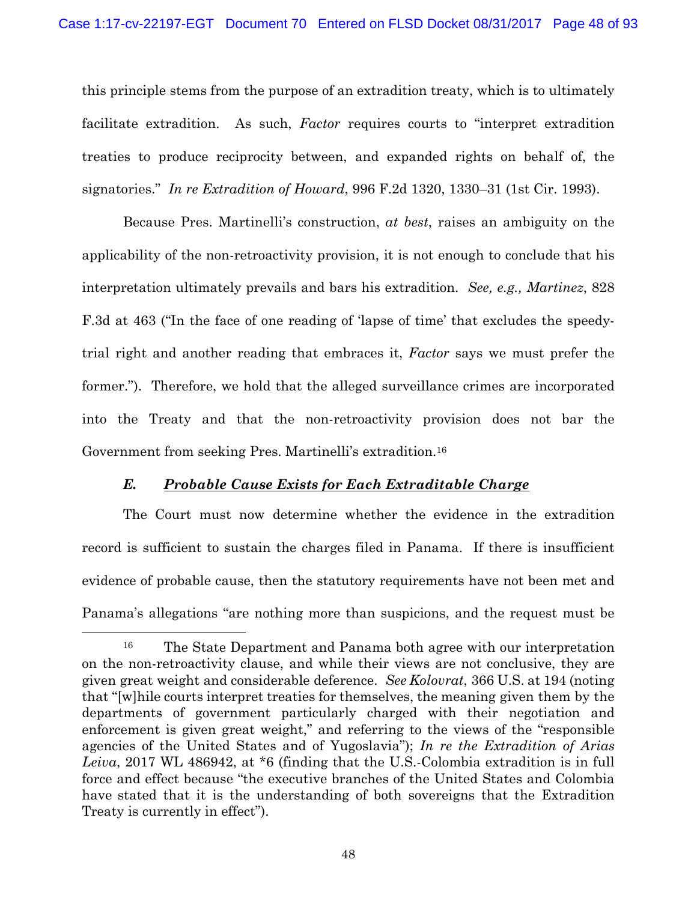this principle stems from the purpose of an extradition treaty, which is to ultimately facilitate extradition. As such, *Factor* requires courts to "interpret extradition treaties to produce reciprocity between, and expanded rights on behalf of, the signatories." *In re Extradition of Howard*, 996 F.2d 1320, 1330–31 (1st Cir. 1993).

Because Pres. Martinelli's construction, *at best*, raises an ambiguity on the applicability of the non-retroactivity provision, it is not enough to conclude that his interpretation ultimately prevails and bars his extradition. *See, e.g., Martinez*, 828 F.3d at 463 ("In the face of one reading of 'lapse of time' that excludes the speedy-trial right and another reading that embraces it, *Factor* says we must prefer the former."). Therefore, we hold that the alleged surveillance crimes are incorporated into the Treaty and that the non-retroactivity provision does not bar the Government from seeking Pres. Martinelli's extradition.[16]

### *E. Probable Cause Exists for Each Extraditable Charge*

The Court must now determine whether the evidence in the extradition record is sufficient to sustain the charges filed in Panama. If there is insufficient evidence of probable cause, then the statutory requirements have not been met and Panama's allegations "are nothing more than suspicions, and the request must be

---

[16] The State Department and Panama both agree with our interpretation on the non-retroactivity clause, and while their views are not conclusive, they are given great weight and considerable deference. *See Kolovrat*, 366 U.S. at 194 (noting that "[w]hile courts interpret treaties for themselves, the meaning given them by the departments of government particularly charged with their negotiation and enforcement is given great weight," and referring to the views of the "responsible agencies of the United States and of Yugoslavia"); *In re the Extradition of Arias Leiva*, 2017 WL 486942, at *6 (finding that the U.S.-Colombia extradition is in full force and effect because "the executive branches of the United States and Colombia have stated that it is the understanding of both sovereigns that the Extradition Treaty is currently in effect").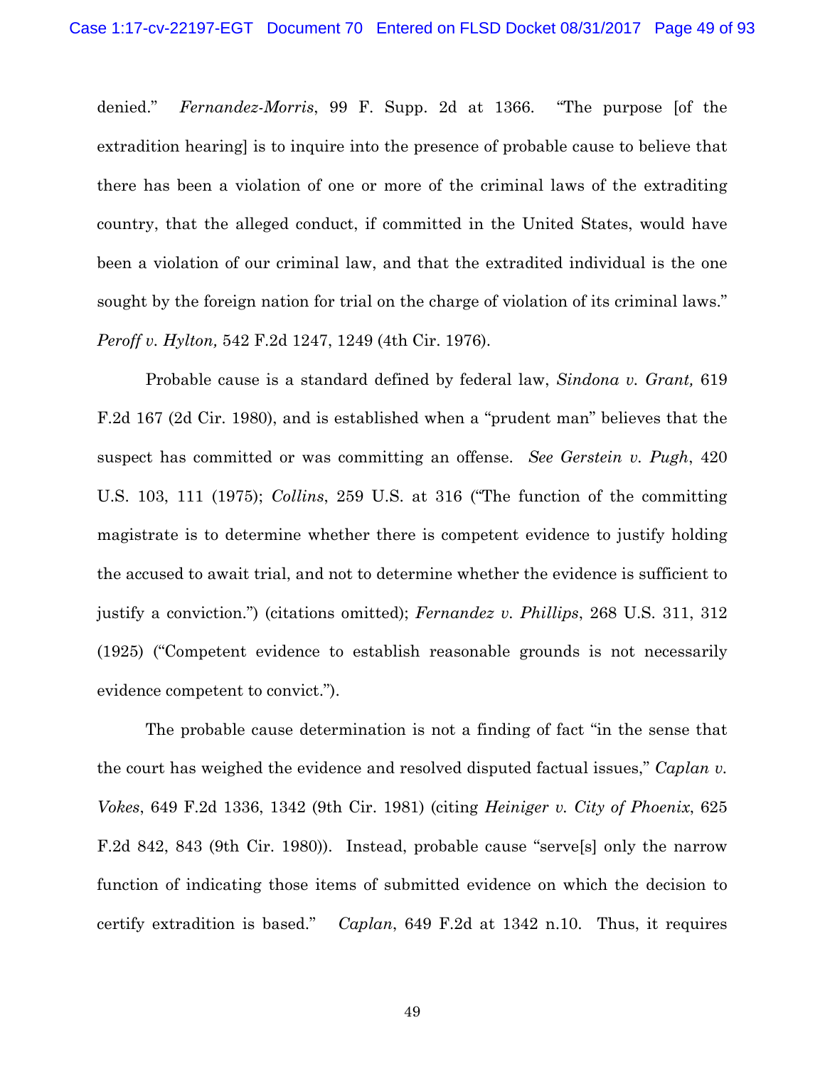denied." *Fernandez-Morris*, 99 F. Supp. 2d at 1366. "The purpose [of the extradition hearing] is to inquire into the presence of probable cause to believe that there has been a violation of one or more of the criminal laws of the extraditing country, that the alleged conduct, if committed in the United States, would have been a violation of our criminal law, and that the extradited individual is the one sought by the foreign nation for trial on the charge of violation of its criminal laws." *Peroff v. Hylton,* 542 F.2d 1247, 1249 (4th Cir. 1976).

Probable cause is a standard defined by federal law, *Sindona v. Grant,* 619 F.2d 167 (2d Cir. 1980), and is established when a "prudent man" believes that the suspect has committed or was committing an offense. *See Gerstein v. Pugh*, 420 U.S. 103, 111 (1975); *Collins*, 259 U.S. at 316 ("The function of the committing magistrate is to determine whether there is competent evidence to justify holding the accused to await trial, and not to determine whether the evidence is sufficient to justify a conviction.") (citations omitted); *Fernandez v. Phillips*, 268 U.S. 311, 312 (1925) ("Competent evidence to establish reasonable grounds is not necessarily evidence competent to convict.").

The probable cause determination is not a finding of fact "in the sense that the court has weighed the evidence and resolved disputed factual issues," *Caplan v. Vokes*, 649 F.2d 1336, 1342 (9th Cir. 1981) (citing *Heiniger v. City of Phoenix*, 625 F.2d 842, 843 (9th Cir. 1980)). Instead, probable cause "serve[s] only the narrow function of indicating those items of submitted evidence on which the decision to certify extradition is based." *Caplan*, 649 F.2d at 1342 n.10. Thus, it requires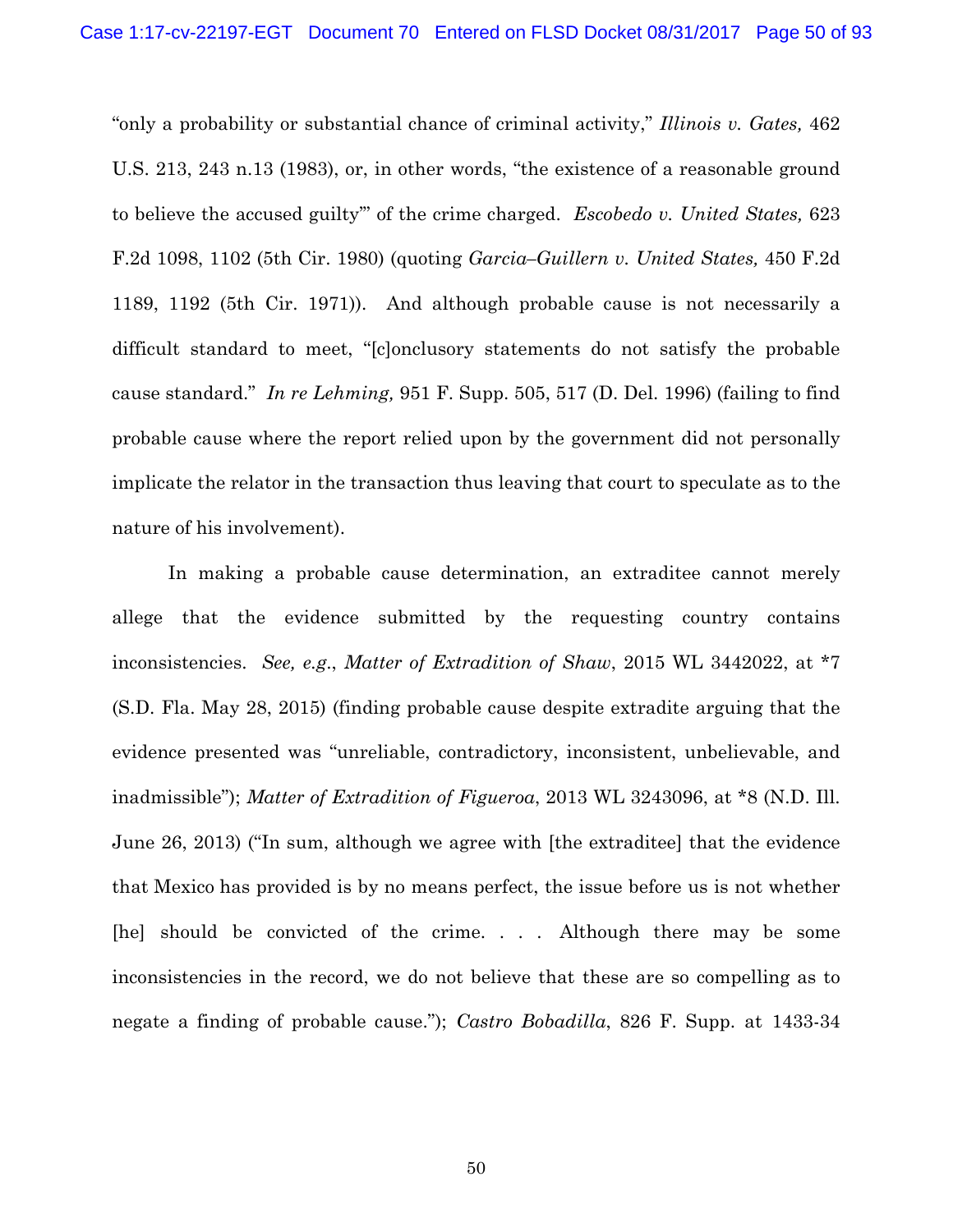"only a probability or substantial chance of criminal activity," *Illinois v. Gates,* 462 U.S. 213, 243 n.13 (1983), or, in other words, "the existence of a reasonable ground to believe the accused guilty'" of the crime charged. *Escobedo v. United States,* 623 F.2d 1098, 1102 (5th Cir. 1980) (quoting *Garcia–Guillern v. United States,* 450 F.2d 1189, 1192 (5th Cir. 1971)). And although probable cause is not necessarily a difficult standard to meet, "[c]onclusory statements do not satisfy the probable cause standard." *In re Lehming,* 951 F. Supp. 505, 517 (D. Del. 1996) (failing to find probable cause where the report relied upon by the government did not personally implicate the relator in the transaction thus leaving that court to speculate as to the nature of his involvement).

In making a probable cause determination, an extraditee cannot merely allege that the evidence submitted by the requesting country contains inconsistencies. *See, e.g.*, *Matter of Extradition of Shaw*, 2015 WL 3442022, at *7 (S.D. Fla. May 28, 2015) (finding probable cause despite extradite arguing that the evidence presented was "unreliable, contradictory, inconsistent, unbelievable, and inadmissible"); *Matter of Extradition of Figueroa*, 2013 WL 3243096, at *8 (N.D. Ill. June 26, 2013) ("In sum, although we agree with [the extraditee] that the evidence that Mexico has provided is by no means perfect, the issue before us is not whether [he] should be convicted of the crime. . . . Although there may be some inconsistencies in the record, we do not believe that these are so compelling as to negate a finding of probable cause."); *Castro Bobadilla*, 826 F. Supp. at 1433-34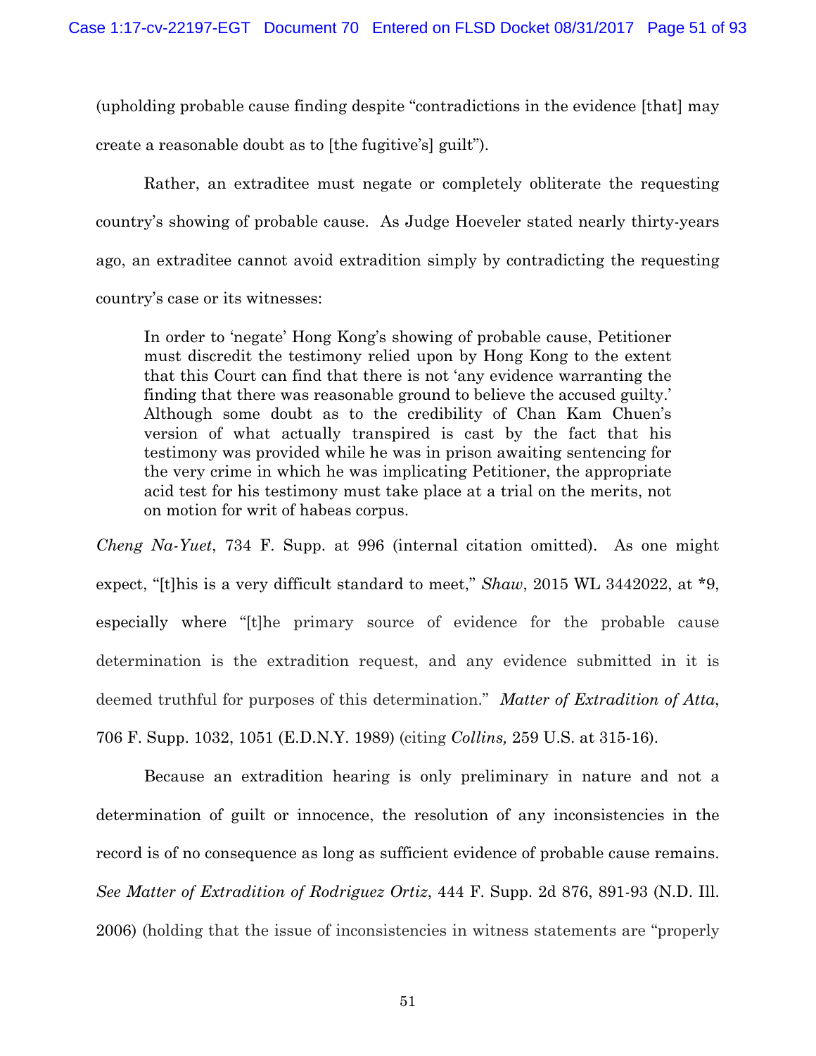(upholding probable cause finding despite "contradictions in the evidence [that] may create a reasonable doubt as to [the fugitive's] guilt").

Rather, an extraditee must negate or completely obliterate the requesting country's showing of probable cause. As Judge Hoeveler stated nearly thirty-years ago, an extraditee cannot avoid extradition simply by contradicting the requesting country's case or its witnesses:

> In order to 'negate' Hong Kong's showing of probable cause, Petitioner must discredit the testimony relied upon by Hong Kong to the extent that this Court can find that there is not 'any evidence warranting the finding that there was reasonable ground to believe the accused guilty.' Although some doubt as to the credibility of Chan Kam Chuen's version of what actually transpired is cast by the fact that his testimony was provided while he was in prison awaiting sentencing for the very crime in which he was implicating Petitioner, the appropriate acid test for his testimony must take place at a trial on the merits, not on motion for writ of habeas corpus.

*Cheng Na-Yuet*, 734 F. Supp. at 996 (internal citation omitted). As one might expect, "[t]his is a very difficult standard to meet," *Shaw*, 2015 WL 3442022, at *9, especially where "[t]he primary source of evidence for the probable cause determination is the extradition request, and any evidence submitted in it is deemed truthful for purposes of this determination." *Matter of Extradition of Atta*, 706 F. Supp. 1032, 1051 (E.D.N.Y. 1989) (citing *Collins,* 259 U.S. at 315-16).

Because an extradition hearing is only preliminary in nature and not a determination of guilt or innocence, the resolution of any inconsistencies in the record is of no consequence as long as sufficient evidence of probable cause remains. *See Matter of Extradition of Rodriguez Ortiz*, 444 F. Supp. 2d 876, 891-93 (N.D. Ill. 2006) (holding that the issue of inconsistencies in witness statements are "properly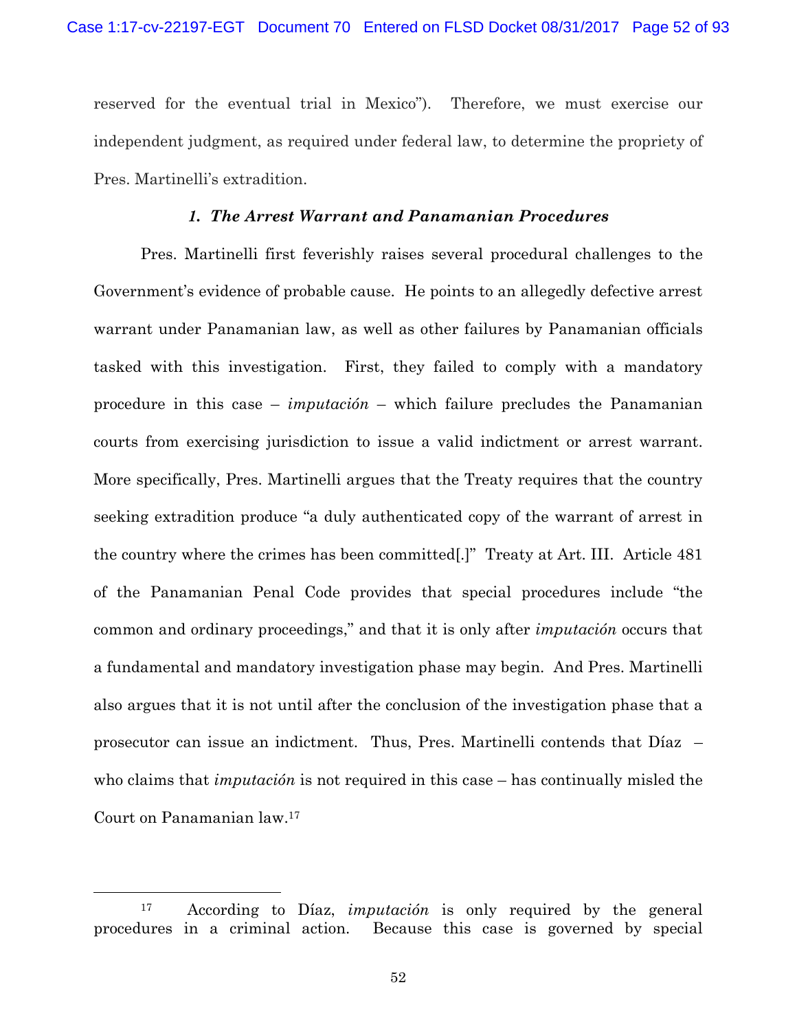reserved for the eventual trial in Mexico"). Therefore, we must exercise our independent judgment, as required under federal law, to determine the propriety of Pres. Martinelli's extradition.

### *1. The Arrest Warrant and Panamanian Procedures*

Pres. Martinelli first feverishly raises several procedural challenges to the Government's evidence of probable cause. He points to an allegedly defective arrest warrant under Panamanian law, as well as other failures by Panamanian officials tasked with this investigation. First, they failed to comply with a mandatory procedure in this case – *imputación* – which failure precludes the Panamanian courts from exercising jurisdiction to issue a valid indictment or arrest warrant. More specifically, Pres. Martinelli argues that the Treaty requires that the country seeking extradition produce "a duly authenticated copy of the warrant of arrest in the country where the crimes has been committed[.]" Treaty at Art. III. Article 481 of the Panamanian Penal Code provides that special procedures include "the common and ordinary proceedings," and that it is only after *imputación* occurs that a fundamental and mandatory investigation phase may begin. And Pres. Martinelli also argues that it is not until after the conclusion of the investigation phase that a prosecutor can issue an indictment. Thus, Pres. Martinelli contends that Díaz – who claims that *imputación* is not required in this case – has continually misled the Court on Panamanian law.[17]

---

[17] According to Díaz, *imputación* is only required by the general procedures in a criminal action. Because this case is governed by special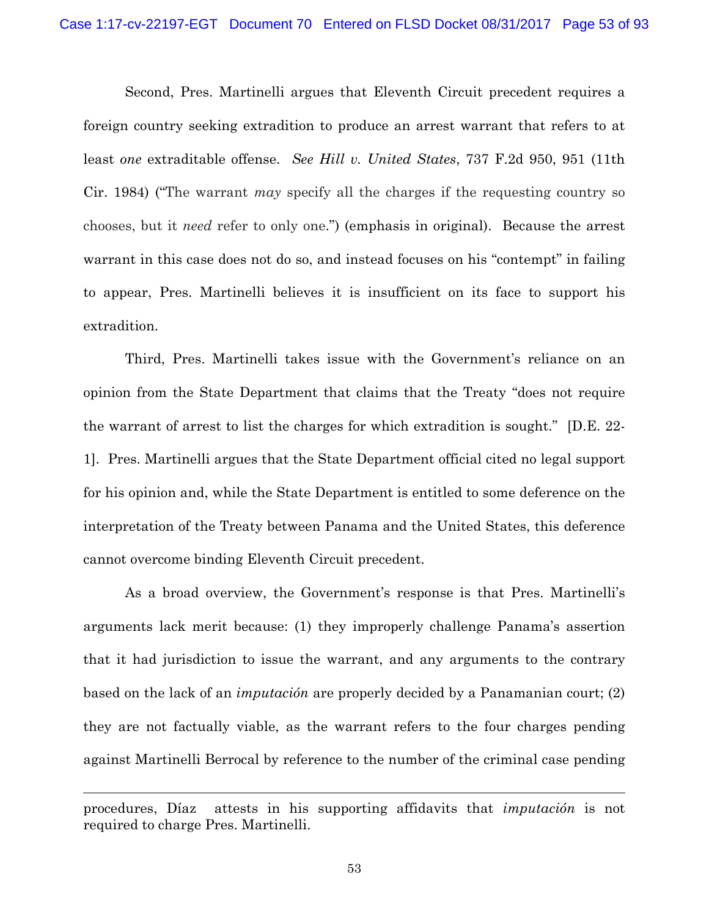Second, Pres. Martinelli argues that Eleventh Circuit precedent requires a foreign country seeking extradition to produce an arrest warrant that refers to at least *one* extraditable offense. *See Hill v. United States*, 737 F.2d 950, 951 (11th Cir. 1984) ("The warrant *may* specify all the charges if the requesting country so chooses, but it *need* refer to only one.") (emphasis in original). Because the arrest warrant in this case does not do so, and instead focuses on his "contempt" in failing to appear, Pres. Martinelli believes it is insufficient on its face to support his extradition.

Third, Pres. Martinelli takes issue with the Government's reliance on an opinion from the State Department that claims that the Treaty "does not require the warrant of arrest to list the charges for which extradition is sought." [D.E. 22-1]. Pres. Martinelli argues that the State Department official cited no legal support for his opinion and, while the State Department is entitled to some deference on the interpretation of the Treaty between Panama and the United States, this deference cannot overcome binding Eleventh Circuit precedent.

As a broad overview, the Government's response is that Pres. Martinelli's arguments lack merit because: (1) they improperly challenge Panama's assertion that it had jurisdiction to issue the warrant, and any arguments to the contrary based on the lack of an *imputación* are properly decided by a Panamanian court; (2) they are not factually viable, as the warrant refers to the four charges pending against Martinelli Berrocal by reference to the number of the criminal case pending

---

procedures, Díaz attests in his supporting affidavits that *imputación* is not required to charge Pres. Martinelli.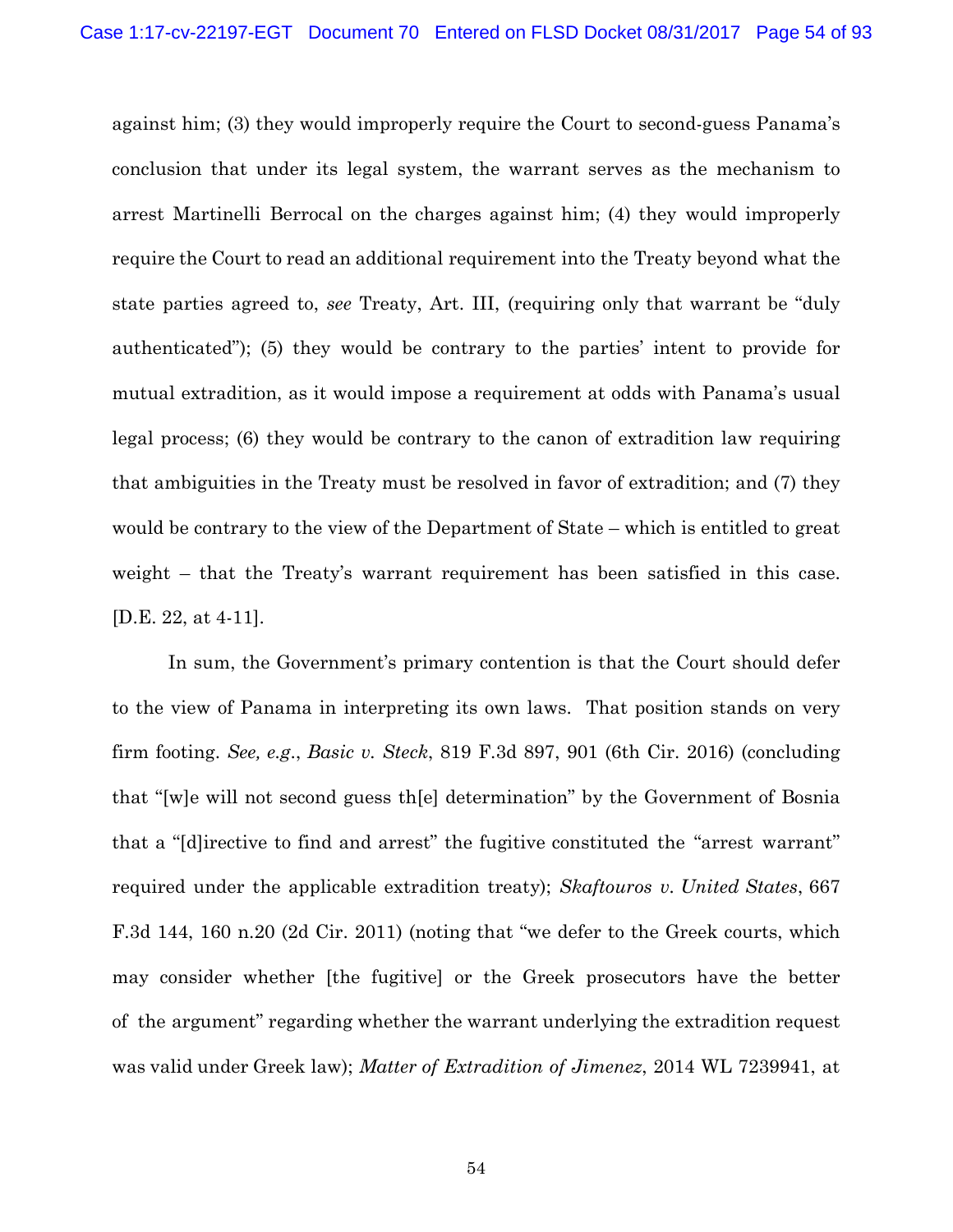against him; (3) they would improperly require the Court to second-guess Panama's conclusion that under its legal system, the warrant serves as the mechanism to arrest Martinelli Berrocal on the charges against him; (4) they would improperly require the Court to read an additional requirement into the Treaty beyond what the state parties agreed to, *see* Treaty, Art. III, (requiring only that warrant be "duly authenticated"); (5) they would be contrary to the parties' intent to provide for mutual extradition, as it would impose a requirement at odds with Panama's usual legal process; (6) they would be contrary to the canon of extradition law requiring that ambiguities in the Treaty must be resolved in favor of extradition; and (7) they would be contrary to the view of the Department of State – which is entitled to great weight – that the Treaty's warrant requirement has been satisfied in this case. [D.E. 22, at 4-11].

In sum, the Government's primary contention is that the Court should defer to the view of Panama in interpreting its own laws. That position stands on very firm footing. *See, e.g.*, *Basic v. Steck*, 819 F.3d 897, 901 (6th Cir. 2016) (concluding that "[w]e will not second guess th[e] determination" by the Government of Bosnia that a "[d]irective to find and arrest" the fugitive constituted the "arrest warrant" required under the applicable extradition treaty); *Skaftouros v. United States*, 667 F.3d 144, 160 n.20 (2d Cir. 2011) (noting that "we defer to the Greek courts, which may consider whether [the fugitive] or the Greek prosecutors have the better of the argument" regarding whether the warrant underlying the extradition request was valid under Greek law); *Matter of Extradition of Jimenez*, 2014 WL 7239941, at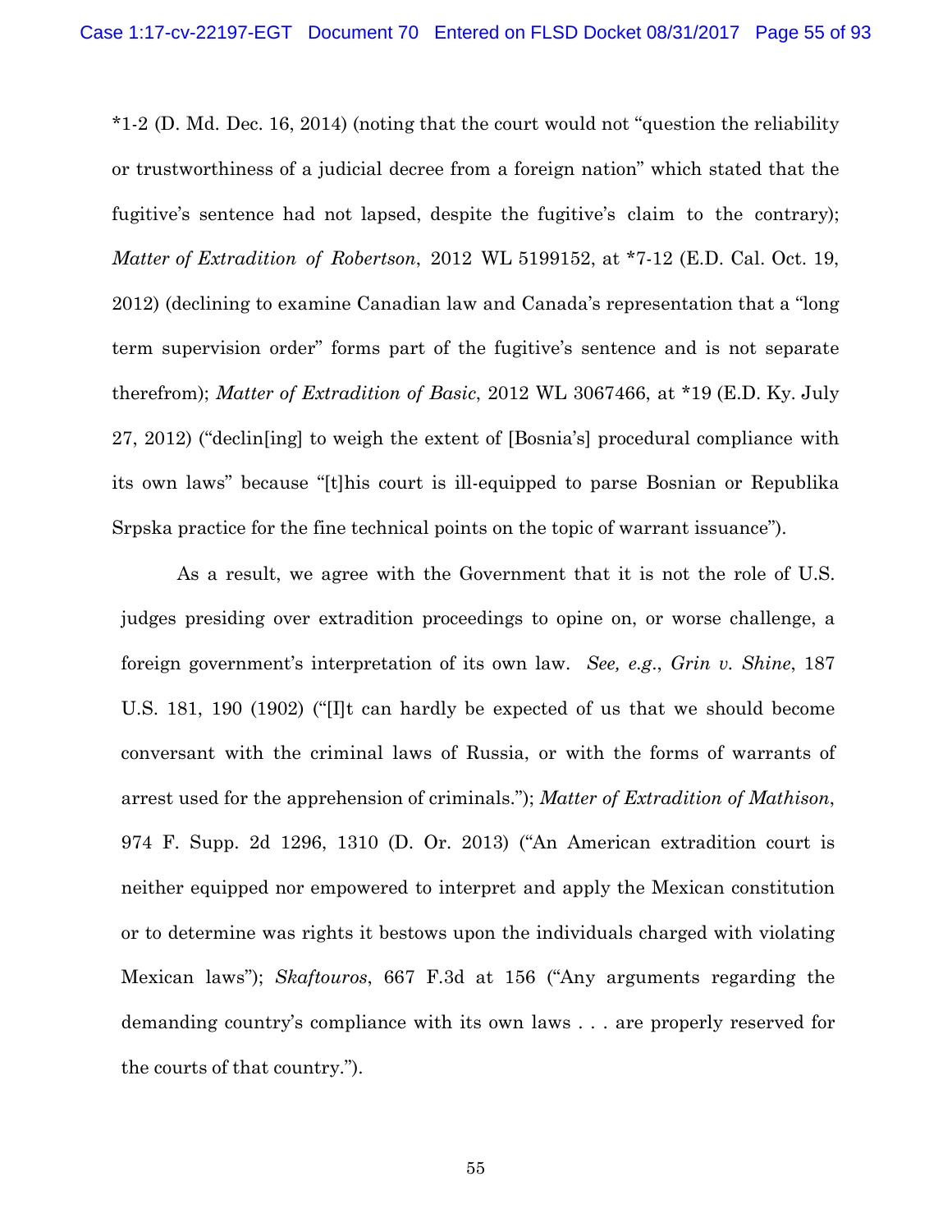*1-2 (D. Md. Dec. 16, 2014) (noting that the court would not "question the reliability or trustworthiness of a judicial decree from a foreign nation" which stated that the fugitive's sentence had not lapsed, despite the fugitive's claim to the contrary); *Matter of Extradition of Robertson*, 2012 WL 5199152, at *7-12 (E.D. Cal. Oct. 19, 2012) (declining to examine Canadian law and Canada's representation that a "long term supervision order" forms part of the fugitive's sentence and is not separate therefrom); *Matter of Extradition of Basic*, 2012 WL 3067466, at *19 (E.D. Ky. July 27, 2012) ("declin[ing] to weigh the extent of [Bosnia's] procedural compliance with its own laws" because "[t]his court is ill-equipped to parse Bosnian or Republika Srpska practice for the fine technical points on the topic of warrant issuance").

As a result, we agree with the Government that it is not the role of U.S. judges presiding over extradition proceedings to opine on, or worse challenge, a foreign government's interpretation of its own law. *See, e.g.*, *Grin v. Shine*, 187 U.S. 181, 190 (1902) ("[I]t can hardly be expected of us that we should become conversant with the criminal laws of Russia, or with the forms of warrants of arrest used for the apprehension of criminals."); *Matter of Extradition of Mathison*, 974 F. Supp. 2d 1296, 1310 (D. Or. 2013) ("An American extradition court is neither equipped nor empowered to interpret and apply the Mexican constitution or to determine was rights it bestows upon the individuals charged with violating Mexican laws"); *Skaftouros*, 667 F.3d at 156 ("Any arguments regarding the demanding country's compliance with its own laws . . . are properly reserved for the courts of that country.").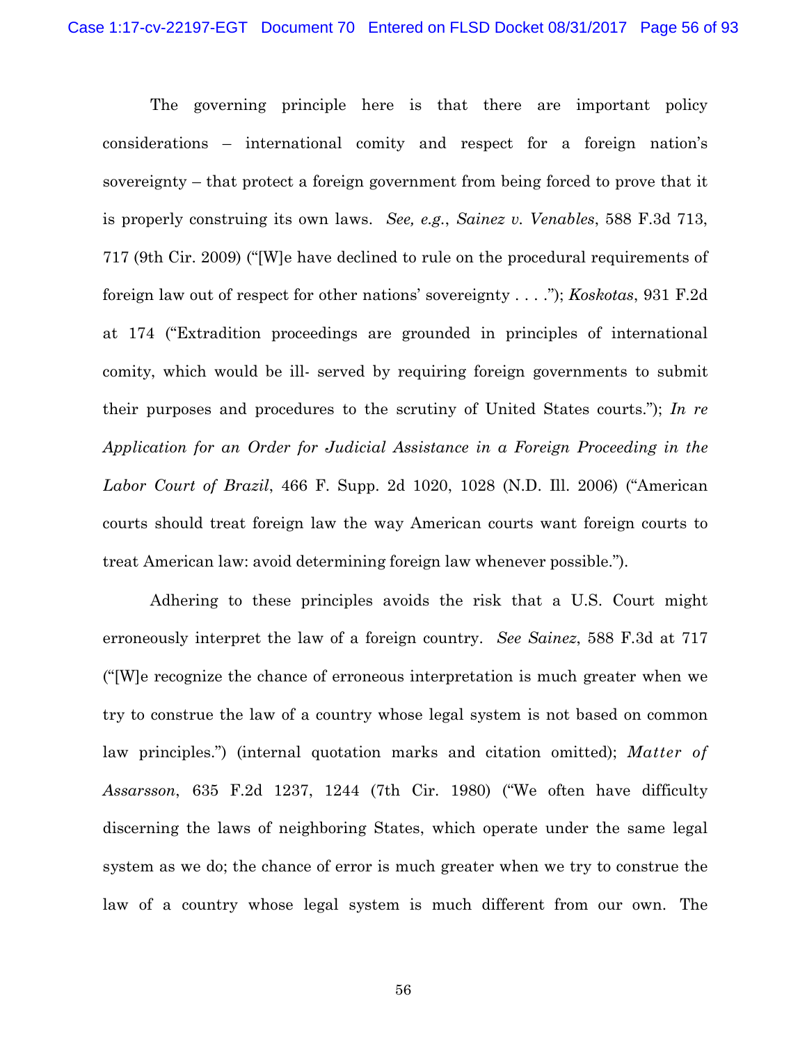The governing principle here is that there are important policy considerations – international comity and respect for a foreign nation's sovereignty – that protect a foreign government from being forced to prove that it is properly construing its own laws. *See, e.g.*, *Sainez v. Venables*, 588 F.3d 713, 717 (9th Cir. 2009) ("[W]e have declined to rule on the procedural requirements of foreign law out of respect for other nations' sovereignty . . . ."); *Koskotas*, 931 F.2d at 174 ("Extradition proceedings are grounded in principles of international comity, which would be ill- served by requiring foreign governments to submit their purposes and procedures to the scrutiny of United States courts."); *In re Application for an Order for Judicial Assistance in a Foreign Proceeding in the Labor Court of Brazil*, 466 F. Supp. 2d 1020, 1028 (N.D. Ill. 2006) ("American courts should treat foreign law the way American courts want foreign courts to treat American law: avoid determining foreign law whenever possible.").

Adhering to these principles avoids the risk that a U.S. Court might erroneously interpret the law of a foreign country. *See Sainez*, 588 F.3d at 717 ("[W]e recognize the chance of erroneous interpretation is much greater when we try to construe the law of a country whose legal system is not based on common law principles.") (internal quotation marks and citation omitted); *Matter of Assarsson*, 635 F.2d 1237, 1244 (7th Cir. 1980) ("We often have difficulty discerning the laws of neighboring States, which operate under the same legal system as we do; the chance of error is much greater when we try to construe the law of a country whose legal system is much different from our own. The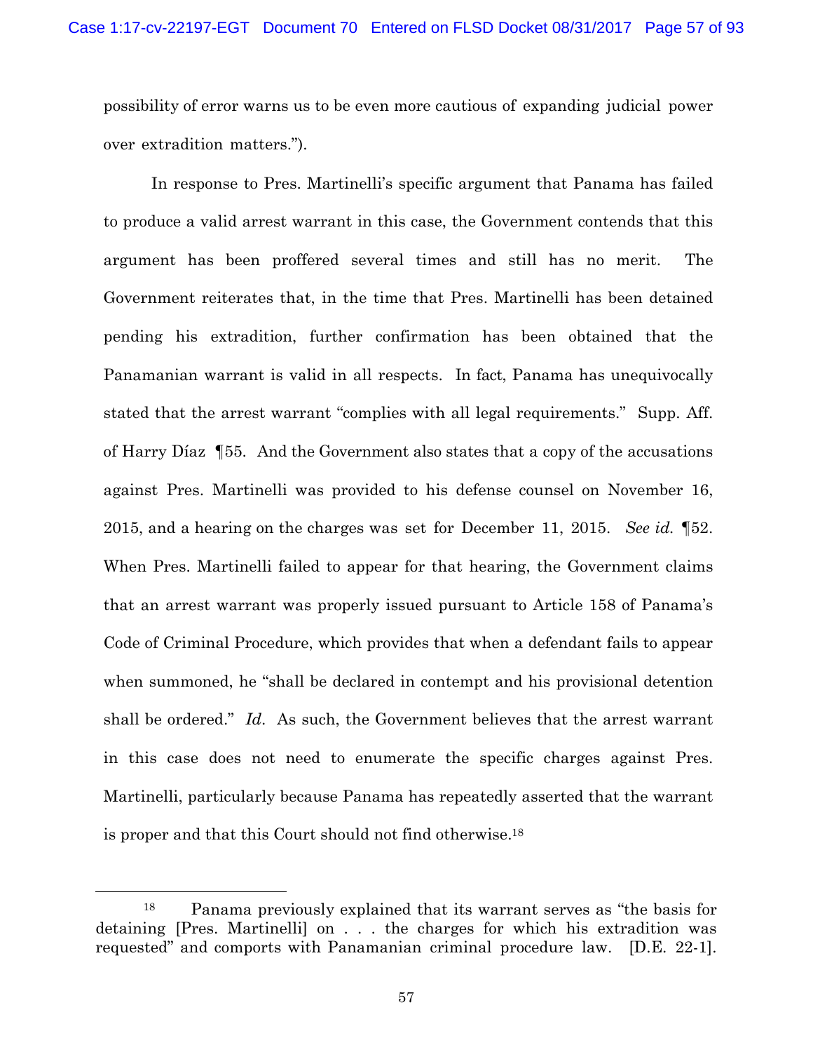possibility of error warns us to be even more cautious of expanding judicial power over extradition matters.").

In response to Pres. Martinelli's specific argument that Panama has failed to produce a valid arrest warrant in this case, the Government contends that this argument has been proffered several times and still has no merit. The Government reiterates that, in the time that Pres. Martinelli has been detained pending his extradition, further confirmation has been obtained that the Panamanian warrant is valid in all respects. In fact, Panama has unequivocally stated that the arrest warrant "complies with all legal requirements." Supp. Aff. of Harry Díaz ¶55. And the Government also states that a copy of the accusations against Pres. Martinelli was provided to his defense counsel on November 16, 2015, and a hearing on the charges was set for December 11, 2015. *See id.* ¶52. When Pres. Martinelli failed to appear for that hearing, the Government claims that an arrest warrant was properly issued pursuant to Article 158 of Panama's Code of Criminal Procedure, which provides that when a defendant fails to appear when summoned, he "shall be declared in contempt and his provisional detention shall be ordered." *Id*. As such, the Government believes that the arrest warrant in this case does not need to enumerate the specific charges against Pres. Martinelli, particularly because Panama has repeatedly asserted that the warrant is proper and that this Court should not find otherwise.[18]

---

[18] Panama previously explained that its warrant serves as "the basis for detaining [Pres. Martinelli] on . . . the charges for which his extradition was requested" and comports with Panamanian criminal procedure law. [D.E. 22-1].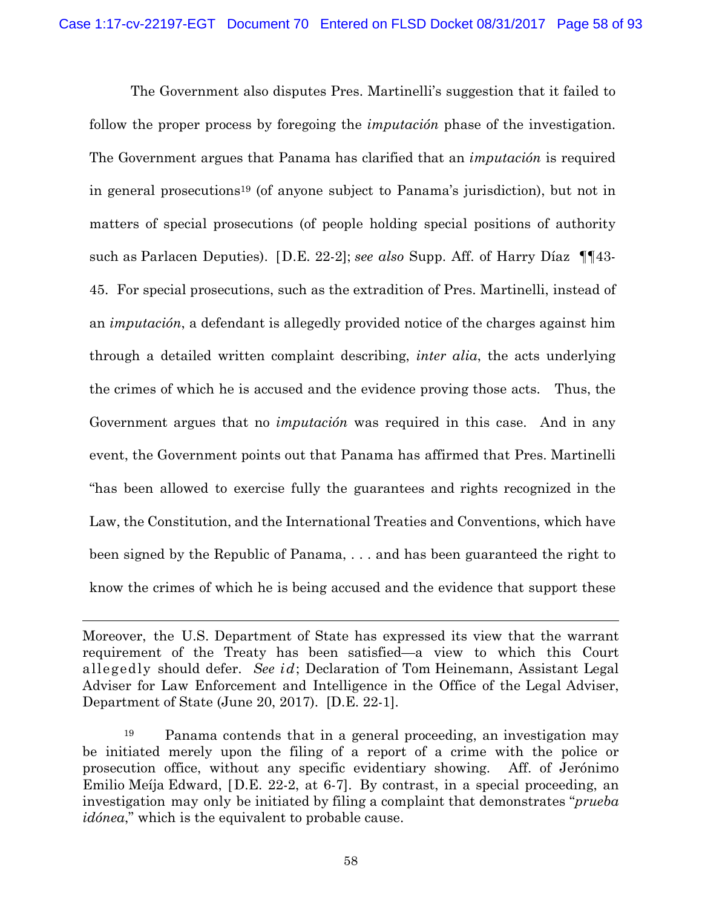The Government also disputes Pres. Martinelli's suggestion that it failed to follow the proper process by foregoing the *imputación* phase of the investigation. The Government argues that Panama has clarified that an *imputación* is required in general prosecutions[19] (of anyone subject to Panama's jurisdiction), but not in matters of special prosecutions (of people holding special positions of authority such as Parlacen Deputies). [D.E. 22-2]; *see also* Supp. Aff. of Harry Díaz ¶¶43-45. For special prosecutions, such as the extradition of Pres. Martinelli, instead of an *imputación*, a defendant is allegedly provided notice of the charges against him through a detailed written complaint describing, *inter alia*, the acts underlying the crimes of which he is accused and the evidence proving those acts. Thus, the Government argues that no *imputación* was required in this case. And in any event, the Government points out that Panama has affirmed that Pres. Martinelli "has been allowed to exercise fully the guarantees and rights recognized in the Law, the Constitution, and the International Treaties and Conventions, which have been signed by the Republic of Panama, . . . and has been guaranteed the right to know the crimes of which he is being accused and the evidence that support these

---

Moreover, the U.S. Department of State has expressed its view that the warrant requirement of the Treaty has been satisfied—a view to which this Court allegedly should defer. *See id*; Declaration of Tom Heinemann, Assistant Legal Adviser for Law Enforcement and Intelligence in the Office of the Legal Adviser, Department of State (June 20, 2017). [D.E. 22-1].

[19] Panama contends that in a general proceeding, an investigation may be initiated merely upon the filing of a report of a crime with the police or prosecution office, without any specific evidentiary showing. Aff. of Jerónimo Emilio Meíja Edward, [D.E. 22-2, at 6-7]. By contrast, in a special proceeding, an investigation may only be initiated by filing a complaint that demonstrates "*prueba idónea*," which is the equivalent to probable cause.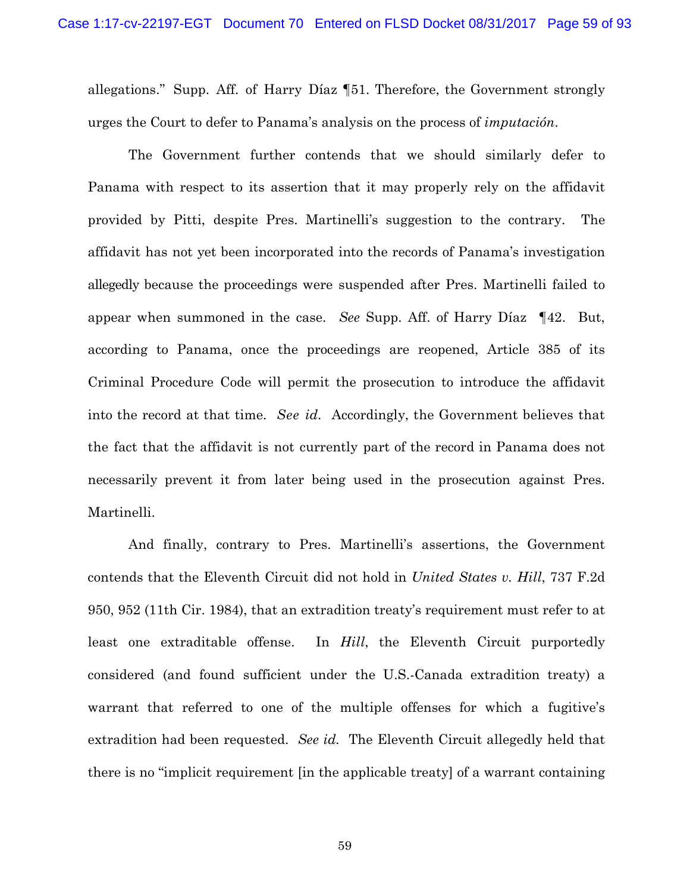allegations." Supp. Aff. of Harry Díaz ¶51. Therefore, the Government strongly urges the Court to defer to Panama's analysis on the process of *imputación*.

The Government further contends that we should similarly defer to Panama with respect to its assertion that it may properly rely on the affidavit provided by Pitti, despite Pres. Martinelli's suggestion to the contrary. The affidavit has not yet been incorporated into the records of Panama's investigation allegedly because the proceedings were suspended after Pres. Martinelli failed to appear when summoned in the case. *See* Supp. Aff. of Harry Díaz ¶42. But, according to Panama, once the proceedings are reopened, Article 385 of its Criminal Procedure Code will permit the prosecution to introduce the affidavit into the record at that time. *See id.* Accordingly, the Government believes that the fact that the affidavit is not currently part of the record in Panama does not necessarily prevent it from later being used in the prosecution against Pres. Martinelli.

And finally, contrary to Pres. Martinelli's assertions, the Government contends that the Eleventh Circuit did not hold in *United States v. Hill*, 737 F.2d 950, 952 (11th Cir. 1984), that an extradition treaty's requirement must refer to at least one extraditable offense. In *Hill*, the Eleventh Circuit purportedly considered (and found sufficient under the U.S.-Canada extradition treaty) a warrant that referred to one of the multiple offenses for which a fugitive's extradition had been requested. *See id.* The Eleventh Circuit allegedly held that there is no "implicit requirement [in the applicable treaty] of a warrant containing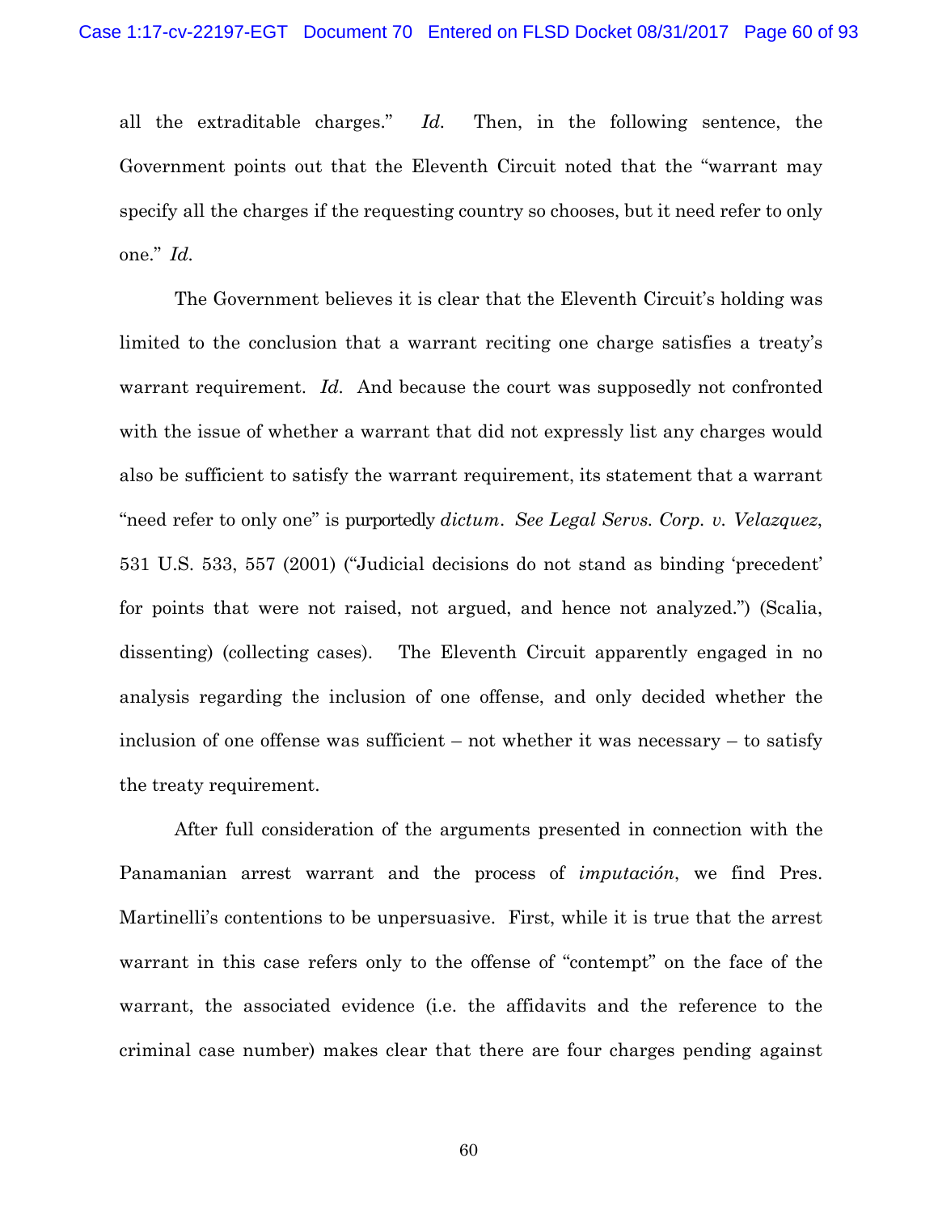all the extraditable charges." *Id.* Then, in the following sentence, the Government points out that the Eleventh Circuit noted that the "warrant may specify all the charges if the requesting country so chooses, but it need refer to only one." *Id.*

The Government believes it is clear that the Eleventh Circuit's holding was limited to the conclusion that a warrant reciting one charge satisfies a treaty's warrant requirement. *Id.* And because the court was supposedly not confronted with the issue of whether a warrant that did not expressly list any charges would also be sufficient to satisfy the warrant requirement, its statement that a warrant "need refer to only one" is purportedly *dictum*. *See Legal Servs. Corp. v. Velazquez*, 531 U.S. 533, 557 (2001) ("Judicial decisions do not stand as binding 'precedent' for points that were not raised, not argued, and hence not analyzed.") (Scalia, dissenting) (collecting cases). The Eleventh Circuit apparently engaged in no analysis regarding the inclusion of one offense, and only decided whether the inclusion of one offense was sufficient – not whether it was necessary – to satisfy the treaty requirement.

After full consideration of the arguments presented in connection with the Panamanian arrest warrant and the process of *imputación*, we find Pres. Martinelli's contentions to be unpersuasive. First, while it is true that the arrest warrant in this case refers only to the offense of "contempt" on the face of the warrant, the associated evidence (i.e. the affidavits and the reference to the criminal case number) makes clear that there are four charges pending against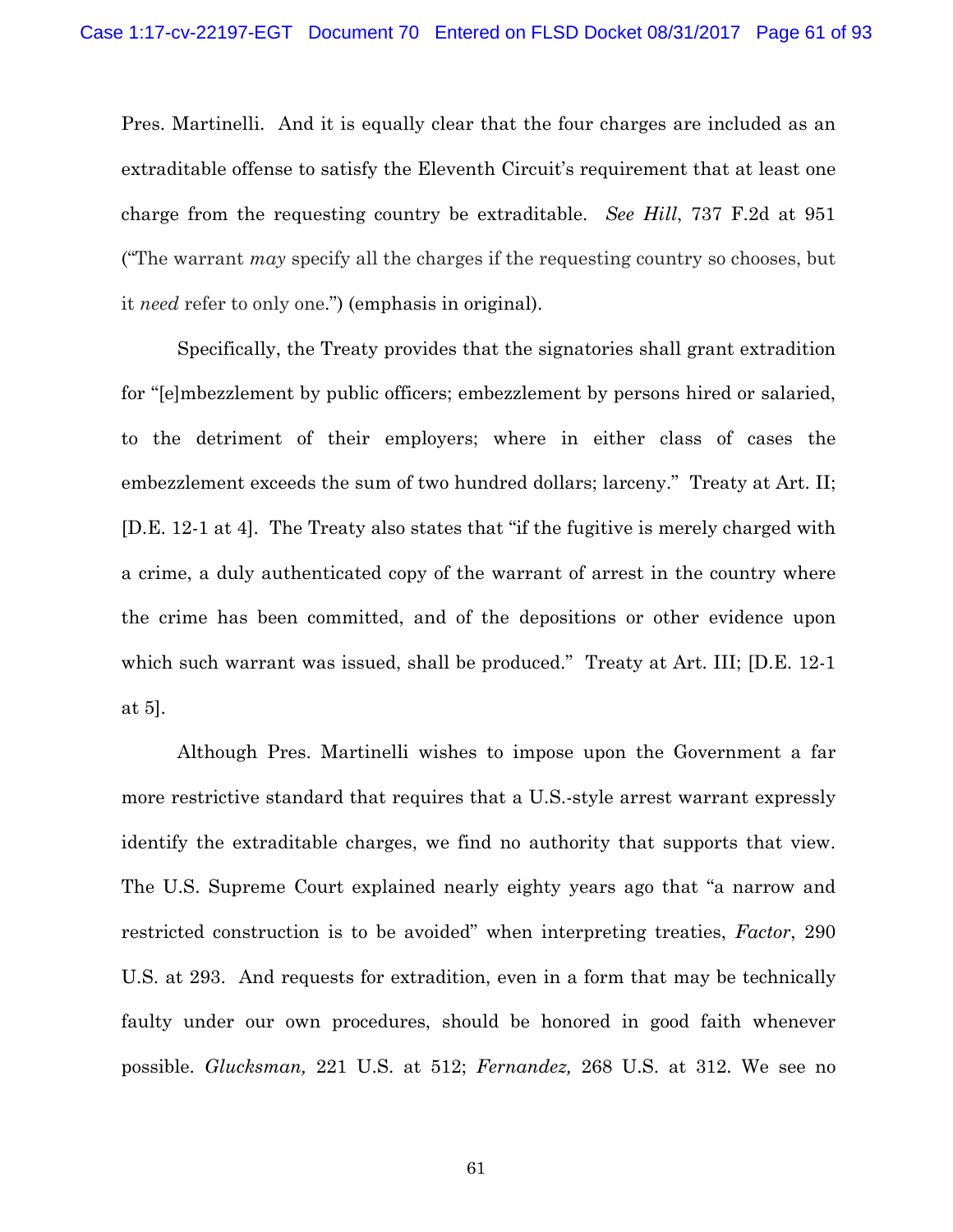Pres. Martinelli. And it is equally clear that the four charges are included as an extraditable offense to satisfy the Eleventh Circuit's requirement that at least one charge from the requesting country be extraditable. *See Hill*, 737 F.2d at 951 ("The warrant *may* specify all the charges if the requesting country so chooses, but it *need* refer to only one.") (emphasis in original).

Specifically, the Treaty provides that the signatories shall grant extradition for "[e]mbezzlement by public officers; embezzlement by persons hired or salaried, to the detriment of their employers; where in either class of cases the embezzlement exceeds the sum of two hundred dollars; larceny." Treaty at Art. II; [D.E. 12-1 at 4]. The Treaty also states that "if the fugitive is merely charged with a crime, a duly authenticated copy of the warrant of arrest in the country where the crime has been committed, and of the depositions or other evidence upon which such warrant was issued, shall be produced." Treaty at Art. III; [D.E. 12-1 at 5].

Although Pres. Martinelli wishes to impose upon the Government a far more restrictive standard that requires that a U.S.-style arrest warrant expressly identify the extraditable charges, we find no authority that supports that view. The U.S. Supreme Court explained nearly eighty years ago that "a narrow and restricted construction is to be avoided" when interpreting treaties, *Factor*, 290 U.S. at 293. And requests for extradition, even in a form that may be technically faulty under our own procedures, should be honored in good faith whenever possible. *Glucksman,* 221 U.S. at 512; *Fernandez,* 268 U.S. at 312. We see no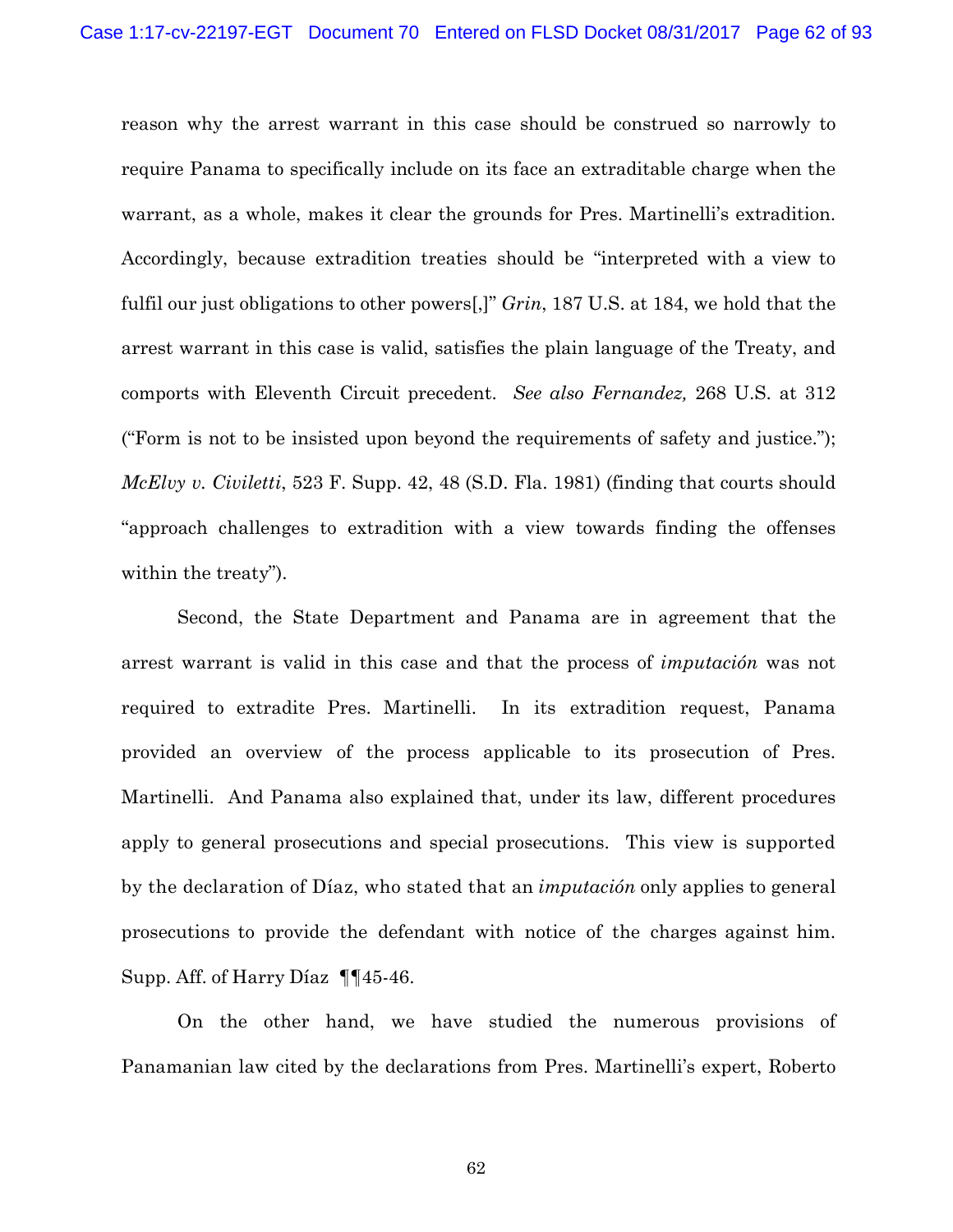reason why the arrest warrant in this case should be construed so narrowly to require Panama to specifically include on its face an extraditable charge when the warrant, as a whole, makes it clear the grounds for Pres. Martinelli's extradition. Accordingly, because extradition treaties should be "interpreted with a view to fulfil our just obligations to other powers[,]" *Grin*, 187 U.S. at 184, we hold that the arrest warrant in this case is valid, satisfies the plain language of the Treaty, and comports with Eleventh Circuit precedent. *See also Fernandez,* 268 U.S. at 312 ("Form is not to be insisted upon beyond the requirements of safety and justice."); *McElvy v. Civiletti*, 523 F. Supp. 42, 48 (S.D. Fla. 1981) (finding that courts should "approach challenges to extradition with a view towards finding the offenses within the treaty").

Second, the State Department and Panama are in agreement that the arrest warrant is valid in this case and that the process of *imputación* was not required to extradite Pres. Martinelli. In its extradition request, Panama provided an overview of the process applicable to its prosecution of Pres. Martinelli. And Panama also explained that, under its law, different procedures apply to general prosecutions and special prosecutions. This view is supported by the declaration of Díaz, who stated that an *imputación* only applies to general prosecutions to provide the defendant with notice of the charges against him. Supp. Aff. of Harry Díaz ¶¶45-46.

On the other hand, we have studied the numerous provisions of Panamanian law cited by the declarations from Pres. Martinelli's expert, Roberto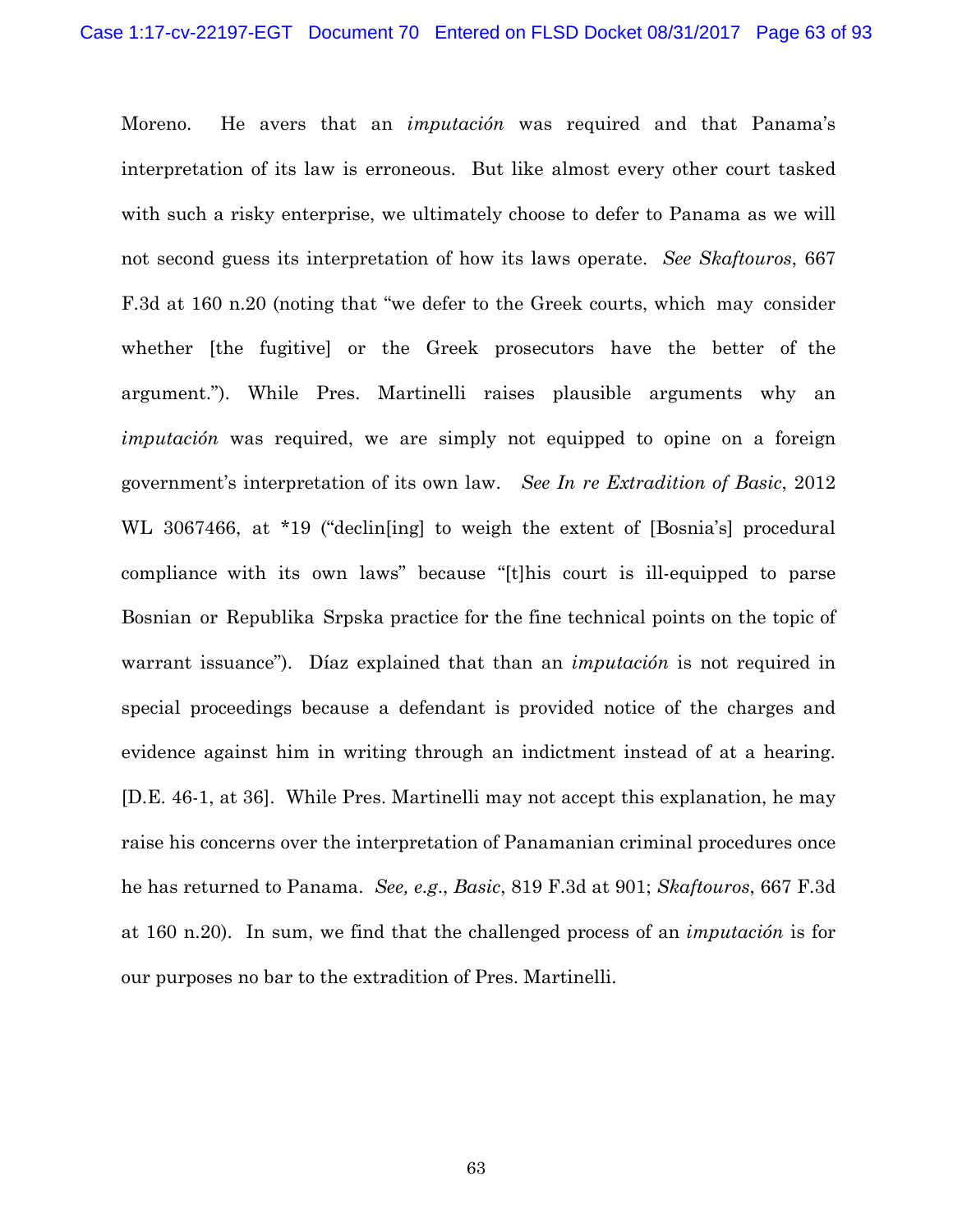Moreno. He avers that an *imputación* was required and that Panama's interpretation of its law is erroneous. But like almost every other court tasked with such a risky enterprise, we ultimately choose to defer to Panama as we will not second guess its interpretation of how its laws operate. *See Skaftouros*, 667 F.3d at 160 n.20 (noting that "we defer to the Greek courts, which may consider whether [the fugitive] or the Greek prosecutors have the better of the argument."). While Pres. Martinelli raises plausible arguments why an *imputación* was required, we are simply not equipped to opine on a foreign government's interpretation of its own law. *See In re Extradition of Basic*, 2012 WL 3067466, at *19 ("declin[ing] to weigh the extent of [Bosnia's] procedural compliance with its own laws" because "[t]his court is ill-equipped to parse Bosnian or Republika Srpska practice for the fine technical points on the topic of warrant issuance"). Díaz explained that than an *imputación* is not required in special proceedings because a defendant is provided notice of the charges and evidence against him in writing through an indictment instead of at a hearing. [D.E. 46-1, at 36]. While Pres. Martinelli may not accept this explanation, he may raise his concerns over the interpretation of Panamanian criminal procedures once he has returned to Panama. *See, e.g.*, *Basic*, 819 F.3d at 901; *Skaftouros*, 667 F.3d at 160 n.20). In sum, we find that the challenged process of an *imputación* is for our purposes no bar to the extradition of Pres. Martinelli.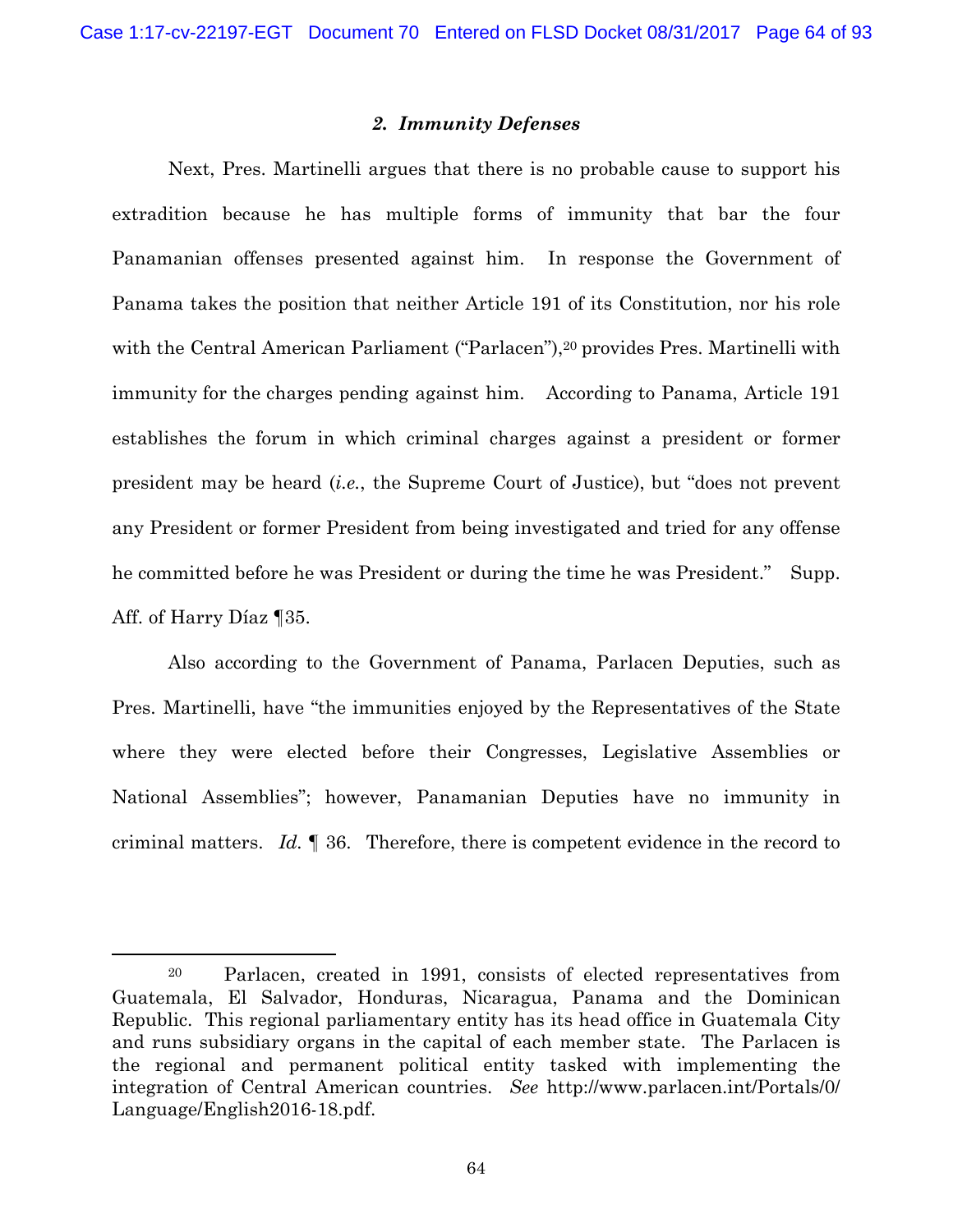### 2. *Immunity Defenses*

Next, Pres. Martinelli argues that there is no probable cause to support his extradition because he has multiple forms of immunity that bar the four Panamanian offenses presented against him. In response the Government of Panama takes the position that neither Article 191 of its Constitution, nor his role with the Central American Parliament ("Parlacen"),[20] provides Pres. Martinelli with immunity for the charges pending against him. According to Panama, Article 191 establishes the forum in which criminal charges against a president or former president may be heard (*i.e.*, the Supreme Court of Justice), but "does not prevent any President or former President from being investigated and tried for any offense he committed before he was President or during the time he was President." Supp. Aff. of Harry Díaz ¶35.

Also according to the Government of Panama, Parlacen Deputies, such as Pres. Martinelli, have "the immunities enjoyed by the Representatives of the State where they were elected before their Congresses, Legislative Assemblies or National Assemblies"; however, Panamanian Deputies have no immunity in criminal matters. *Id.* ¶ 36. Therefore, there is competent evidence in the record to

---

[20] Parlacen, created in 1991, consists of elected representatives from Guatemala, El Salvador, Honduras, Nicaragua, Panama and the Dominican Republic. This regional parliamentary entity has its head office in Guatemala City and runs subsidiary organs in the capital of each member state. The Parlacen is the regional and permanent political entity tasked with implementing the integration of Central American countries. *See* http://www.parlacen.int/Portals/0/Language/English2016-18.pdf.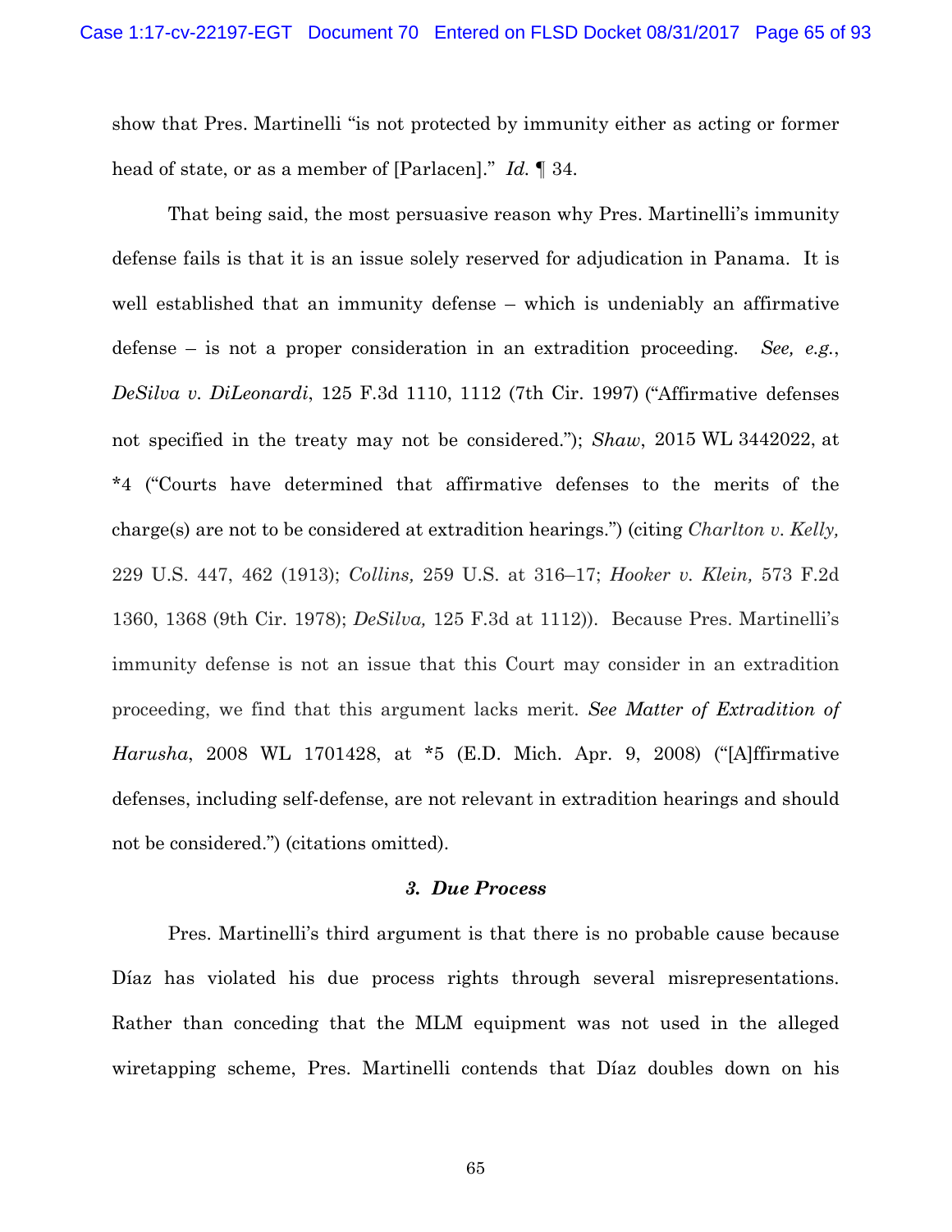show that Pres. Martinelli "is not protected by immunity either as acting or former head of state, or as a member of [Parlacen]." *Id.* ¶ 34.

That being said, the most persuasive reason why Pres. Martinelli's immunity defense fails is that it is an issue solely reserved for adjudication in Panama. It is well established that an immunity defense – which is undeniably an affirmative defense – is not a proper consideration in an extradition proceeding. *See, e.g.*, *DeSilva v. DiLeonardi*, 125 F.3d 1110, 1112 (7th Cir. 1997) ("Affirmative defenses not specified in the treaty may not be considered."); *Shaw*, 2015 WL 3442022, at *4 ("Courts have determined that affirmative defenses to the merits of the charge(s) are not to be considered at extradition hearings.") (citing *Charlton v. Kelly,* 229 U.S. 447, 462 (1913); *Collins,* 259 U.S. at 316–17; *Hooker v. Klein,* 573 F.2d 1360, 1368 (9th Cir. 1978); *DeSilva,* 125 F.3d at 1112)). Because Pres. Martinelli's immunity defense is not an issue that this Court may consider in an extradition proceeding, we find that this argument lacks merit. *See Matter of Extradition of Harusha*, 2008 WL 1701428, at *5 (E.D. Mich. Apr. 9, 2008) ("[A]ffirmative defenses, including self-defense, are not relevant in extradition hearings and should not be considered.") (citations omitted).

### *3. Due Process*

Pres. Martinelli's third argument is that there is no probable cause because Díaz has violated his due process rights through several misrepresentations. Rather than conceding that the MLM equipment was not used in the alleged wiretapping scheme, Pres. Martinelli contends that Díaz doubles down on his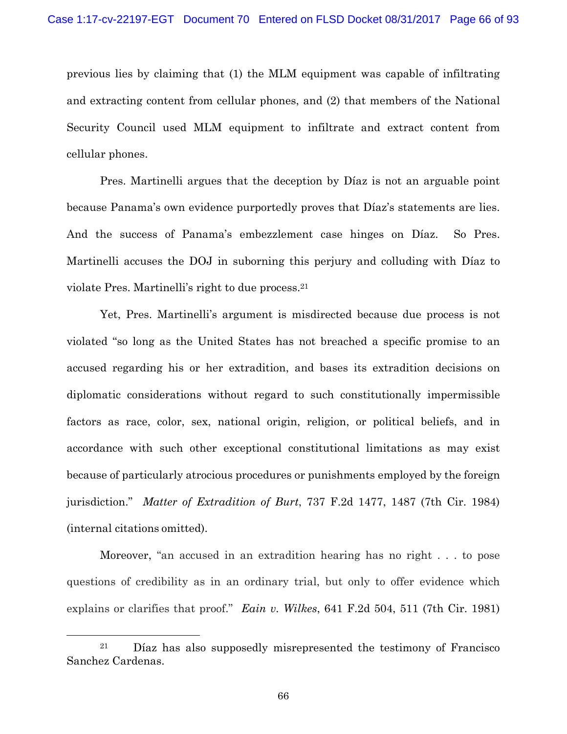previous lies by claiming that (1) the MLM equipment was capable of infiltrating and extracting content from cellular phones, and (2) that members of the National Security Council used MLM equipment to infiltrate and extract content from cellular phones.

Pres. Martinelli argues that the deception by Díaz is not an arguable point because Panama's own evidence purportedly proves that Díaz's statements are lies. And the success of Panama's embezzlement case hinges on Díaz. So Pres. Martinelli accuses the DOJ in suborning this perjury and colluding with Díaz to violate Pres. Martinelli's right to due process.[21]

Yet, Pres. Martinelli's argument is misdirected because due process is not violated "so long as the United States has not breached a specific promise to an accused regarding his or her extradition, and bases its extradition decisions on diplomatic considerations without regard to such constitutionally impermissible factors as race, color, sex, national origin, religion, or political beliefs, and in accordance with such other exceptional constitutional limitations as may exist because of particularly atrocious procedures or punishments employed by the foreign jurisdiction." *Matter of Extradition of Burt*, 737 F.2d 1477, 1487 (7th Cir. 1984) (internal citations omitted).

Moreover, "an accused in an extradition hearing has no right . . . to pose questions of credibility as in an ordinary trial, but only to offer evidence which explains or clarifies that proof." *Eain v. Wilkes*, 641 F.2d 504, 511 (7th Cir. 1981)

---

[21] Díaz has also supposedly misrepresented the testimony of Francisco Sanchez Cardenas.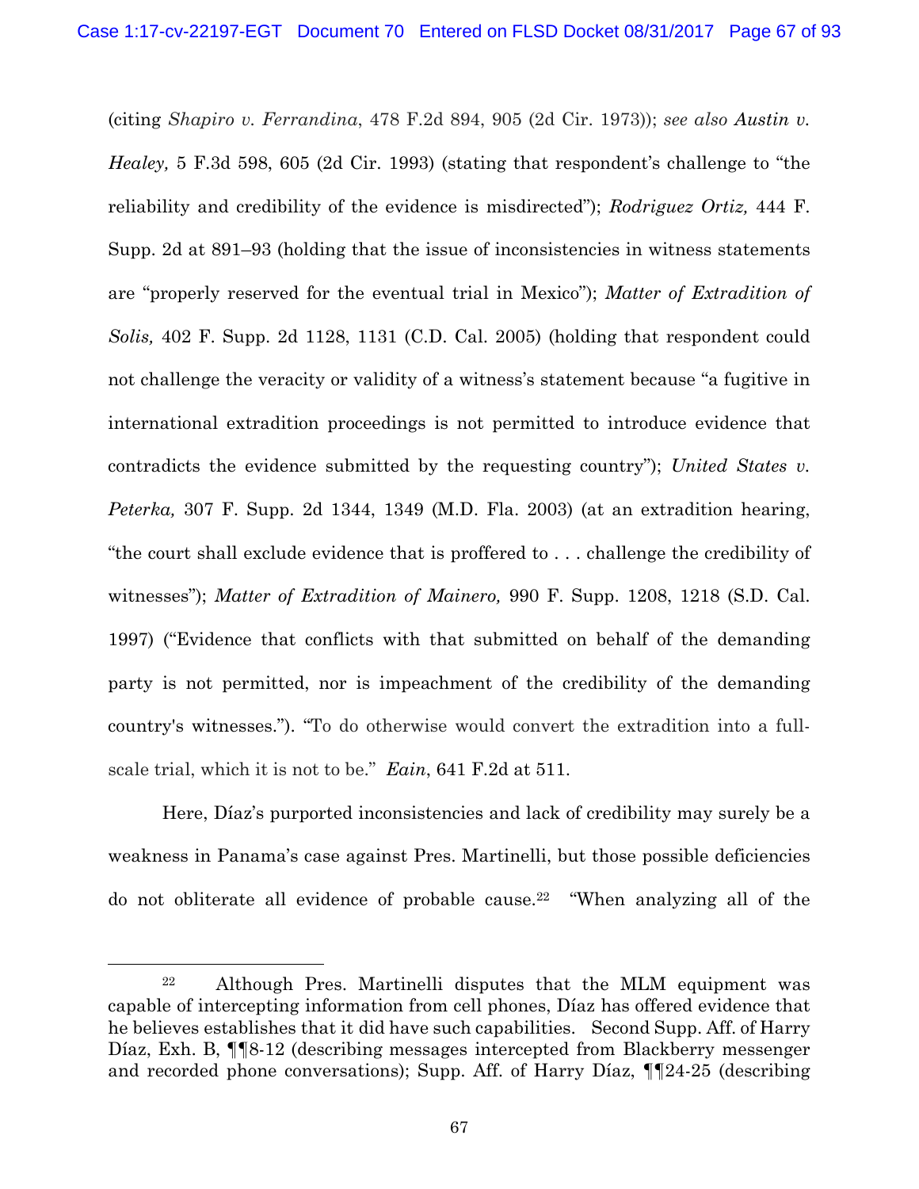(citing *Shapiro v. Ferrandina*, 478 F.2d 894, 905 (2d Cir. 1973)); *see also* ***Austin v. Healey,*** 5 F.3d 598, 605 (2d Cir. 1993) (stating that respondent's challenge to "the reliability and credibility of the evidence is misdirected"); ***Rodriguez Ortiz,*** 444 F. Supp. 2d at 891–93 (holding that the issue of inconsistencies in witness statements are "properly reserved for the eventual trial in Mexico"); *Matter of Extradition of Solis,* 402 F. Supp. 2d 1128, 1131 (C.D. Cal. 2005) (holding that respondent could not challenge the veracity or validity of a witness's statement because "a fugitive in international extradition proceedings is not permitted to introduce evidence that contradicts the evidence submitted by the requesting country"); *United States v. Peterka,* 307 F. Supp. 2d 1344, 1349 (M.D. Fla. 2003) (at an extradition hearing, "the court shall exclude evidence that is proffered to . . . challenge the credibility of witnesses"); *Matter of Extradition of Mainero,* 990 F. Supp. 1208, 1218 (S.D. Cal. 1997) ("Evidence that conflicts with that submitted on behalf of the demanding party is not permitted, nor is impeachment of the credibility of the demanding country's witnesses."). "To do otherwise would convert the extradition into a full-scale trial, which it is not to be." ***Eain***, 641 F.2d at 511.

Here, Díaz's purported inconsistencies and lack of credibility may surely be a weakness in Panama's case against Pres. Martinelli, but those possible deficiencies do not obliterate all evidence of probable cause.[22] "When analyzing all of the

---

[22] Although Pres. Martinelli disputes that the MLM equipment was capable of intercepting information from cell phones, Díaz has offered evidence that he believes establishes that it did have such capabilities. Second Supp. Aff. of Harry Díaz, Exh. B, ¶¶8-12 (describing messages intercepted from Blackberry messenger and recorded phone conversations); Supp. Aff. of Harry Díaz, ¶¶24-25 (describing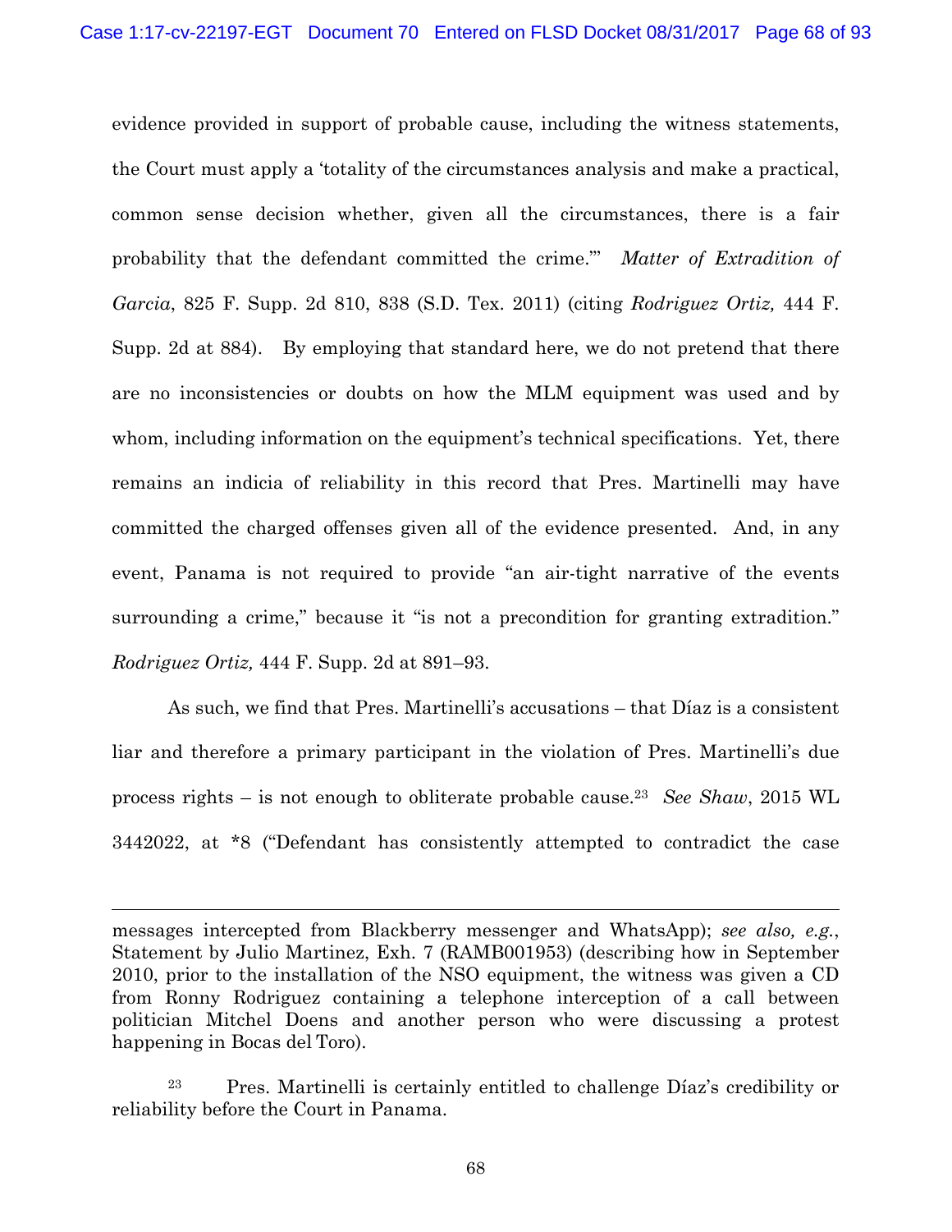evidence provided in support of probable cause, including the witness statements, the Court must apply a 'totality of the circumstances analysis and make a practical, common sense decision whether, given all the circumstances, there is a fair probability that the defendant committed the crime.'" *Matter of Extradition of Garcia*, 825 F. Supp. 2d 810, 838 (S.D. Tex. 2011) (citing *Rodriguez Ortiz,* 444 F. Supp. 2d at 884). By employing that standard here, we do not pretend that there are no inconsistencies or doubts on how the MLM equipment was used and by whom, including information on the equipment's technical specifications. Yet, there remains an indicia of reliability in this record that Pres. Martinelli may have committed the charged offenses given all of the evidence presented. And, in any event, Panama is not required to provide "an air-tight narrative of the events surrounding a crime," because it "is not a precondition for granting extradition." *Rodriguez Ortiz,* 444 F. Supp. 2d at 891–93.

As such, we find that Pres. Martinelli's accusations – that Díaz is a consistent liar and therefore a primary participant in the violation of Pres. Martinelli's due process rights – is not enough to obliterate probable cause.[23] *See Shaw*, 2015 WL 3442022, at *8 ("Defendant has consistently attempted to contradict the case

---

messages intercepted from Blackberry messenger and WhatsApp); *see also, e.g.*, Statement by Julio Martinez, Exh. 7 (RAMB001953) (describing how in September 2010, prior to the installation of the NSO equipment, the witness was given a CD from Ronny Rodriguez containing a telephone interception of a call between politician Mitchel Doens and another person who were discussing a protest happening in Bocas del Toro).

[23] Pres. Martinelli is certainly entitled to challenge Díaz's credibility or reliability before the Court in Panama.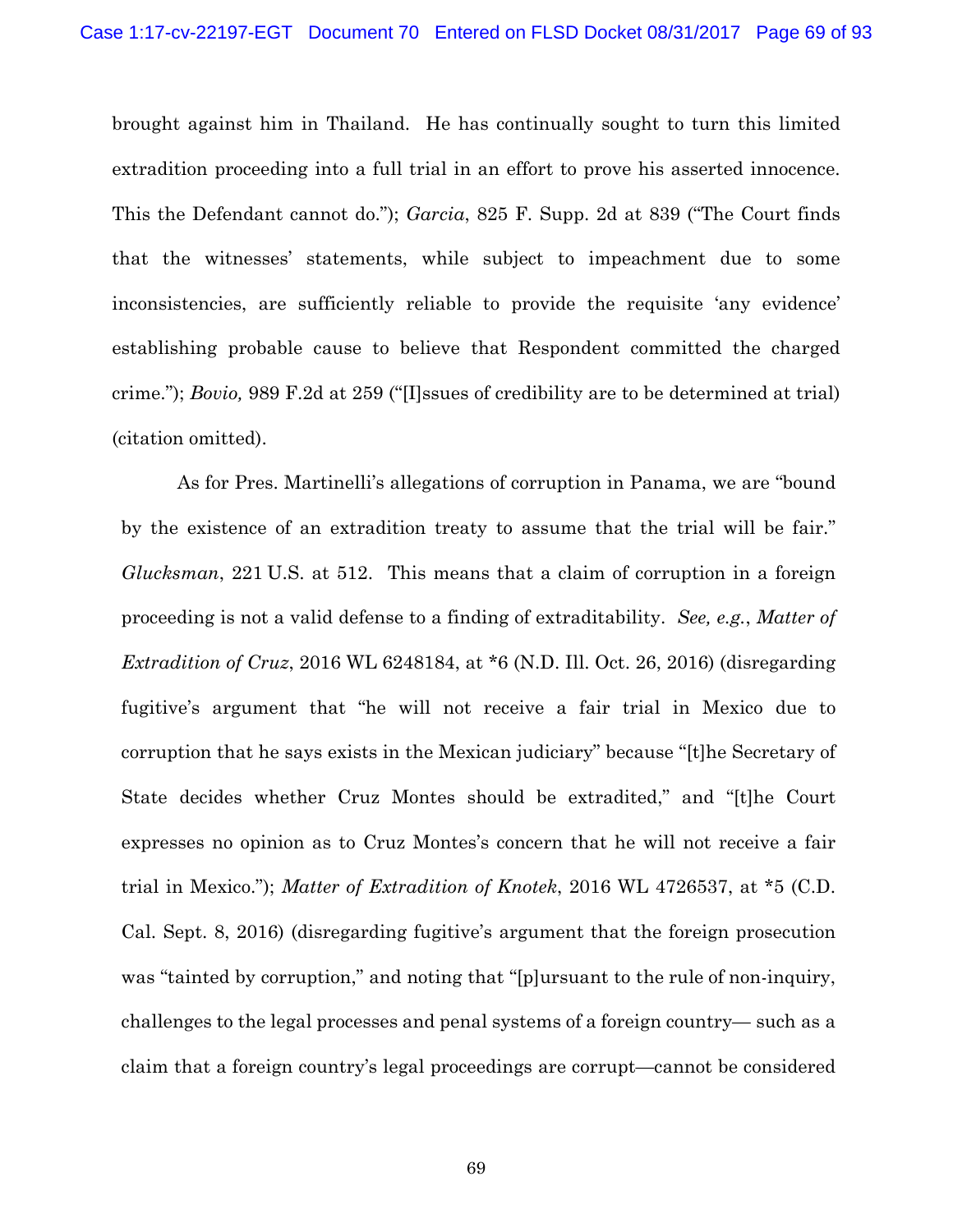brought against him in Thailand. He has continually sought to turn this limited extradition proceeding into a full trial in an effort to prove his asserted innocence. This the Defendant cannot do."); *Garcia*, 825 F. Supp. 2d at 839 ("The Court finds that the witnesses' statements, while subject to impeachment due to some inconsistencies, are sufficiently reliable to provide the requisite 'any evidence' establishing probable cause to believe that Respondent committed the charged crime."); *Bovio,* 989 F.2d at 259 ("[I]ssues of credibility are to be determined at trial) (citation omitted).

As for Pres. Martinelli's allegations of corruption in Panama, we are "bound by the existence of an extradition treaty to assume that the trial will be fair." *Glucksman*, 221 U.S. at 512. This means that a claim of corruption in a foreign proceeding is not a valid defense to a finding of extraditability. *See, e.g.*, *Matter of Extradition of Cruz*, 2016 WL 6248184, at *6 (N.D. Ill. Oct. 26, 2016) (disregarding fugitive's argument that "he will not receive a fair trial in Mexico due to corruption that he says exists in the Mexican judiciary" because "[t]he Secretary of State decides whether Cruz Montes should be extradited," and "[t]he Court expresses no opinion as to Cruz Montes's concern that he will not receive a fair trial in Mexico."); *Matter of Extradition of Knotek*, 2016 WL 4726537, at *5 (C.D. Cal. Sept. 8, 2016) (disregarding fugitive's argument that the foreign prosecution was "tainted by corruption," and noting that "[p]ursuant to the rule of non-inquiry, challenges to the legal processes and penal systems of a foreign country— such as a claim that a foreign country's legal proceedings are corrupt—cannot be considered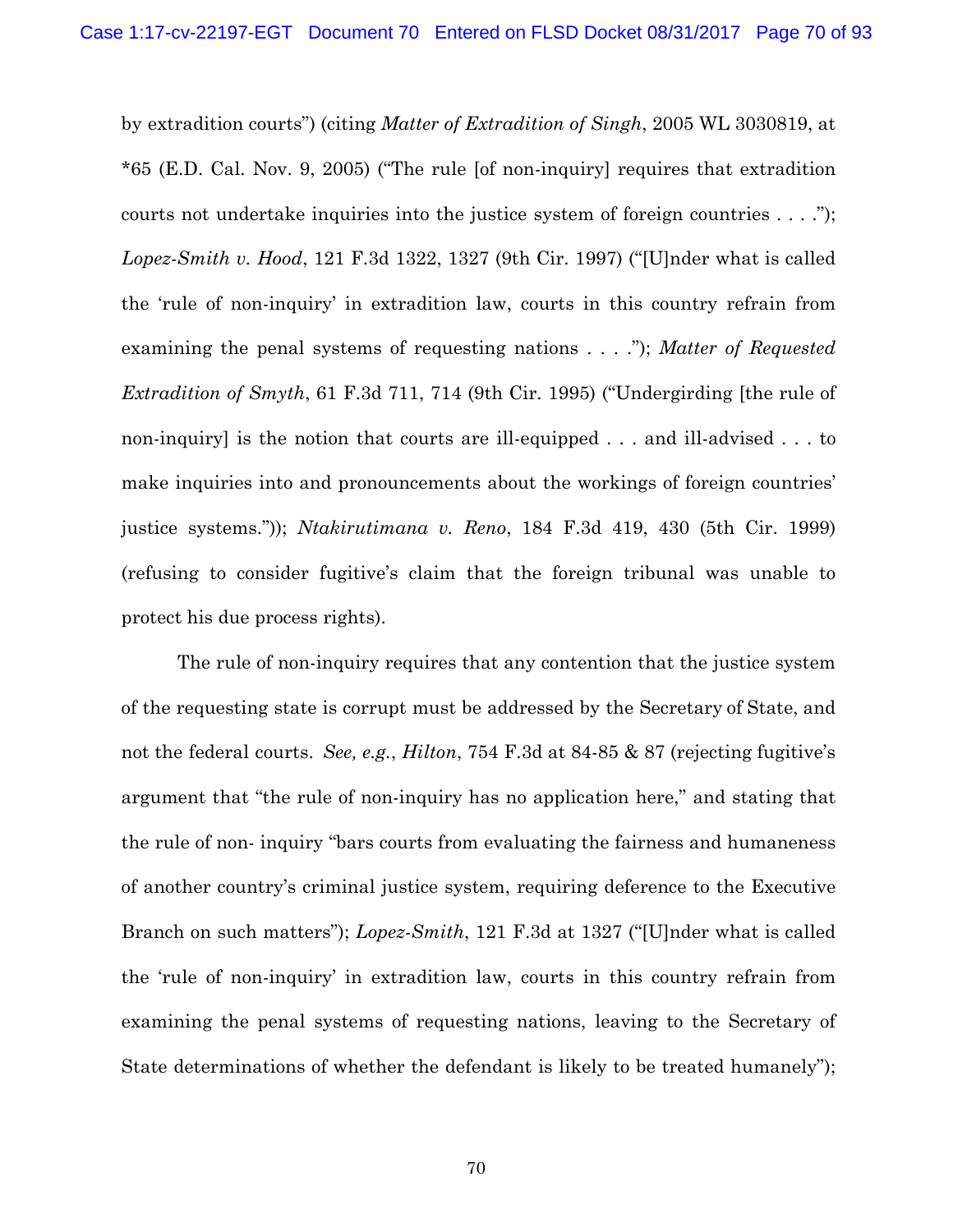by extradition courts") (citing *Matter of Extradition of Singh*, 2005 WL 3030819, at *65 (E.D. Cal. Nov. 9, 2005) ("The rule [of non-inquiry] requires that extradition courts not undertake inquiries into the justice system of foreign countries . . . ."); *Lopez-Smith v. Hood*, 121 F.3d 1322, 1327 (9th Cir. 1997) ("[U]nder what is called the 'rule of non-inquiry' in extradition law, courts in this country refrain from examining the penal systems of requesting nations . . . ."); *Matter of Requested Extradition of Smyth*, 61 F.3d 711, 714 (9th Cir. 1995) ("Undergirding [the rule of non-inquiry] is the notion that courts are ill-equipped . . . and ill-advised . . . to make inquiries into and pronouncements about the workings of foreign countries' justice systems.")); *Ntakirutimana v. Reno*, 184 F.3d 419, 430 (5th Cir. 1999) (refusing to consider fugitive's claim that the foreign tribunal was unable to protect his due process rights).

The rule of non-inquiry requires that any contention that the justice system of the requesting state is corrupt must be addressed by the Secretary of State, and not the federal courts. *See, e.g.*, *Hilton*, 754 F.3d at 84-85 & 87 (rejecting fugitive's argument that "the rule of non-inquiry has no application here," and stating that the rule of non- inquiry "bars courts from evaluating the fairness and humaneness of another country's criminal justice system, requiring deference to the Executive Branch on such matters"); *Lopez-Smith*, 121 F.3d at 1327 ("[U]nder what is called the 'rule of non-inquiry' in extradition law, courts in this country refrain from examining the penal systems of requesting nations, leaving to the Secretary of State determinations of whether the defendant is likely to be treated humanely");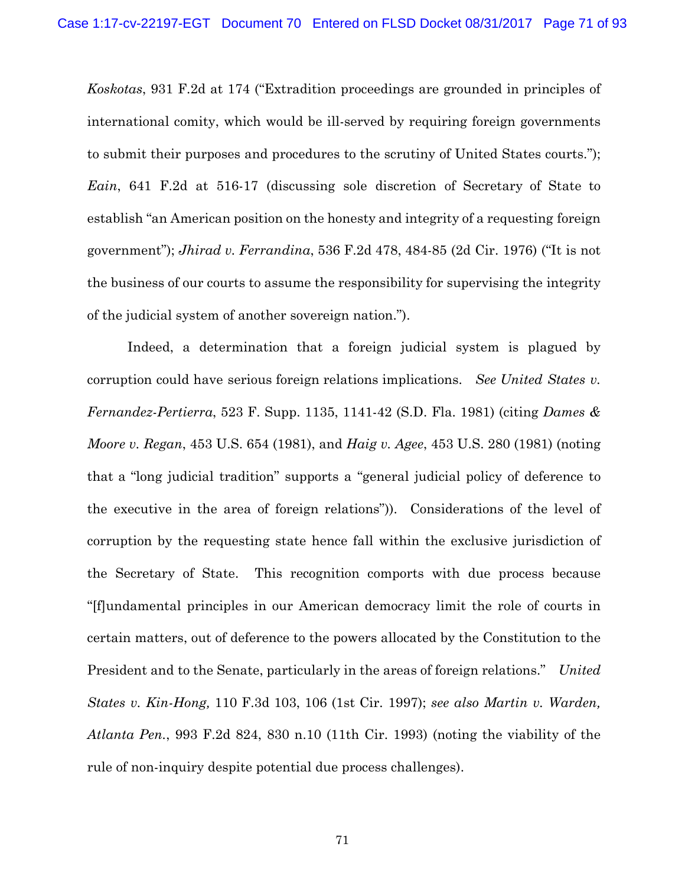*Koskotas*, 931 F.2d at 174 ("Extradition proceedings are grounded in principles of international comity, which would be ill-served by requiring foreign governments to submit their purposes and procedures to the scrutiny of United States courts."); *Eain*, 641 F.2d at 516-17 (discussing sole discretion of Secretary of State to establish "an American position on the honesty and integrity of a requesting foreign government"); *Jhirad v. Ferrandina*, 536 F.2d 478, 484-85 (2d Cir. 1976) ("It is not the business of our courts to assume the responsibility for supervising the integrity of the judicial system of another sovereign nation.").

Indeed, a determination that a foreign judicial system is plagued by corruption could have serious foreign relations implications. *See United States v. Fernandez-Pertierra*, 523 F. Supp. 1135, 1141-42 (S.D. Fla. 1981) (citing *Dames & Moore v. Regan*, 453 U.S. 654 (1981), and *Haig v. Agee*, 453 U.S. 280 (1981) (noting that a "long judicial tradition" supports a "general judicial policy of deference to the executive in the area of foreign relations")). Considerations of the level of corruption by the requesting state hence fall within the exclusive jurisdiction of the Secretary of State. This recognition comports with due process because "[f]undamental principles in our American democracy limit the role of courts in certain matters, out of deference to the powers allocated by the Constitution to the President and to the Senate, particularly in the areas of foreign relations." *United States v. Kin-Hong,* 110 F.3d 103, 106 (1st Cir. 1997); *see also Martin v. Warden, Atlanta Pen.*, 993 F.2d 824, 830 n.10 (11th Cir. 1993) (noting the viability of the rule of non-inquiry despite potential due process challenges).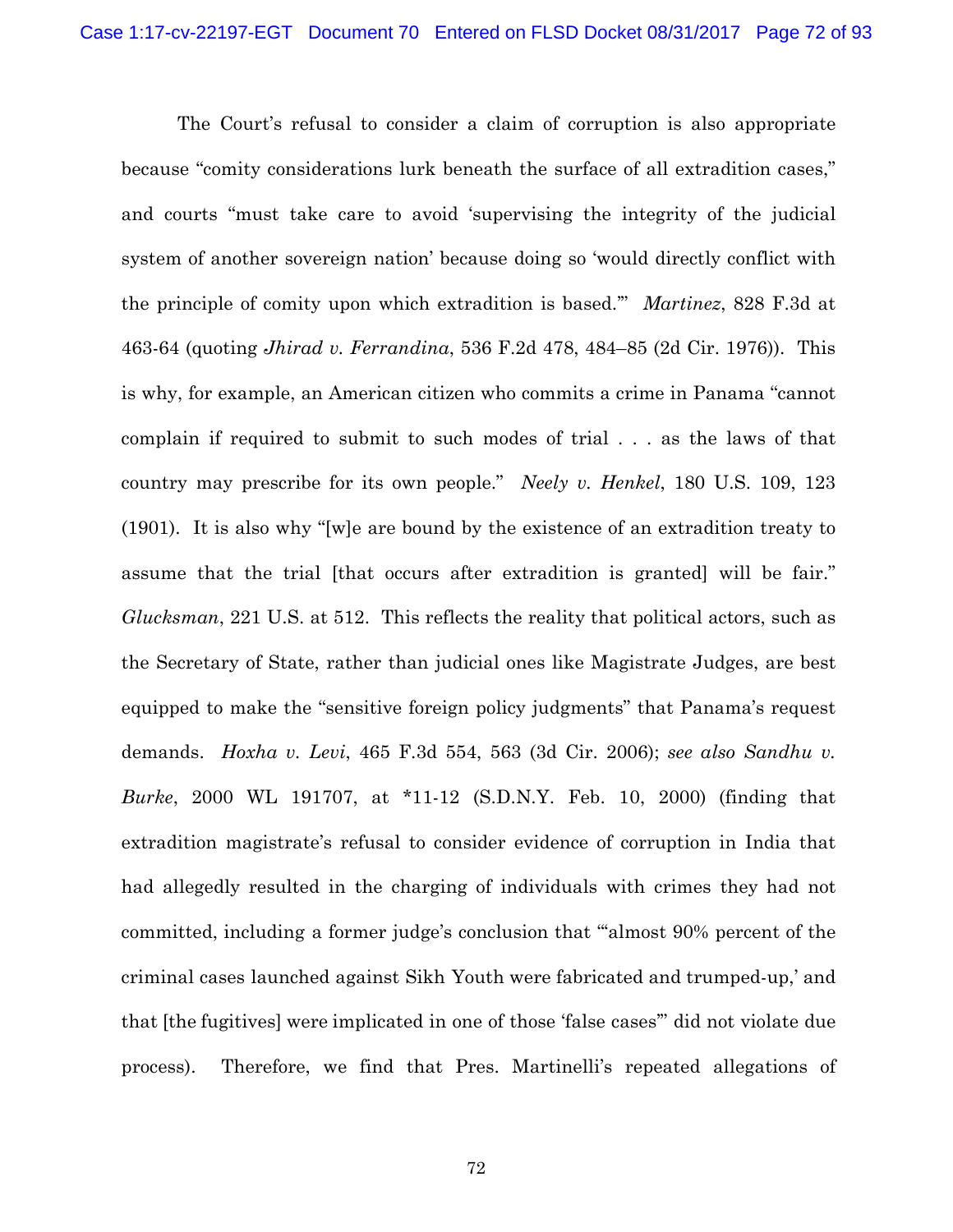The Court's refusal to consider a claim of corruption is also appropriate because "comity considerations lurk beneath the surface of all extradition cases," and courts "must take care to avoid 'supervising the integrity of the judicial system of another sovereign nation' because doing so 'would directly conflict with the principle of comity upon which extradition is based.'" *Martinez*, 828 F.3d at 463-64 (quoting *Jhirad v. Ferrandina*, 536 F.2d 478, 484–85 (2d Cir. 1976)). This is why, for example, an American citizen who commits a crime in Panama "cannot complain if required to submit to such modes of trial . . . as the laws of that country may prescribe for its own people." *Neely v. Henkel*, 180 U.S. 109, 123 (1901). It is also why "[w]e are bound by the existence of an extradition treaty to assume that the trial [that occurs after extradition is granted] will be fair." *Glucksman*, 221 U.S. at 512. This reflects the reality that political actors, such as the Secretary of State, rather than judicial ones like Magistrate Judges, are best equipped to make the "sensitive foreign policy judgments" that Panama's request demands. *Hoxha v. Levi*, 465 F.3d 554, 563 (3d Cir. 2006); *see also Sandhu v. Burke*, 2000 WL 191707, at *11-12 (S.D.N.Y. Feb. 10, 2000) (finding that extradition magistrate's refusal to consider evidence of corruption in India that had allegedly resulted in the charging of individuals with crimes they had not committed, including a former judge's conclusion that "'almost 90% percent of the criminal cases launched against Sikh Youth were fabricated and trumped-up,' and that [the fugitives] were implicated in one of those 'false cases'" did not violate due process). Therefore, we find that Pres. Martinelli's repeated allegations of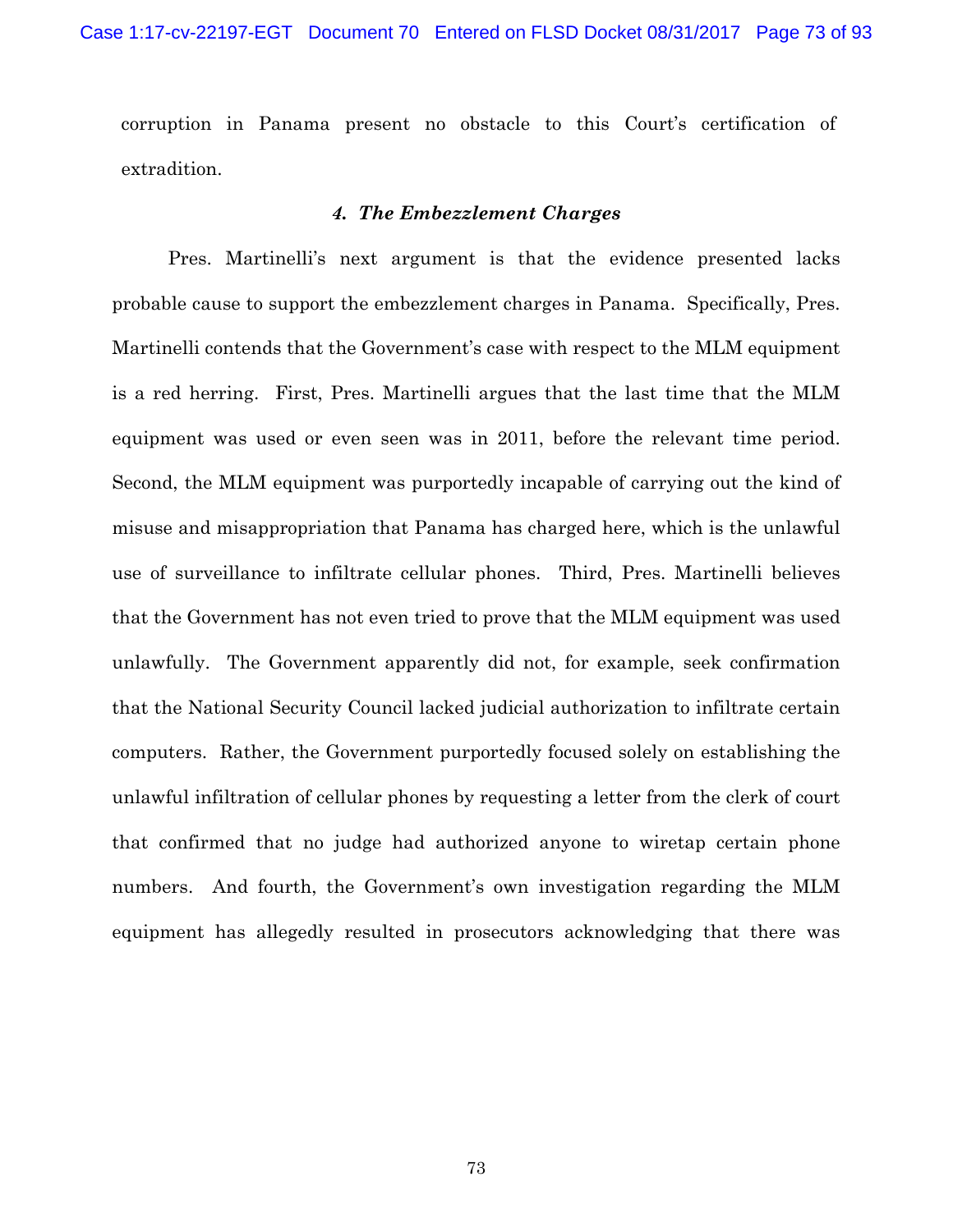corruption in Panama present no obstacle to this Court's certification of extradition.

#### *4. The Embezzlement Charges*

Pres. Martinelli's next argument is that the evidence presented lacks probable cause to support the embezzlement charges in Panama. Specifically, Pres. Martinelli contends that the Government's case with respect to the MLM equipment is a red herring. First, Pres. Martinelli argues that the last time that the MLM equipment was used or even seen was in 2011, before the relevant time period. Second, the MLM equipment was purportedly incapable of carrying out the kind of misuse and misappropriation that Panama has charged here, which is the unlawful use of surveillance to infiltrate cellular phones. Third, Pres. Martinelli believes that the Government has not even tried to prove that the MLM equipment was used unlawfully. The Government apparently did not, for example, seek confirmation that the National Security Council lacked judicial authorization to infiltrate certain computers. Rather, the Government purportedly focused solely on establishing the unlawful infiltration of cellular phones by requesting a letter from the clerk of court that confirmed that no judge had authorized anyone to wiretap certain phone numbers. And fourth, the Government's own investigation regarding the MLM equipment has allegedly resulted in prosecutors acknowledging that there was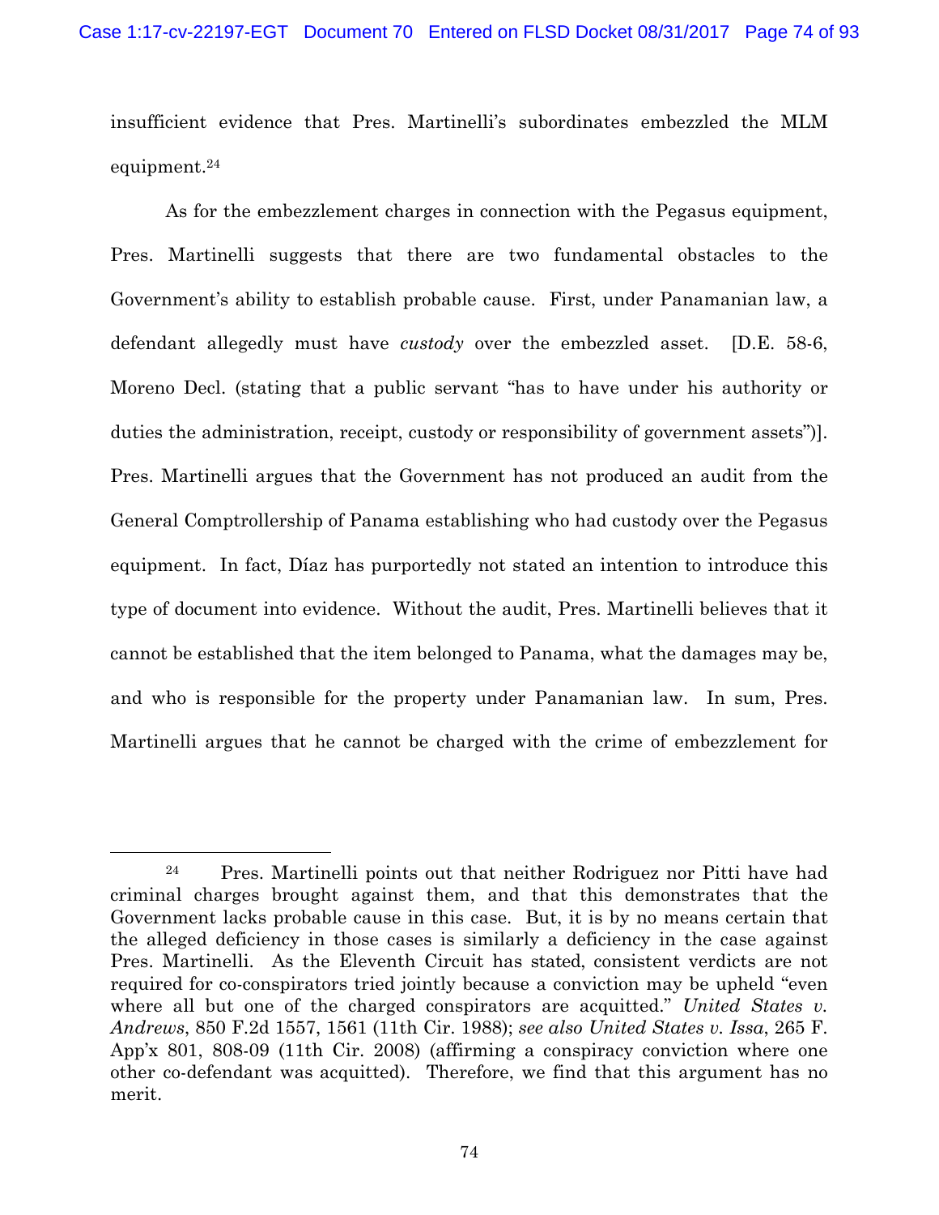insufficient evidence that Pres. Martinelli's subordinates embezzled the MLM equipment.[24]

As for the embezzlement charges in connection with the Pegasus equipment, Pres. Martinelli suggests that there are two fundamental obstacles to the Government's ability to establish probable cause. First, under Panamanian law, a defendant allegedly must have *custody* over the embezzled asset. [D.E. 58-6, Moreno Decl. (stating that a public servant "has to have under his authority or duties the administration, receipt, custody or responsibility of government assets")]. Pres. Martinelli argues that the Government has not produced an audit from the General Comptrollership of Panama establishing who had custody over the Pegasus equipment. In fact, Díaz has purportedly not stated an intention to introduce this type of document into evidence. Without the audit, Pres. Martinelli believes that it cannot be established that the item belonged to Panama, what the damages may be, and who is responsible for the property under Panamanian law. In sum, Pres. Martinelli argues that he cannot be charged with the crime of embezzlement for

---

[24] Pres. Martinelli points out that neither Rodriguez nor Pitti have had criminal charges brought against them, and that this demonstrates that the Government lacks probable cause in this case. But, it is by no means certain that the alleged deficiency in those cases is similarly a deficiency in the case against Pres. Martinelli. As the Eleventh Circuit has stated, consistent verdicts are not required for co-conspirators tried jointly because a conviction may be upheld "even where all but one of the charged conspirators are acquitted." *United States v. Andrews*, 850 F.2d 1557, 1561 (11th Cir. 1988); *see also United States v. Issa*, 265 F. App'x 801, 808-09 (11th Cir. 2008) (affirming a conspiracy conviction where one other co-defendant was acquitted). Therefore, we find that this argument has no merit.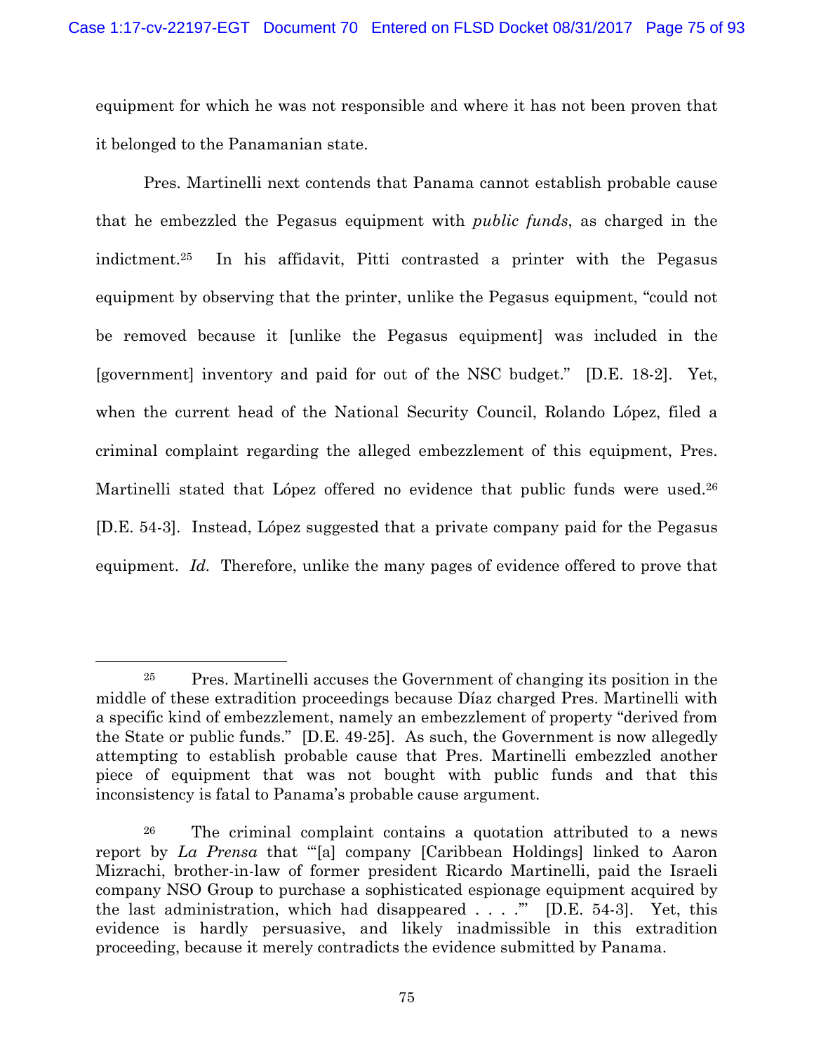equipment for which he was not responsible and where it has not been proven that it belonged to the Panamanian state.

Pres. Martinelli next contends that Panama cannot establish probable cause that he embezzled the Pegasus equipment with *public funds*, as charged in the indictment.[25] In his affidavit, Pitti contrasted a printer with the Pegasus equipment by observing that the printer, unlike the Pegasus equipment, "could not be removed because it [unlike the Pegasus equipment] was included in the [government] inventory and paid for out of the NSC budget." [D.E. 18-2]. Yet, when the current head of the National Security Council, Rolando López, filed a criminal complaint regarding the alleged embezzlement of this equipment, Pres. Martinelli stated that López offered no evidence that public funds were used.[26] [D.E. 54-3]. Instead, López suggested that a private company paid for the Pegasus equipment. *Id.* Therefore, unlike the many pages of evidence offered to prove that

---

[25] Pres. Martinelli accuses the Government of changing its position in the middle of these extradition proceedings because Díaz charged Pres. Martinelli with a specific kind of embezzlement, namely an embezzlement of property "derived from the State or public funds." [D.E. 49-25]. As such, the Government is now allegedly attempting to establish probable cause that Pres. Martinelli embezzled another piece of equipment that was not bought with public funds and that this inconsistency is fatal to Panama's probable cause argument.

[26] The criminal complaint contains a quotation attributed to a news report by *La Prensa* that "'[a] company [Caribbean Holdings] linked to Aaron Mizrachi, brother-in-law of former president Ricardo Martinelli, paid the Israeli company NSO Group to purchase a sophisticated espionage equipment acquired by the last administration, which had disappeared . . . .'" [D.E. 54-3]. Yet, this evidence is hardly persuasive, and likely inadmissible in this extradition proceeding, because it merely contradicts the evidence submitted by Panama.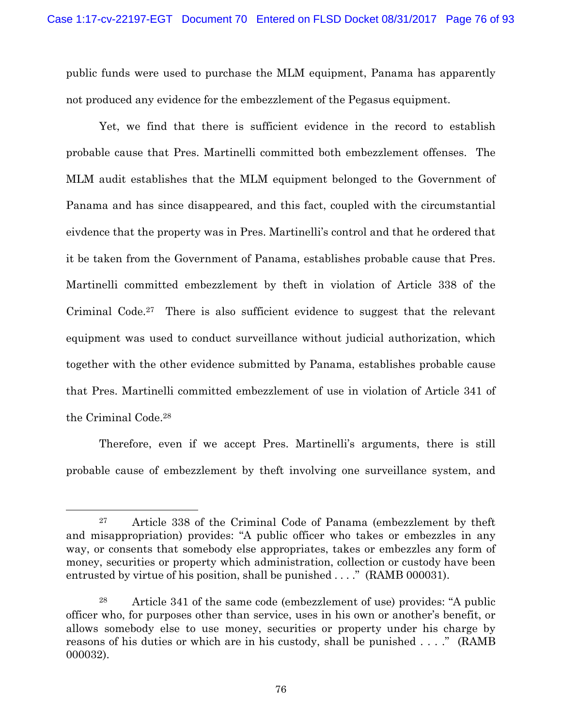public funds were used to purchase the MLM equipment, Panama has apparently not produced any evidence for the embezzlement of the Pegasus equipment.

Yet, we find that there is sufficient evidence in the record to establish probable cause that Pres. Martinelli committed both embezzlement offenses. The MLM audit establishes that the MLM equipment belonged to the Government of Panama and has since disappeared, and this fact, coupled with the circumstantial eivdence that the property was in Pres. Martinelli's control and that he ordered that it be taken from the Government of Panama, establishes probable cause that Pres. Martinelli committed embezzlement by theft in violation of Article 338 of the Criminal Code.[27] There is also sufficient evidence to suggest that the relevant equipment was used to conduct surveillance without judicial authorization, which together with the other evidence submitted by Panama, establishes probable cause that Pres. Martinelli committed embezzlement of use in violation of Article 341 of the Criminal Code.[28]

Therefore, even if we accept Pres. Martinelli's arguments, there is still probable cause of embezzlement by theft involving one surveillance system, and

---

[27] Article 338 of the Criminal Code of Panama (embezzlement by theft and misappropriation) provides: "A public officer who takes or embezzles in any way, or consents that somebody else appropriates, takes or embezzles any form of money, securities or property which administration, collection or custody have been entrusted by virtue of his position, shall be punished . . . ." (RAMB 000031).

[28] Article 341 of the same code (embezzlement of use) provides: "A public officer who, for purposes other than service, uses in his own or another's benefit, or allows somebody else to use money, securities or property under his charge by reasons of his duties or which are in his custody, shall be punished . . . ." (RAMB 000032).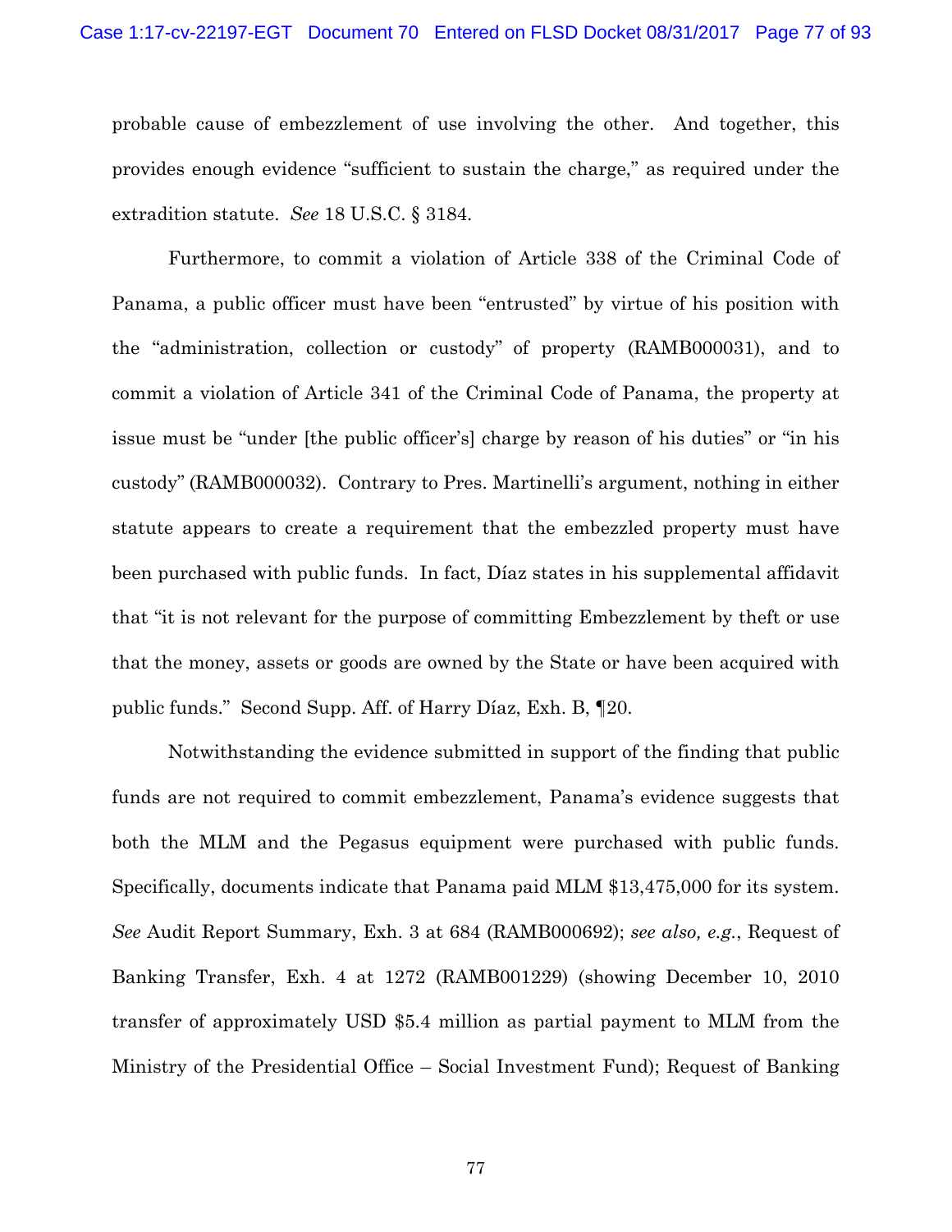probable cause of embezzlement of use involving the other. And together, this provides enough evidence "sufficient to sustain the charge," as required under the extradition statute. *See* 18 U.S.C. § 3184.

Furthermore, to commit a violation of Article 338 of the Criminal Code of Panama, a public officer must have been "entrusted" by virtue of his position with the "administration, collection or custody" of property (RAMB000031), and to commit a violation of Article 341 of the Criminal Code of Panama, the property at issue must be "under [the public officer's] charge by reason of his duties" or "in his custody" (RAMB000032). Contrary to Pres. Martinelli's argument, nothing in either statute appears to create a requirement that the embezzled property must have been purchased with public funds. In fact, Díaz states in his supplemental affidavit that "it is not relevant for the purpose of committing Embezzlement by theft or use that the money, assets or goods are owned by the State or have been acquired with public funds." Second Supp. Aff. of Harry Díaz, Exh. B, ¶20.

Notwithstanding the evidence submitted in support of the finding that public funds are not required to commit embezzlement, Panama's evidence suggests that both the MLM and the Pegasus equipment were purchased with public funds. Specifically, documents indicate that Panama paid MLM $13,475,000 for its system. *See* Audit Report Summary, Exh. 3 at 684 (RAMB000692); *see also, e.g.*, Request of Banking Transfer, Exh. 4 at 1272 (RAMB001229) (showing December 10, 2010 transfer of approximately USD $5.4 million as partial payment to MLM from the Ministry of the Presidential Office – Social Investment Fund); Request of Banking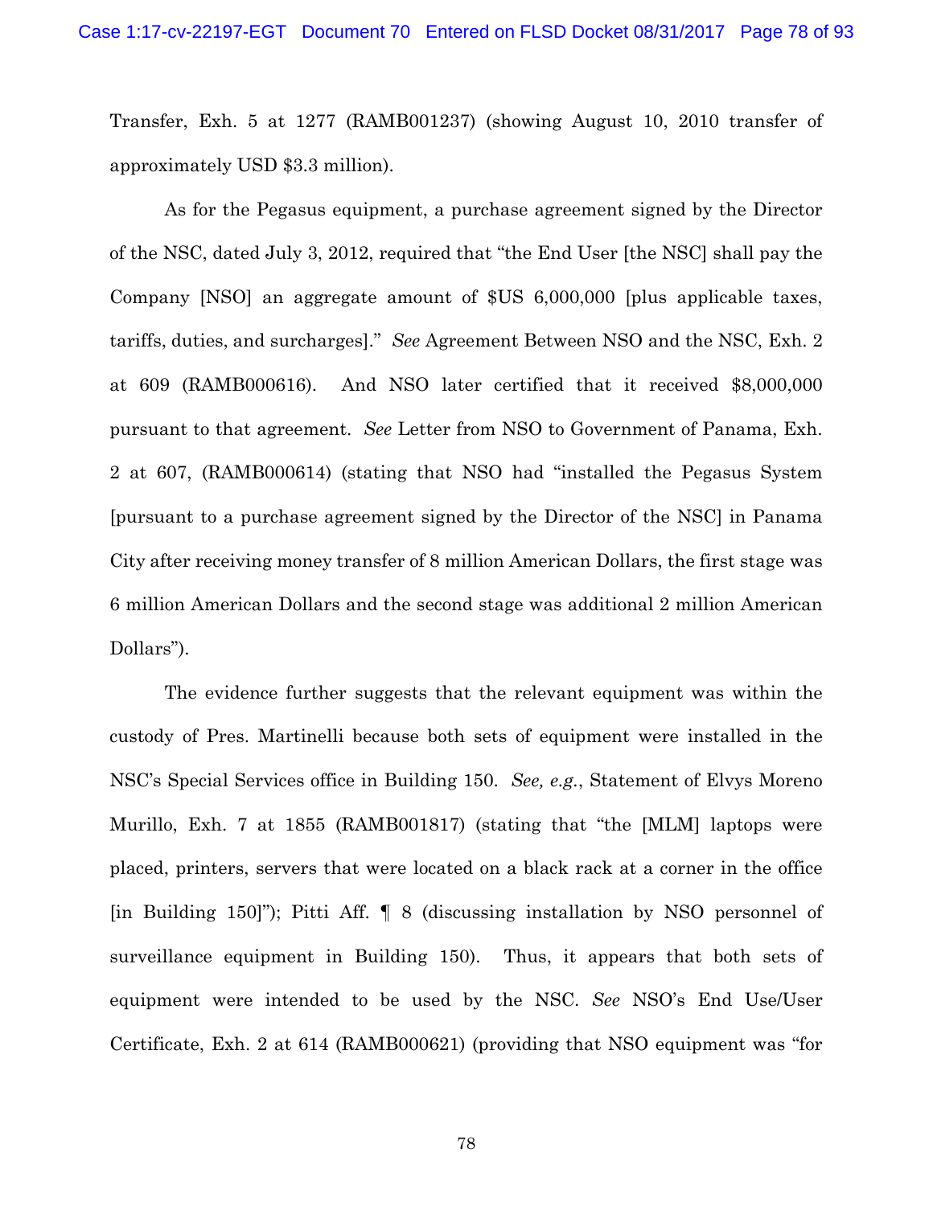Transfer, Exh. 5 at 1277 (RAMB001237) (showing August 10, 2010 transfer of approximately USD $3.3 million).

As for the Pegasus equipment, a purchase agreement signed by the Director of the NSC, dated July 3, 2012, required that "the End User [the NSC] shall pay the Company [NSO] an aggregate amount of $US 6,000,000 [plus applicable taxes, tariffs, duties, and surcharges]." *See* Agreement Between NSO and the NSC, Exh. 2 at 609 (RAMB000616). And NSO later certified that it received $8,000,000 pursuant to that agreement. *See* Letter from NSO to Government of Panama, Exh. 2 at 607, (RAMB000614) (stating that NSO had "installed the Pegasus System [pursuant to a purchase agreement signed by the Director of the NSC] in Panama City after receiving money transfer of 8 million American Dollars, the first stage was 6 million American Dollars and the second stage was additional 2 million American Dollars").

The evidence further suggests that the relevant equipment was within the custody of Pres. Martinelli because both sets of equipment were installed in the NSC's Special Services office in Building 150. *See, e.g.*, Statement of Elvys Moreno Murillo, Exh. 7 at 1855 (RAMB001817) (stating that "the [MLM] laptops were placed, printers, servers that were located on a black rack at a corner in the office [in Building 150]"); Pitti Aff. ¶ 8 (discussing installation by NSO personnel of surveillance equipment in Building 150). Thus, it appears that both sets of equipment were intended to be used by the NSC. *See* NSO's End Use/User Certificate, Exh. 2 at 614 (RAMB000621) (providing that NSO equipment was "for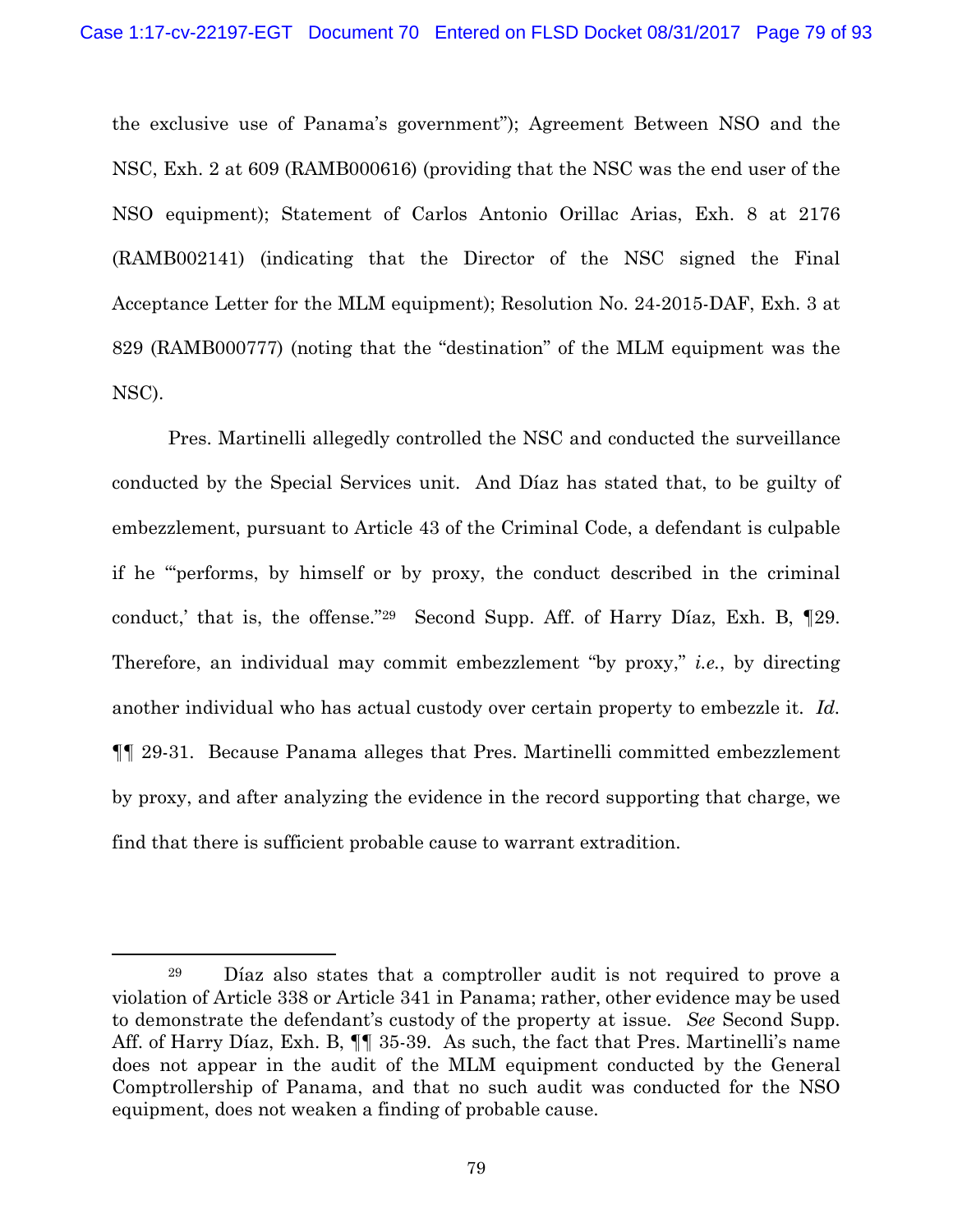the exclusive use of Panama's government"); Agreement Between NSO and the NSC, Exh. 2 at 609 (RAMB000616) (providing that the NSC was the end user of the NSO equipment); Statement of Carlos Antonio Orillac Arias, Exh. 8 at 2176 (RAMB002141) (indicating that the Director of the NSC signed the Final Acceptance Letter for the MLM equipment); Resolution No. 24-2015-DAF, Exh. 3 at 829 (RAMB000777) (noting that the "destination" of the MLM equipment was the NSC).

Pres. Martinelli allegedly controlled the NSC and conducted the surveillance conducted by the Special Services unit. And Díaz has stated that, to be guilty of embezzlement, pursuant to Article 43 of the Criminal Code, a defendant is culpable if he "'performs, by himself or by proxy, the conduct described in the criminal conduct,' that is, the offense."[29] Second Supp. Aff. of Harry Díaz, Exh. B, ¶29. Therefore, an individual may commit embezzlement "by proxy," *i.e.*, by directing another individual who has actual custody over certain property to embezzle it. *Id.* ¶¶ 29-31. Because Panama alleges that Pres. Martinelli committed embezzlement by proxy, and after analyzing the evidence in the record supporting that charge, we find that there is sufficient probable cause to warrant extradition.

---

[29] Díaz also states that a comptroller audit is not required to prove a violation of Article 338 or Article 341 in Panama; rather, other evidence may be used to demonstrate the defendant's custody of the property at issue. *See* Second Supp. Aff. of Harry Díaz, Exh. B, ¶¶ 35-39. As such, the fact that Pres. Martinelli's name does not appear in the audit of the MLM equipment conducted by the General Comptrollership of Panama, and that no such audit was conducted for the NSO equipment, does not weaken a finding of probable cause.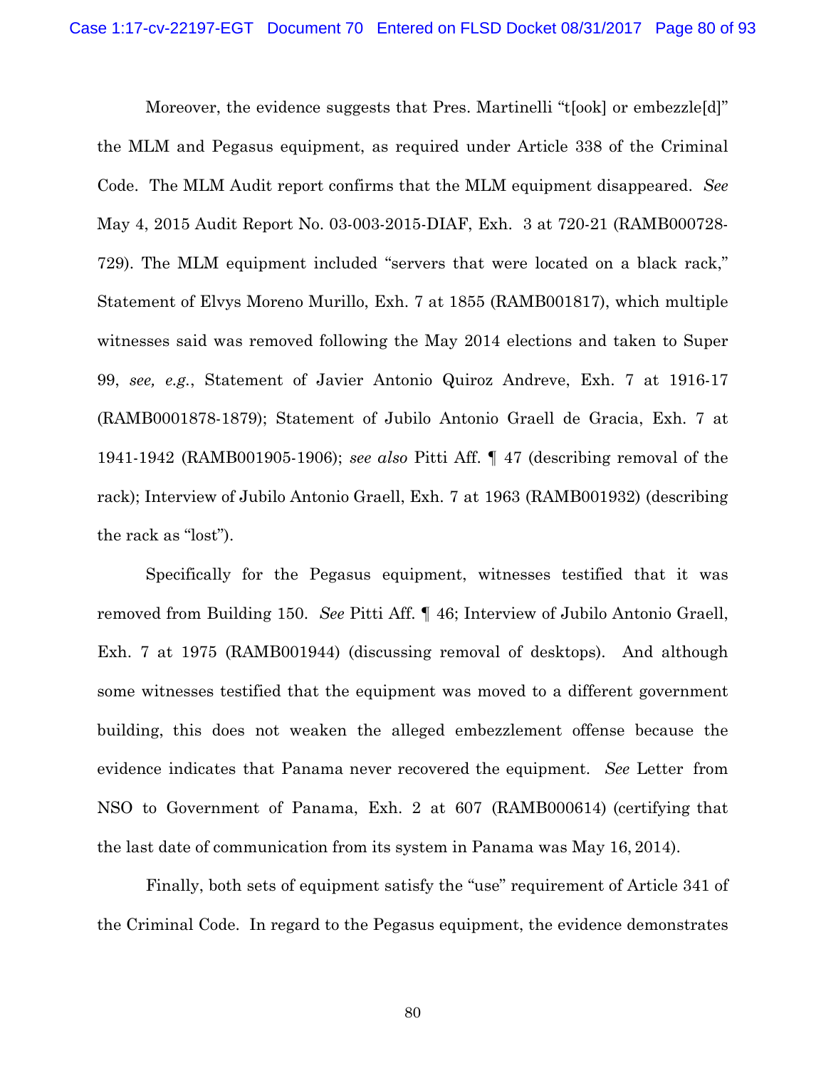Moreover, the evidence suggests that Pres. Martinelli "t[ook] or embezzle[d]" the MLM and Pegasus equipment, as required under Article 338 of the Criminal Code. The MLM Audit report confirms that the MLM equipment disappeared. *See* May 4, 2015 Audit Report No. 03-003-2015-DIAF, Exh. 3 at 720-21 (RAMB000728-729). The MLM equipment included "servers that were located on a black rack," Statement of Elvys Moreno Murillo, Exh. 7 at 1855 (RAMB001817), which multiple witnesses said was removed following the May 2014 elections and taken to Super 99, *see, e.g.*, Statement of Javier Antonio Quiroz Andreve, Exh. 7 at 1916-17 (RAMB0001878-1879); Statement of Jubilo Antonio Graell de Gracia, Exh. 7 at 1941-1942 (RAMB001905-1906); *see also* Pitti Aff. ¶ 47 (describing removal of the rack); Interview of Jubilo Antonio Graell, Exh. 7 at 1963 (RAMB001932) (describing the rack as "lost").

Specifically for the Pegasus equipment, witnesses testified that it was removed from Building 150. *See* Pitti Aff. ¶ 46; Interview of Jubilo Antonio Graell, Exh. 7 at 1975 (RAMB001944) (discussing removal of desktops). And although some witnesses testified that the equipment was moved to a different government building, this does not weaken the alleged embezzlement offense because the evidence indicates that Panama never recovered the equipment. *See* Letter from NSO to Government of Panama, Exh. 2 at 607 (RAMB000614) (certifying that the last date of communication from its system in Panama was May 16, 2014).

Finally, both sets of equipment satisfy the "use" requirement of Article 341 of the Criminal Code. In regard to the Pegasus equipment, the evidence demonstrates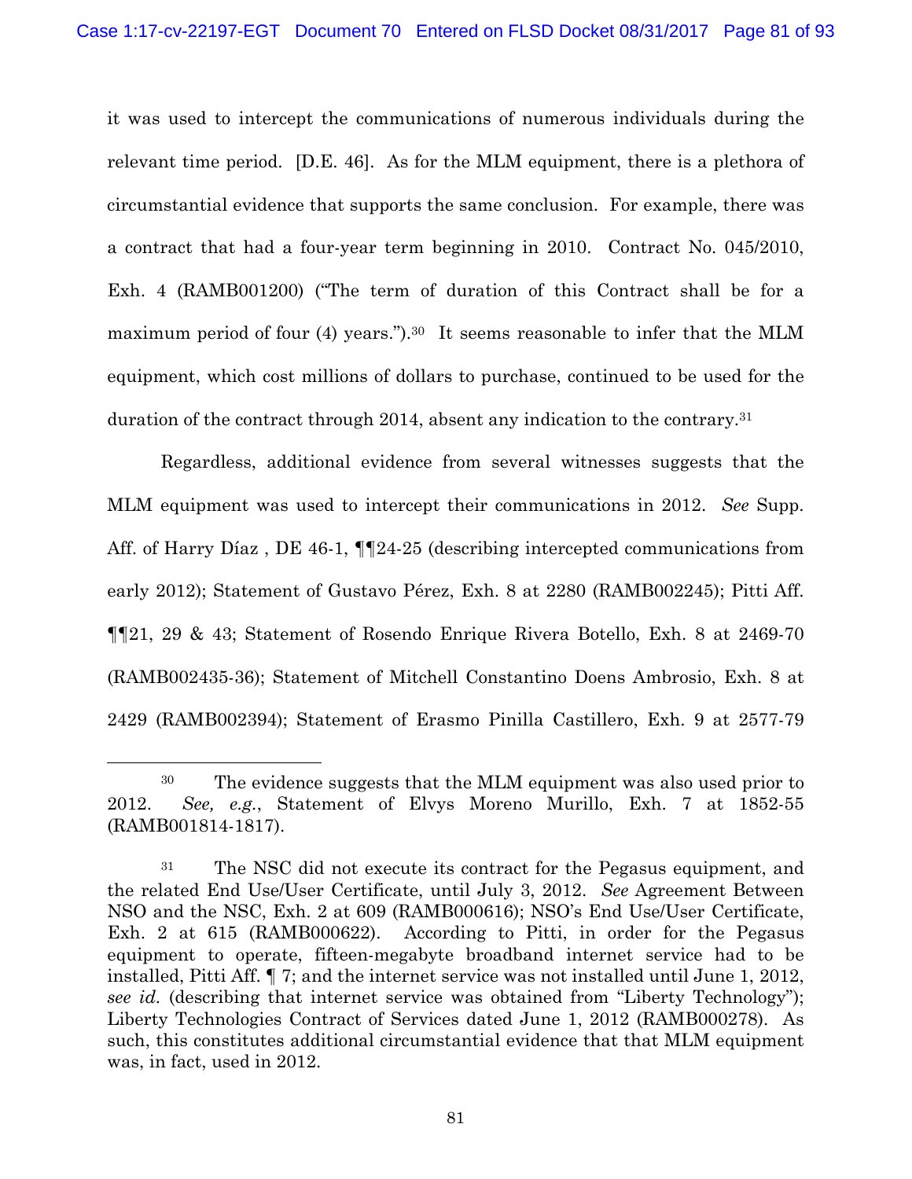it was used to intercept the communications of numerous individuals during the relevant time period. [D.E. 46]. As for the MLM equipment, there is a plethora of circumstantial evidence that supports the same conclusion. For example, there was a contract that had a four-year term beginning in 2010. Contract No. 045/2010, Exh. 4 (RAMB001200) ("The term of duration of this Contract shall be for a maximum period of four (4) years.").[30] It seems reasonable to infer that the MLM equipment, which cost millions of dollars to purchase, continued to be used for the duration of the contract through 2014, absent any indication to the contrary.[31]

Regardless, additional evidence from several witnesses suggests that the MLM equipment was used to intercept their communications in 2012. *See* Supp. Aff. of Harry Díaz , DE 46-1, ¶¶24-25 (describing intercepted communications from early 2012); Statement of Gustavo Pérez, Exh. 8 at 2280 (RAMB002245); Pitti Aff. ¶¶21, 29 & 43; Statement of Rosendo Enrique Rivera Botello, Exh. 8 at 2469-70 (RAMB002435-36); Statement of Mitchell Constantino Doens Ambrosio, Exh. 8 at 2429 (RAMB002394); Statement of Erasmo Pinilla Castillero, Exh. 9 at 2577-79

---

[30] The evidence suggests that the MLM equipment was also used prior to 2012. *See, e.g.*, Statement of Elvys Moreno Murillo, Exh. 7 at 1852-55 (RAMB001814-1817).

[31] The NSC did not execute its contract for the Pegasus equipment, and the related End Use/User Certificate, until July 3, 2012. *See* Agreement Between NSO and the NSC, Exh. 2 at 609 (RAMB000616); NSO's End Use/User Certificate, Exh. 2 at 615 (RAMB000622). According to Pitti, in order for the Pegasus equipment to operate, fifteen-megabyte broadband internet service had to be installed, Pitti Aff. ¶ 7; and the internet service was not installed until June 1, 2012, *see id.* (describing that internet service was obtained from "Liberty Technology"); Liberty Technologies Contract of Services dated June 1, 2012 (RAMB000278). As such, this constitutes additional circumstantial evidence that that MLM equipment was, in fact, used in 2012.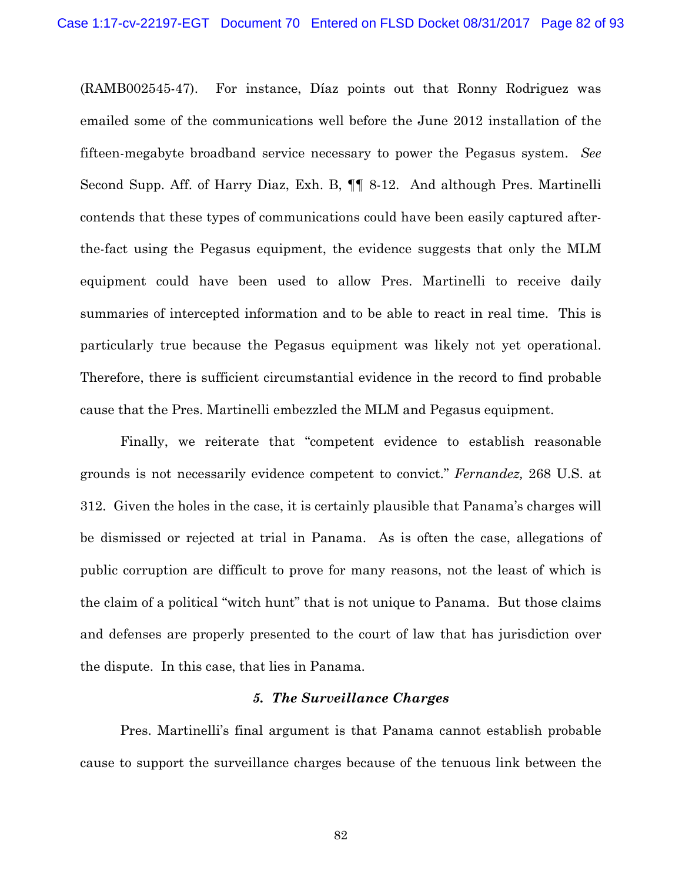(RAMB002545-47). For instance, Díaz points out that Ronny Rodriguez was emailed some of the communications well before the June 2012 installation of the fifteen-megabyte broadband service necessary to power the Pegasus system. *See* Second Supp. Aff. of Harry Diaz, Exh. B, ¶¶ 8-12. And although Pres. Martinelli contends that these types of communications could have been easily captured after-the-fact using the Pegasus equipment, the evidence suggests that only the MLM equipment could have been used to allow Pres. Martinelli to receive daily summaries of intercepted information and to be able to react in real time. This is particularly true because the Pegasus equipment was likely not yet operational. Therefore, there is sufficient circumstantial evidence in the record to find probable cause that the Pres. Martinelli embezzled the MLM and Pegasus equipment.

Finally, we reiterate that "competent evidence to establish reasonable grounds is not necessarily evidence competent to convict." *Fernandez,* 268 U.S. at 312. Given the holes in the case, it is certainly plausible that Panama's charges will be dismissed or rejected at trial in Panama. As is often the case, allegations of public corruption are difficult to prove for many reasons, not the least of which is the claim of a political "witch hunt" that is not unique to Panama. But those claims and defenses are properly presented to the court of law that has jurisdiction over the dispute. In this case, that lies in Panama.

#### *5. The Surveillance Charges*

Pres. Martinelli's final argument is that Panama cannot establish probable cause to support the surveillance charges because of the tenuous link between the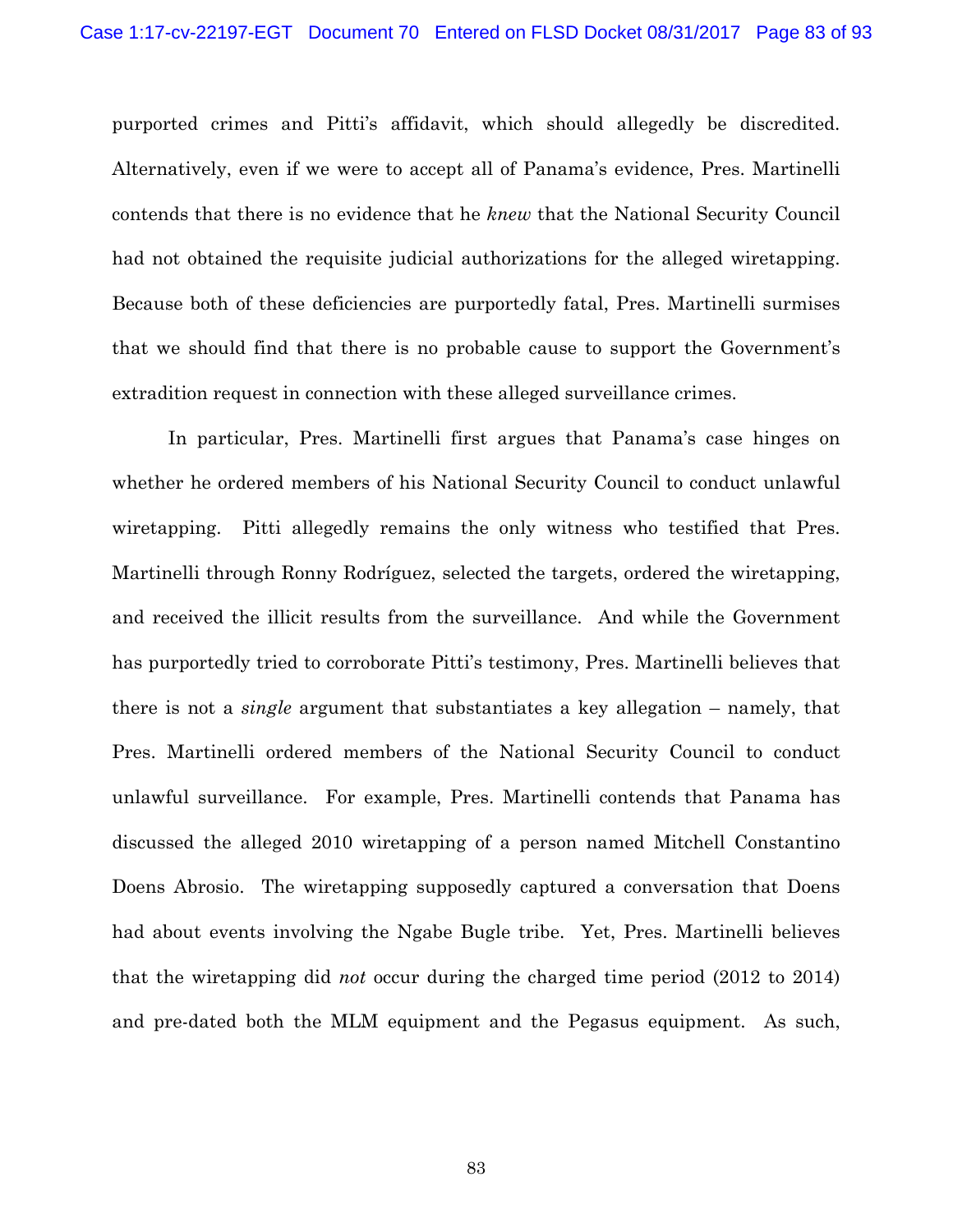purported crimes and Pitti's affidavit, which should allegedly be discredited. Alternatively, even if we were to accept all of Panama's evidence, Pres. Martinelli contends that there is no evidence that he *knew* that the National Security Council had not obtained the requisite judicial authorizations for the alleged wiretapping. Because both of these deficiencies are purportedly fatal, Pres. Martinelli surmises that we should find that there is no probable cause to support the Government's extradition request in connection with these alleged surveillance crimes.

In particular, Pres. Martinelli first argues that Panama's case hinges on whether he ordered members of his National Security Council to conduct unlawful wiretapping. Pitti allegedly remains the only witness who testified that Pres. Martinelli through Ronny Rodríguez, selected the targets, ordered the wiretapping, and received the illicit results from the surveillance. And while the Government has purportedly tried to corroborate Pitti's testimony, Pres. Martinelli believes that there is not a *single* argument that substantiates a key allegation – namely, that Pres. Martinelli ordered members of the National Security Council to conduct unlawful surveillance. For example, Pres. Martinelli contends that Panama has discussed the alleged 2010 wiretapping of a person named Mitchell Constantino Doens Abrosio. The wiretapping supposedly captured a conversation that Doens had about events involving the Ngabe Bugle tribe. Yet, Pres. Martinelli believes that the wiretapping did *not* occur during the charged time period (2012 to 2014) and pre-dated both the MLM equipment and the Pegasus equipment. As such,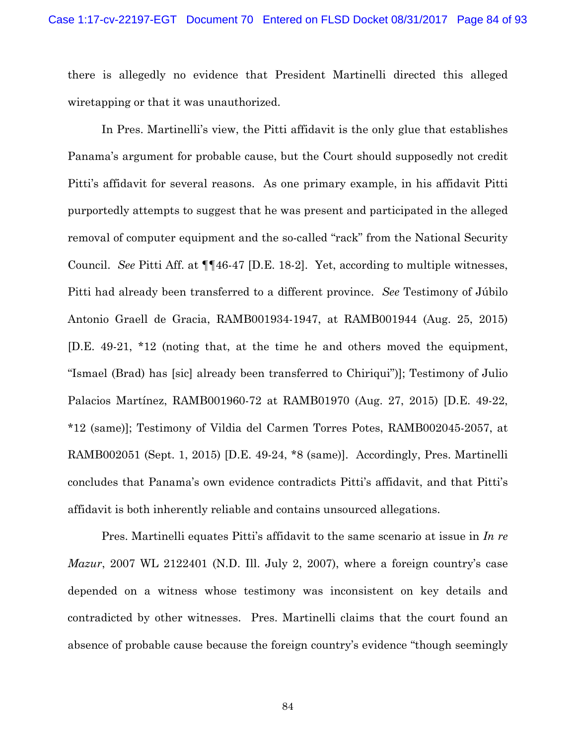there is allegedly no evidence that President Martinelli directed this alleged wiretapping or that it was unauthorized.

In Pres. Martinelli's view, the Pitti affidavit is the only glue that establishes Panama's argument for probable cause, but the Court should supposedly not credit Pitti's affidavit for several reasons. As one primary example, in his affidavit Pitti purportedly attempts to suggest that he was present and participated in the alleged removal of computer equipment and the so-called "rack" from the National Security Council. *See* Pitti Aff. at ¶¶46-47 [D.E. 18-2]. Yet, according to multiple witnesses, Pitti had already been transferred to a different province. *See* Testimony of Júbilo Antonio Graell de Gracia, RAMB001934-1947, at RAMB001944 (Aug. 25, 2015) [D.E. 49-21, *12 (noting that, at the time he and others moved the equipment, "Ismael (Brad) has [sic] already been transferred to Chiriqui")]; Testimony of Julio Palacios Martínez, RAMB001960-72 at RAMB01970 (Aug. 27, 2015) [D.E. 49-22, *12 (same)]; Testimony of Vildia del Carmen Torres Potes, RAMB002045-2057, at RAMB002051 (Sept. 1, 2015) [D.E. 49-24, *8 (same)]. Accordingly, Pres. Martinelli concludes that Panama's own evidence contradicts Pitti's affidavit, and that Pitti's affidavit is both inherently reliable and contains unsourced allegations.

Pres. Martinelli equates Pitti's affidavit to the same scenario at issue in *In re Mazur*, 2007 WL 2122401 (N.D. Ill. July 2, 2007), where a foreign country's case depended on a witness whose testimony was inconsistent on key details and contradicted by other witnesses. Pres. Martinelli claims that the court found an absence of probable cause because the foreign country's evidence "though seemingly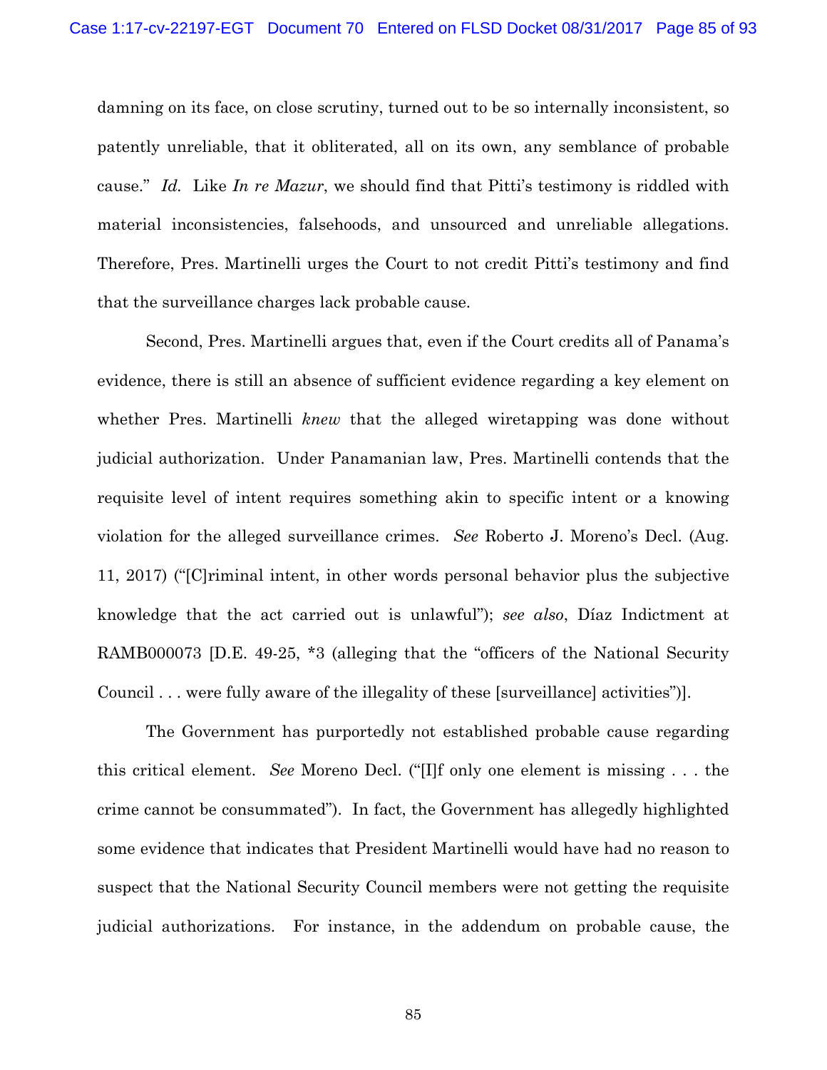damning on its face, on close scrutiny, turned out to be so internally inconsistent, so patently unreliable, that it obliterated, all on its own, any semblance of probable cause." *Id.* Like *In re Mazur*, we should find that Pitti's testimony is riddled with material inconsistencies, falsehoods, and unsourced and unreliable allegations. Therefore, Pres. Martinelli urges the Court to not credit Pitti's testimony and find that the surveillance charges lack probable cause.

Second, Pres. Martinelli argues that, even if the Court credits all of Panama's evidence, there is still an absence of sufficient evidence regarding a key element on whether Pres. Martinelli *knew* that the alleged wiretapping was done without judicial authorization. Under Panamanian law, Pres. Martinelli contends that the requisite level of intent requires something akin to specific intent or a knowing violation for the alleged surveillance crimes. *See* Roberto J. Moreno's Decl. (Aug. 11, 2017) ("[C]riminal intent, in other words personal behavior plus the subjective knowledge that the act carried out is unlawful"); *see also*, Díaz Indictment at RAMB000073 [D.E. 49-25, *3 (alleging that the "officers of the National Security Council . . . were fully aware of the illegality of these [surveillance] activities")].

The Government has purportedly not established probable cause regarding this critical element. *See* Moreno Decl. ("[I]f only one element is missing . . . the crime cannot be consummated"). In fact, the Government has allegedly highlighted some evidence that indicates that President Martinelli would have had no reason to suspect that the National Security Council members were not getting the requisite judicial authorizations. For instance, in the addendum on probable cause, the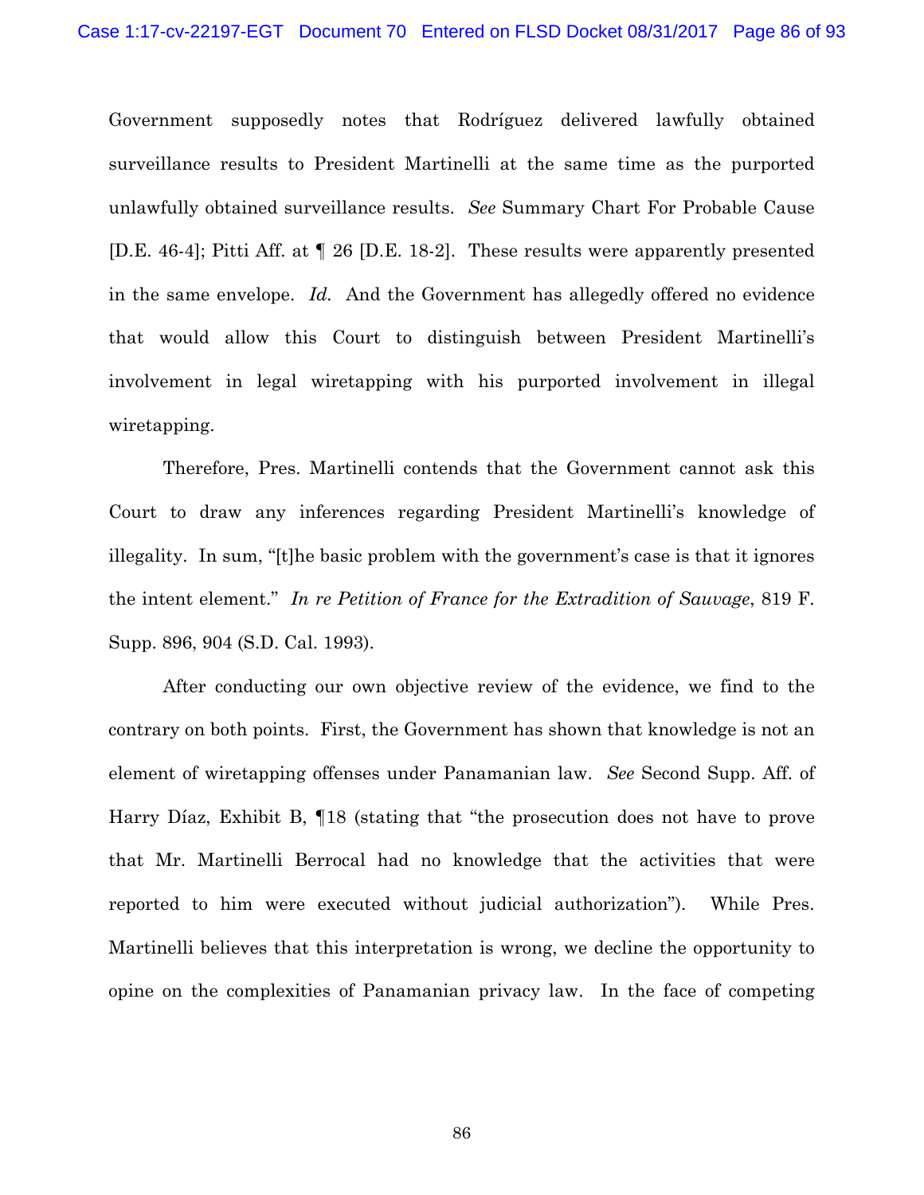Government supposedly notes that Rodríguez delivered lawfully obtained surveillance results to President Martinelli at the same time as the purported unlawfully obtained surveillance results. *See* Summary Chart For Probable Cause [D.E. 46-4]; Pitti Aff. at ¶ 26 [D.E. 18-2]. These results were apparently presented in the same envelope. *Id.* And the Government has allegedly offered no evidence that would allow this Court to distinguish between President Martinelli's involvement in legal wiretapping with his purported involvement in illegal wiretapping.

Therefore, Pres. Martinelli contends that the Government cannot ask this Court to draw any inferences regarding President Martinelli's knowledge of illegality. In sum, "[t]he basic problem with the government's case is that it ignores the intent element." *In re Petition of France for the Extradition of Sauvage*, 819 F. Supp. 896, 904 (S.D. Cal. 1993).

After conducting our own objective review of the evidence, we find to the contrary on both points. First, the Government has shown that knowledge is not an element of wiretapping offenses under Panamanian law. *See* Second Supp. Aff. of Harry Díaz, Exhibit B, ¶18 (stating that "the prosecution does not have to prove that Mr. Martinelli Berrocal had no knowledge that the activities that were reported to him were executed without judicial authorization"). While Pres. Martinelli believes that this interpretation is wrong, we decline the opportunity to opine on the complexities of Panamanian privacy law. In the face of competing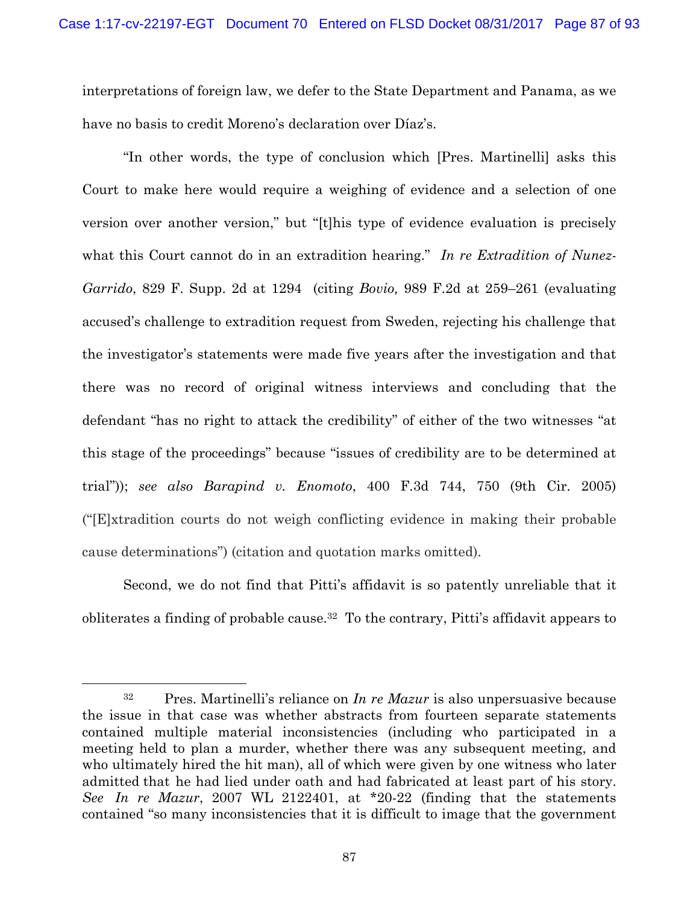interpretations of foreign law, we defer to the State Department and Panama, as we have no basis to credit Moreno's declaration over Díaz's.

"In other words, the type of conclusion which [Pres. Martinelli] asks this Court to make here would require a weighing of evidence and a selection of one version over another version," but "[t]his type of evidence evaluation is precisely what this Court cannot do in an extradition hearing." *In re Extradition of Nunez-Garrido*, 829 F. Supp. 2d at 1294 (citing *Bovio,* 989 F.2d at 259–261 (evaluating accused's challenge to extradition request from Sweden, rejecting his challenge that the investigator's statements were made five years after the investigation and that there was no record of original witness interviews and concluding that the defendant "has no right to attack the credibility" of either of the two witnesses "at this stage of the proceedings" because "issues of credibility are to be determined at trial")); *see also Barapind v. Enomoto*, 400 F.3d 744, 750 (9th Cir. 2005) ("[E]xtradition courts do not weigh conflicting evidence in making their probable cause determinations") (citation and quotation marks omitted).

Second, we do not find that Pitti's affidavit is so patently unreliable that it obliterates a finding of probable cause.[32] To the contrary, Pitti's affidavit appears to

---

[32] Pres. Martinelli's reliance on *In re Mazur* is also unpersuasive because the issue in that case was whether abstracts from fourteen separate statements contained multiple material inconsistencies (including who participated in a meeting held to plan a murder, whether there was any subsequent meeting, and who ultimately hired the hit man), all of which were given by one witness who later admitted that he had lied under oath and had fabricated at least part of his story. *See In re Mazur*, 2007 WL 2122401, at \*20-22 (finding that the statements contained "so many inconsistencies that it is difficult to image that the government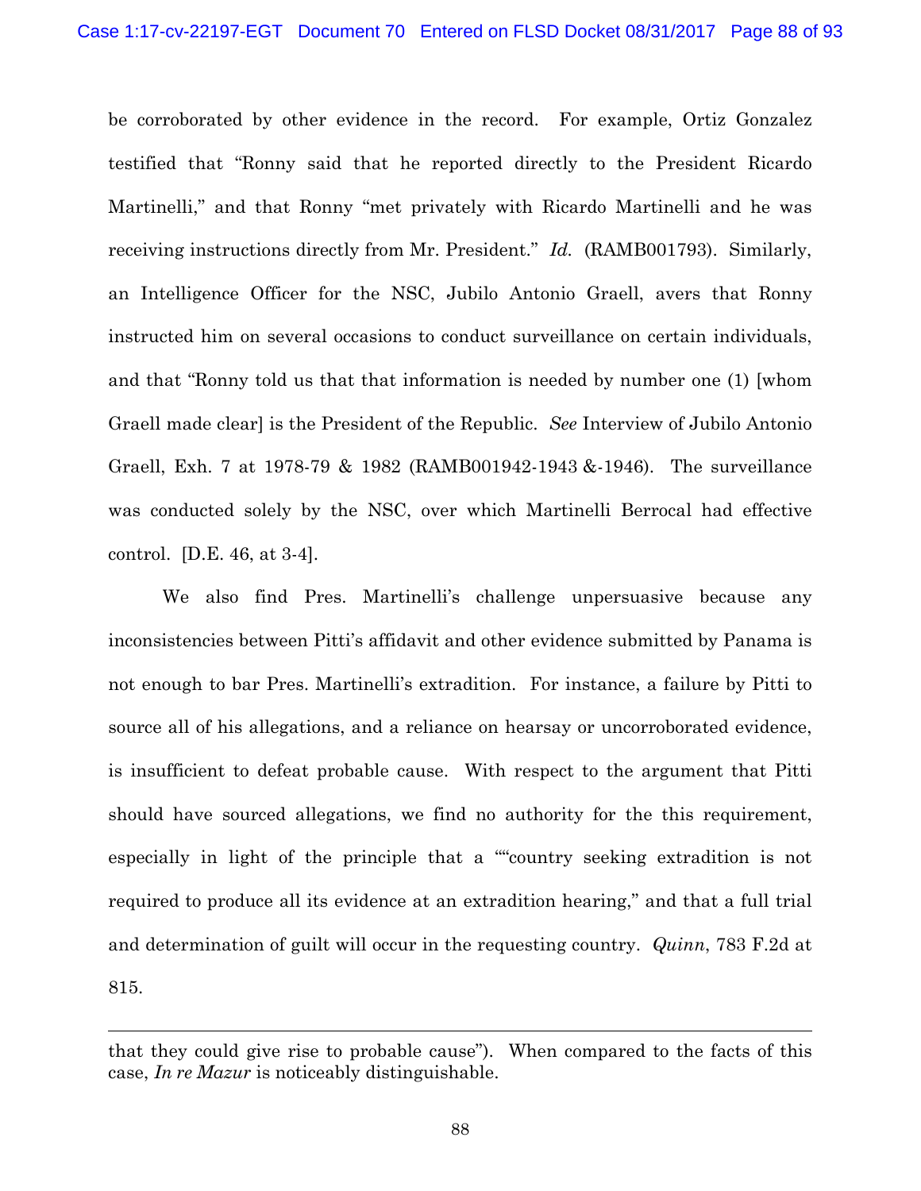be corroborated by other evidence in the record. For example, Ortiz Gonzalez testified that "Ronny said that he reported directly to the President Ricardo Martinelli," and that Ronny "met privately with Ricardo Martinelli and he was receiving instructions directly from Mr. President." *Id.* (RAMB001793). Similarly, an Intelligence Officer for the NSC, Jubilo Antonio Graell, avers that Ronny instructed him on several occasions to conduct surveillance on certain individuals, and that "Ronny told us that that information is needed by number one (1) [whom Graell made clear] is the President of the Republic. *See* Interview of Jubilo Antonio Graell, Exh. 7 at 1978-79 & 1982 (RAMB001942-1943 &-1946). The surveillance was conducted solely by the NSC, over which Martinelli Berrocal had effective control. [D.E. 46, at 3-4].

We also find Pres. Martinelli's challenge unpersuasive because any inconsistencies between Pitti's affidavit and other evidence submitted by Panama is not enough to bar Pres. Martinelli's extradition. For instance, a failure by Pitti to source all of his allegations, and a reliance on hearsay or uncorroborated evidence, is insufficient to defeat probable cause. With respect to the argument that Pitti should have sourced allegations, we find no authority for the this requirement, especially in light of the principle that a ""country seeking extradition is not required to produce all its evidence at an extradition hearing," and that a full trial and determination of guilt will occur in the requesting country. *Quinn*, 783 F.2d at 815.

---

that they could give rise to probable cause"). When compared to the facts of this case, *In re Mazur* is noticeably distinguishable.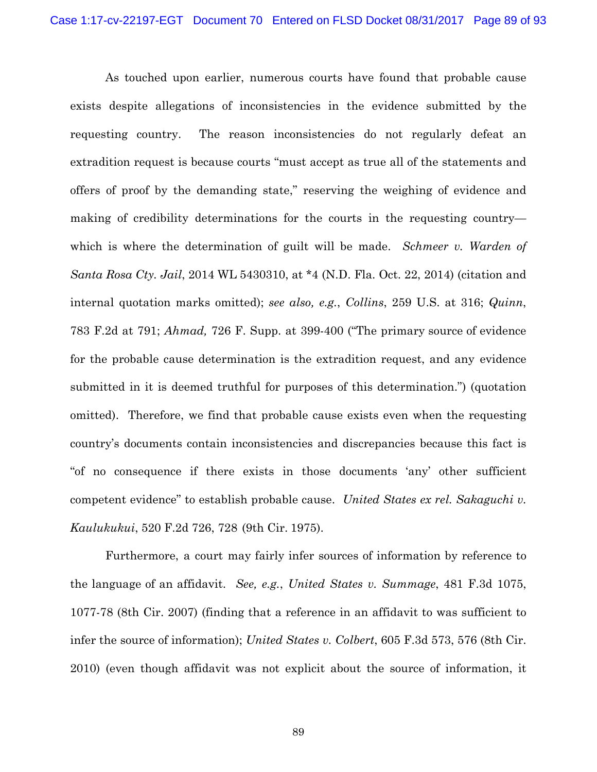As touched upon earlier, numerous courts have found that probable cause exists despite allegations of inconsistencies in the evidence submitted by the requesting country. The reason inconsistencies do not regularly defeat an extradition request is because courts "must accept as true all of the statements and offers of proof by the demanding state," reserving the weighing of evidence and making of credibility determinations for the courts in the requesting country—which is where the determination of guilt will be made. *Schmeer v. Warden of Santa Rosa Cty. Jail*, 2014 WL 5430310, at *4 (N.D. Fla. Oct. 22, 2014) (citation and internal quotation marks omitted); *see also, e.g.*, *Collins*, 259 U.S. at 316; *Quinn*, 783 F.2d at 791; *Ahmad,* 726 F. Supp. at 399-400 ("The primary source of evidence for the probable cause determination is the extradition request, and any evidence submitted in it is deemed truthful for purposes of this determination.") (quotation omitted). Therefore, we find that probable cause exists even when the requesting country's documents contain inconsistencies and discrepancies because this fact is "of no consequence if there exists in those documents 'any' other sufficient competent evidence" to establish probable cause. *United States ex rel. Sakaguchi v. Kaulukukui*, 520 F.2d 726, 728 (9th Cir. 1975).

Furthermore, a court may fairly infer sources of information by reference to the language of an affidavit. *See, e.g.*, *United States v. Summage*, 481 F.3d 1075, 1077-78 (8th Cir. 2007) (finding that a reference in an affidavit to was sufficient to infer the source of information); *United States v. Colbert*, 605 F.3d 573, 576 (8th Cir. 2010) (even though affidavit was not explicit about the source of information, it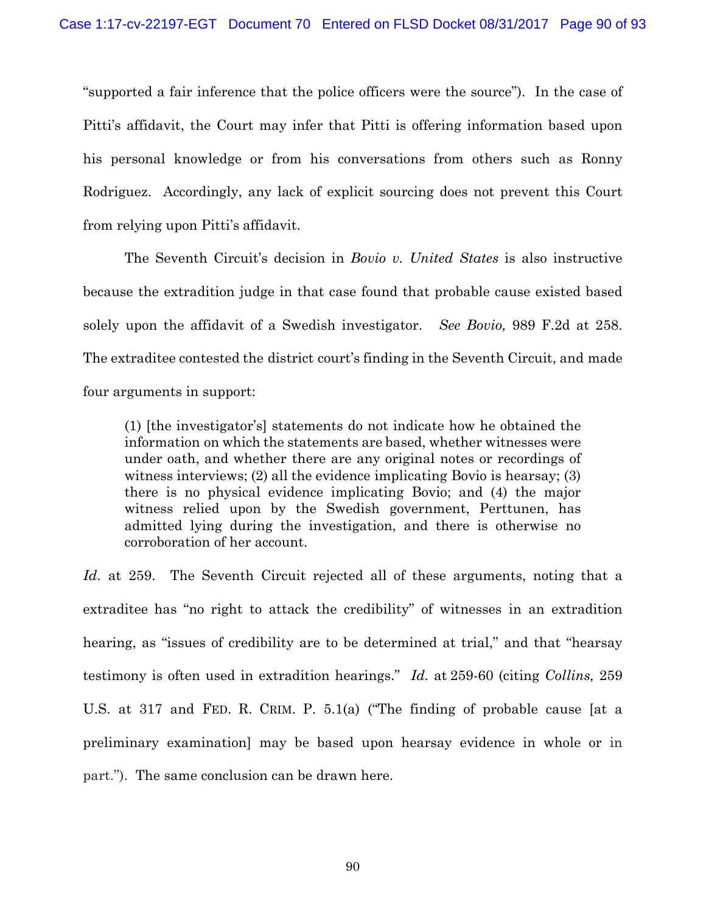"supported a fair inference that the police officers were the source"). In the case of Pitti's affidavit, the Court may infer that Pitti is offering information based upon his personal knowledge or from his conversations from others such as Ronny Rodriguez. Accordingly, any lack of explicit sourcing does not prevent this Court from relying upon Pitti's affidavit.

The Seventh Circuit's decision in *Bovio v. United States* is also instructive because the extradition judge in that case found that probable cause existed based solely upon the affidavit of a Swedish investigator. *See Bovio,* 989 F.2d at 258. The extraditee contested the district court's finding in the Seventh Circuit, and made four arguments in support:

> (1) [the investigator's] statements do not indicate how he obtained the information on which the statements are based, whether witnesses were under oath, and whether there are any original notes or recordings of witness interviews; (2) all the evidence implicating Bovio is hearsay; (3) there is no physical evidence implicating Bovio; and (4) the major witness relied upon by the Swedish government, Perttunen, has admitted lying during the investigation, and there is otherwise no corroboration of her account.

*Id*. at 259. The Seventh Circuit rejected all of these arguments, noting that a extraditee has "no right to attack the credibility" of witnesses in an extradition hearing, as "issues of credibility are to be determined at trial," and that "hearsay testimony is often used in extradition hearings." *Id.* at 259-60 (citing *Collins,* 259 U.S. at 317 and FED. R. CRIM. P. 5.1(a) ("The finding of probable cause [at a preliminary examination] may be based upon hearsay evidence in whole or in part."). The same conclusion can be drawn here.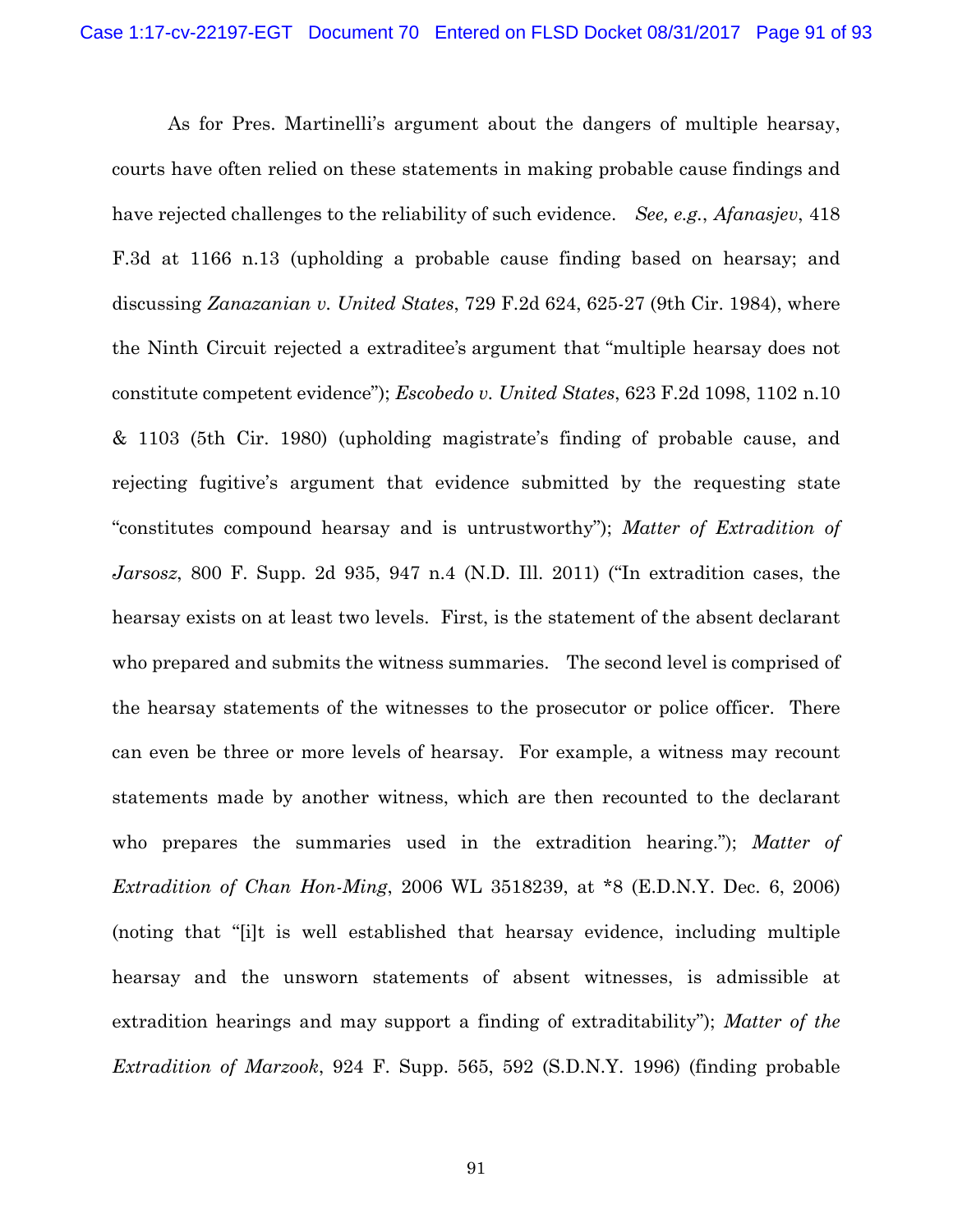As for Pres. Martinelli's argument about the dangers of multiple hearsay, courts have often relied on these statements in making probable cause findings and have rejected challenges to the reliability of such evidence. *See, e.g.*, *Afanasjev*, 418 F.3d at 1166 n.13 (upholding a probable cause finding based on hearsay; and discussing *Zanazanian v. United States*, 729 F.2d 624, 625-27 (9th Cir. 1984), where the Ninth Circuit rejected a extraditee's argument that "multiple hearsay does not constitute competent evidence"); *Escobedo v. United States*, 623 F.2d 1098, 1102 n.10 & 1103 (5th Cir. 1980) (upholding magistrate's finding of probable cause, and rejecting fugitive's argument that evidence submitted by the requesting state "constitutes compound hearsay and is untrustworthy"); *Matter of Extradition of Jarsosz*, 800 F. Supp. 2d 935, 947 n.4 (N.D. Ill. 2011) ("In extradition cases, the hearsay exists on at least two levels. First, is the statement of the absent declarant who prepared and submits the witness summaries. The second level is comprised of the hearsay statements of the witnesses to the prosecutor or police officer. There can even be three or more levels of hearsay. For example, a witness may recount statements made by another witness, which are then recounted to the declarant who prepares the summaries used in the extradition hearing."); *Matter of Extradition of Chan Hon-Ming*, 2006 WL 3518239, at *8 (E.D.N.Y. Dec. 6, 2006) (noting that "[i]t is well established that hearsay evidence, including multiple hearsay and the unsworn statements of absent witnesses, is admissible at extradition hearings and may support a finding of extraditability"); *Matter of the Extradition of Marzook*, 924 F. Supp. 565, 592 (S.D.N.Y. 1996) (finding probable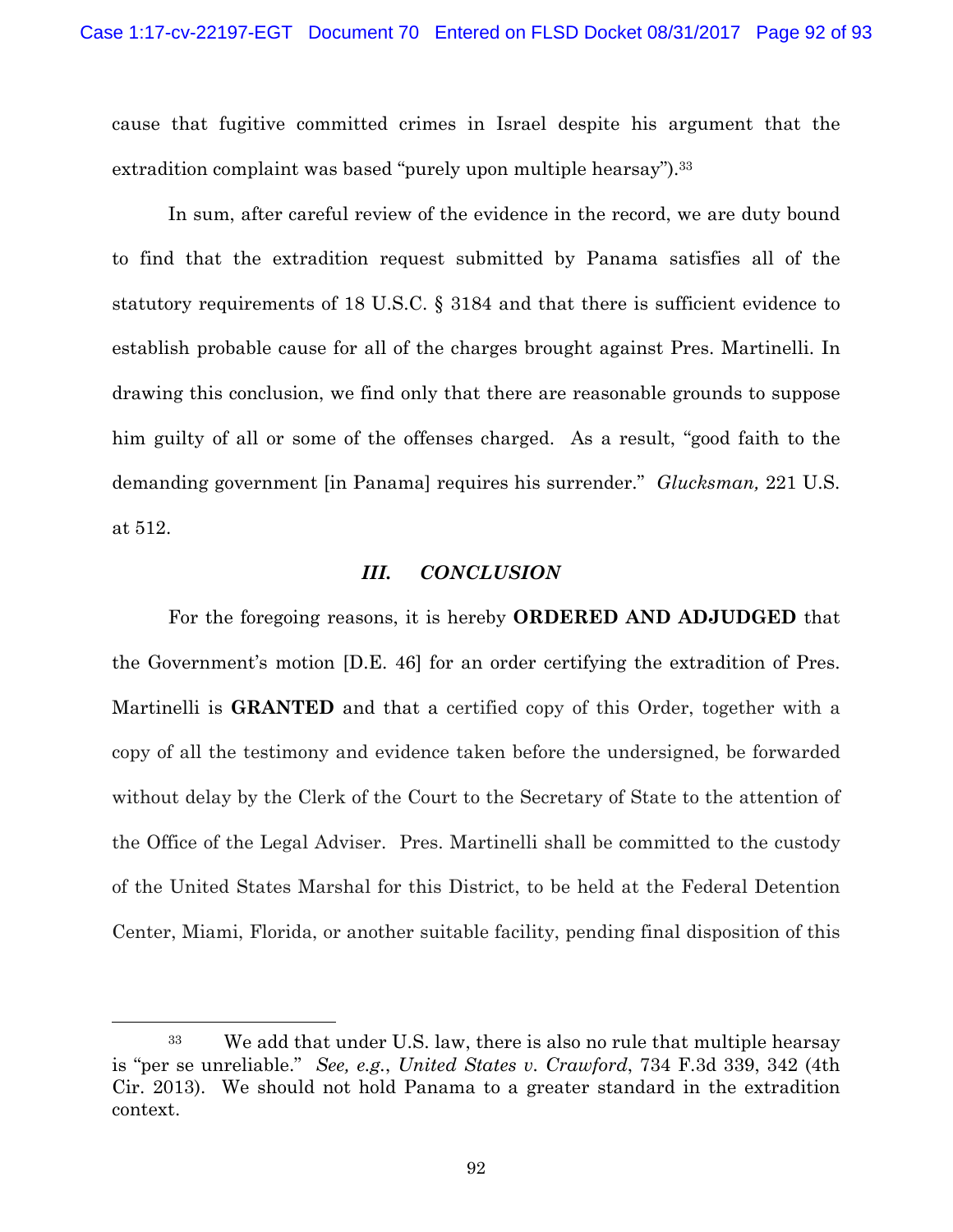cause that fugitive committed crimes in Israel despite his argument that the extradition complaint was based "purely upon multiple hearsay").[33]

In sum, after careful review of the evidence in the record, we are duty bound to find that the extradition request submitted by Panama satisfies all of the statutory requirements of 18 U.S.C. § 3184 and that there is sufficient evidence to establish probable cause for all of the charges brought against Pres. Martinelli. In drawing this conclusion, we find only that there are reasonable grounds to suppose him guilty of all or some of the offenses charged. As a result, "good faith to the demanding government [in Panama] requires his surrender." *Glucksman,* 221 U.S. at 512.

### ***III. CONCLUSION***

For the foregoing reasons, it is hereby **ORDERED AND ADJUDGED** that the Government's motion [D.E. 46] for an order certifying the extradition of Pres. Martinelli is **GRANTED** and that a certified copy of this Order, together with a copy of all the testimony and evidence taken before the undersigned, be forwarded without delay by the Clerk of the Court to the Secretary of State to the attention of the Office of the Legal Adviser. Pres. Martinelli shall be committed to the custody of the United States Marshal for this District, to be held at the Federal Detention Center, Miami, Florida, or another suitable facility, pending final disposition of this

---

[33] We add that under U.S. law, there is also no rule that multiple hearsay is "per se unreliable." *See, e.g.*, *United States v. Crawford*, 734 F.3d 339, 342 (4th Cir. 2013). We should not hold Panama to a greater standard in the extradition context.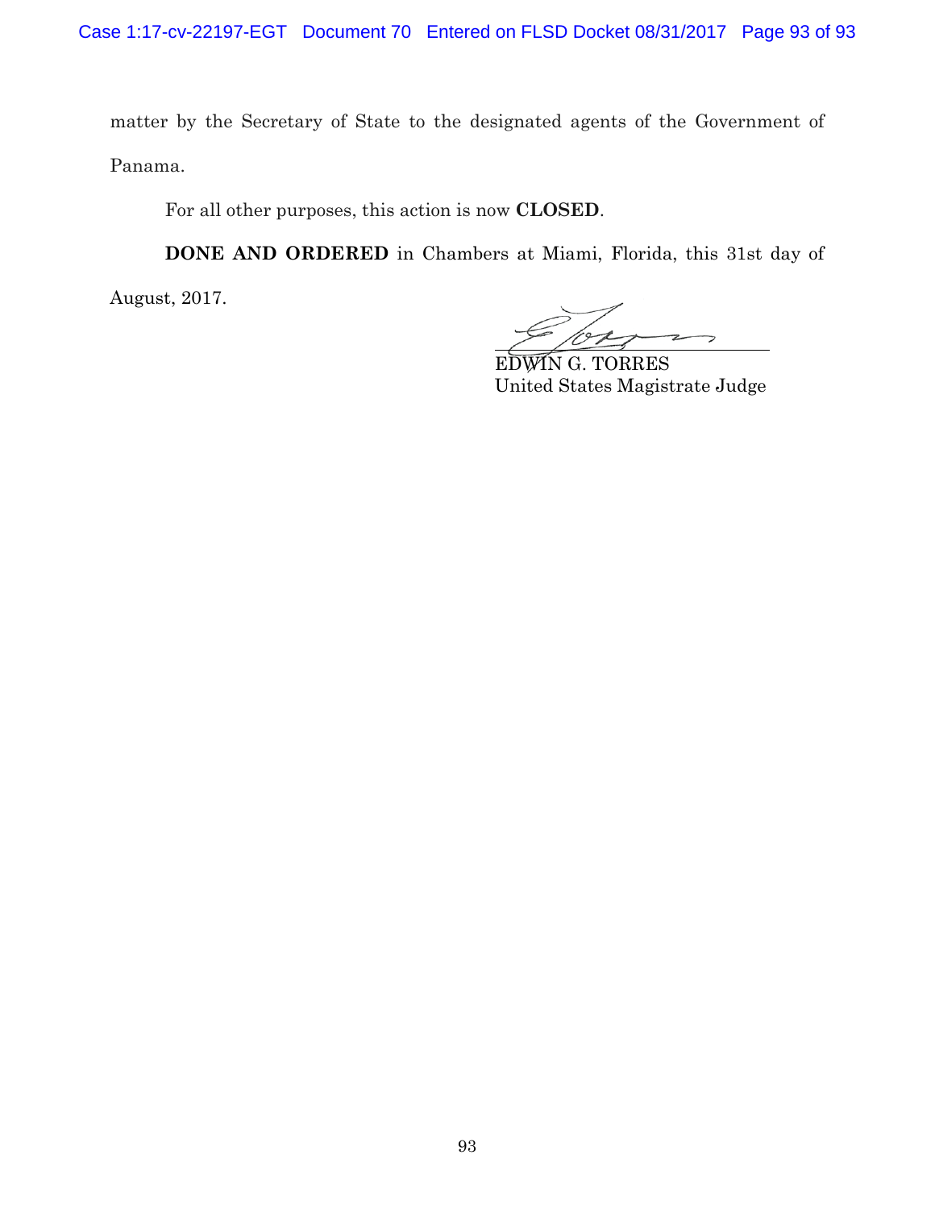matter by the Secretary of State to the designated agents of the Government of Panama.

For all other purposes, this action is now **CLOSED**.

**DONE AND ORDERED** in Chambers at Miami, Florida, this 31st day of August, 2017.

EDWIN G. TORRES
United States Magistrate Judge